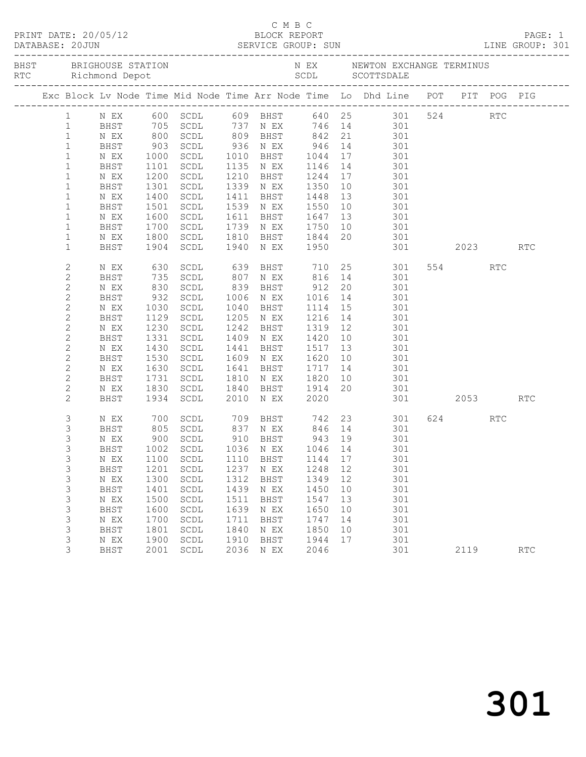C M B C

PRINT DATE: 20/05/12 BLOCK REPORT
DATABASE: 20JUN SERVICE GROUP: SUN LINE GROUP: 301

BHST BRIGHOUSE STATION N EX NEWTON EXCHANGE TERMINUS
RTC Richmond Depot SCDL SCOTTSDALE

| Exc | Block | Lv Node | Time | Mid Node | Time | Arr Node | Time | Lo | Dhd Line | POT | PIT | POG | PIG |
|---|---|---|---|---|---|---|---|---|---|---|---|---|---|
| | 1 | N EX | 600 | SCDL | 609 | BHST | 640 | 25 | 301 | 524 | | RTC | |
| | 1 | BHST | 705 | SCDL | 737 | N EX | 746 | 14 | 301 | | | | |
| | 1 | N EX | 800 | SCDL | 809 | BHST | 842 | 21 | 301 | | | | |
| | 1 | BHST | 903 | SCDL | 936 | N EX | 946 | 14 | 301 | | | | |
| | 1 | N EX | 1000 | SCDL | 1010 | BHST | 1044 | 17 | 301 | | | | |
| | 1 | BHST | 1101 | SCDL | 1135 | N EX | 1146 | 14 | 301 | | | | |
| | 1 | N EX | 1200 | SCDL | 1210 | BHST | 1244 | 17 | 301 | | | | |
| | 1 | BHST | 1301 | SCDL | 1339 | N EX | 1350 | 10 | 301 | | | | |
| | 1 | N EX | 1400 | SCDL | 1411 | BHST | 1448 | 13 | 301 | | | | |
| | 1 | BHST | 1501 | SCDL | 1539 | N EX | 1550 | 10 | 301 | | | | |
| | 1 | N EX | 1600 | SCDL | 1611 | BHST | 1647 | 13 | 301 | | | | |
| | 1 | BHST | 1700 | SCDL | 1739 | N EX | 1750 | 10 | 301 | | | | |
| | 1 | N EX | 1800 | SCDL | 1810 | BHST | 1844 | 20 | 301 | | | | |
| | 1 | BHST | 1904 | SCDL | 1940 | N EX | 1950 | | 301 | | 2023 | | RTC |
| | 2 | N EX | 630 | SCDL | 639 | BHST | 710 | 25 | 301 | 554 | | RTC | |
| | 2 | BHST | 735 | SCDL | 807 | N EX | 816 | 14 | 301 | | | | |
| | 2 | N EX | 830 | SCDL | 839 | BHST | 912 | 20 | 301 | | | | |
| | 2 | BHST | 932 | SCDL | 1006 | N EX | 1016 | 14 | 301 | | | | |
| | 2 | N EX | 1030 | SCDL | 1040 | BHST | 1114 | 15 | 301 | | | | |
| | 2 | BHST | 1129 | SCDL | 1205 | N EX | 1216 | 14 | 301 | | | | |
| | 2 | N EX | 1230 | SCDL | 1242 | BHST | 1319 | 12 | 301 | | | | |
| | 2 | BHST | 1331 | SCDL | 1409 | N EX | 1420 | 10 | 301 | | | | |
| | 2 | N EX | 1430 | SCDL | 1441 | BHST | 1517 | 13 | 301 | | | | |
| | 2 | BHST | 1530 | SCDL | 1609 | N EX | 1620 | 10 | 301 | | | | |
| | 2 | N EX | 1630 | SCDL | 1641 | BHST | 1717 | 14 | 301 | | | | |
| | 2 | BHST | 1731 | SCDL | 1810 | N EX | 1820 | 10 | 301 | | | | |
| | 2 | N EX | 1830 | SCDL | 1840 | BHST | 1914 | 20 | 301 | | | | |
| | 2 | BHST | 1934 | SCDL | 2010 | N EX | 2020 | | 301 | | 2053 | | RTC |
| | 3 | N EX | 700 | SCDL | 709 | BHST | 742 | 23 | 301 | 624 | | RTC | |
| | 3 | BHST | 805 | SCDL | 837 | N EX | 846 | 14 | 301 | | | | |
| | 3 | N EX | 900 | SCDL | 910 | BHST | 943 | 19 | 301 | | | | |
| | 3 | BHST | 1002 | SCDL | 1036 | N EX | 1046 | 14 | 301 | | | | |
| | 3 | N EX | 1100 | SCDL | 1110 | BHST | 1144 | 17 | 301 | | | | |
| | 3 | BHST | 1201 | SCDL | 1237 | N EX | 1248 | 12 | 301 | | | | |
| | 3 | N EX | 1300 | SCDL | 1312 | BHST | 1349 | 12 | 301 | | | | |
| | 3 | BHST | 1401 | SCDL | 1439 | N EX | 1450 | 10 | 301 | | | | |
| | 3 | N EX | 1500 | SCDL | 1511 | BHST | 1547 | 13 | 301 | | | | |
| | 3 | BHST | 1600 | SCDL | 1639 | N EX | 1650 | 10 | 301 | | | | |
| | 3 | N EX | 1700 | SCDL | 1711 | BHST | 1747 | 14 | 301 | | | | |
| | 3 | BHST | 1801 | SCDL | 1840 | N EX | 1850 | 10 | 301 | | | | |
| | 3 | N EX | 1900 | SCDL | 1910 | BHST | 1944 | 17 | 301 | | | | |
| | 3 | BHST | 2001 | SCDL | 2036 | N EX | 2046 | | 301 | | 2119 | | RTC |

301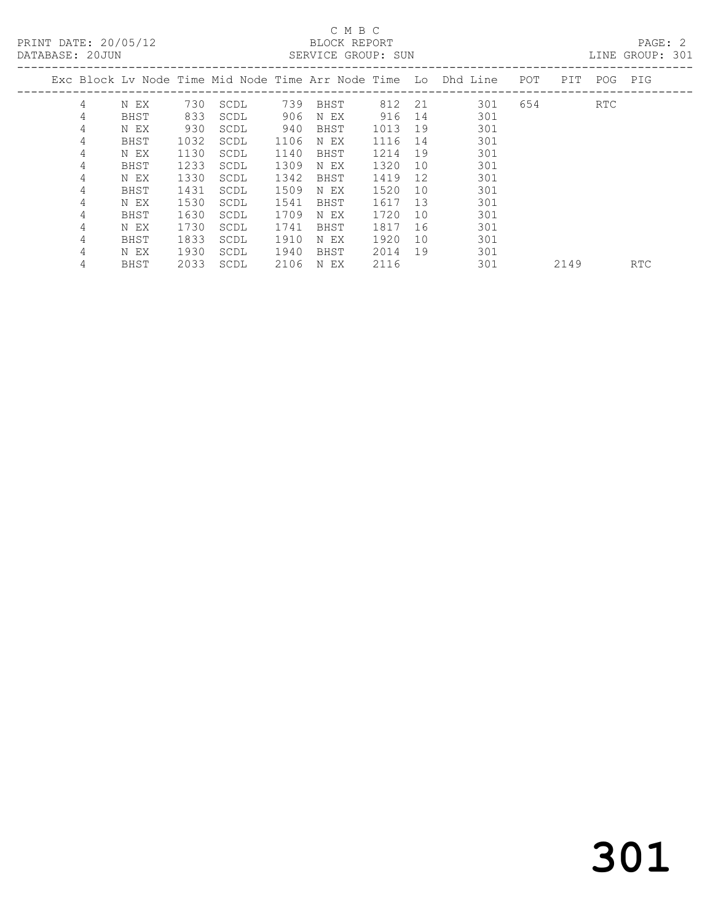C M B C

PRINT DATE: 20/05/12 BLOCK REPORT

DATABASE: 20JUN SERVICE GROUP: SUN LINE GROUP: 301

| Exc | Block | Lv | Node | Time | Mid Node | Time | Arr Node | Time | Lo | Dhd Line | POT | PIT | POG | PIG |
|---|---|---|---|---|---|---|---|---|---|---|---|---|---|---|
| | 4 | | N EX | 730 | SCDL | 739 | BHST | 812 | 21 | 301 | 654 | | RTC | |
| | 4 | | BHST | 833 | SCDL | 906 | N EX | 916 | 14 | 301 | | | | |
| | 4 | | N EX | 930 | SCDL | 940 | BHST | 1013 | 19 | 301 | | | | |
| | 4 | | BHST | 1032 | SCDL | 1106 | N EX | 1116 | 14 | 301 | | | | |
| | 4 | | N EX | 1130 | SCDL | 1140 | BHST | 1214 | 19 | 301 | | | | |
| | 4 | | BHST | 1233 | SCDL | 1309 | N EX | 1320 | 10 | 301 | | | | |
| | 4 | | N EX | 1330 | SCDL | 1342 | BHST | 1419 | 12 | 301 | | | | |
| | 4 | | BHST | 1431 | SCDL | 1509 | N EX | 1520 | 10 | 301 | | | | |
| | 4 | | N EX | 1530 | SCDL | 1541 | BHST | 1617 | 13 | 301 | | | | |
| | 4 | | BHST | 1630 | SCDL | 1709 | N EX | 1720 | 10 | 301 | | | | |
| | 4 | | N EX | 1730 | SCDL | 1741 | BHST | 1817 | 16 | 301 | | | | |
| | 4 | | BHST | 1833 | SCDL | 1910 | N EX | 1920 | 10 | 301 | | | | |
| | 4 | | N EX | 1930 | SCDL | 1940 | BHST | 2014 | 19 | 301 | | | | |
| | 4 | | BHST | 2033 | SCDL | 2106 | N EX | 2116 | | 301 | | 2149 | | RTC |

301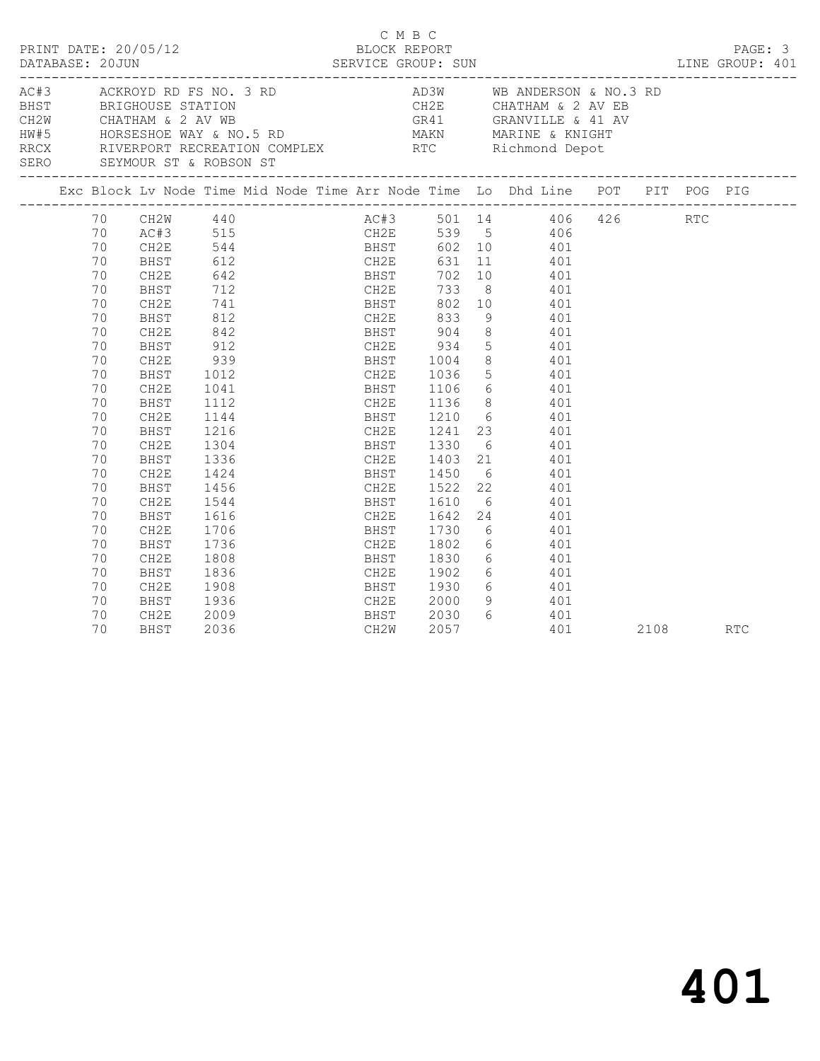C M B C

PRINT DATE: 20/05/12 BLOCK REPORT
DATABASE: 20JUN SERVICE GROUP: SUN LINE GROUP: 401

| Code | Description | Code | Description |
|---|---|---|---|
| AC#3 | ACKROYD RD FS NO. 3 RD | AD3W | WB ANDERSON & NO.3 RD |
| BHST | BRIGHOUSE STATION | CH2E | CHATHAM & 2 AV EB |
| CH2W | CHATHAM & 2 AV WB | GR41 | GRANVILLE & 41 AV |
| HW#5 | HORSESHOE WAY & NO.5 RD | MAKN | MARINE & KNIGHT |
| RRCX | RIVERPORT RECREATION COMPLEX | RTC | Richmond Depot |
| SERO | SEYMOUR ST & ROBSON ST | | |

| Exc | Block | Lv | Node | Time | Mid | Node | Time | Arr | Node | Time | Lo | Dhd | Line | POT | PIT | POG | PIG |
|---|---|---|---|---|---|---|---|---|---|---|---|---|---|---|---|---|---|
| | 70 | | CH2W | 440 | | | | | AC#3 | 501 | 14 | | 406 | 426 | | RTC | |
| | 70 | | AC#3 | 515 | | | | | CH2E | 539 | 5 | | 406 | | | | |
| | 70 | | CH2E | 544 | | | | | BHST | 602 | 10 | | 401 | | | | |
| | 70 | | BHST | 612 | | | | | CH2E | 631 | 11 | | 401 | | | | |
| | 70 | | CH2E | 642 | | | | | BHST | 702 | 10 | | 401 | | | | |
| | 70 | | BHST | 712 | | | | | CH2E | 733 | 8 | | 401 | | | | |
| | 70 | | CH2E | 741 | | | | | BHST | 802 | 10 | | 401 | | | | |
| | 70 | | BHST | 812 | | | | | CH2E | 833 | 9 | | 401 | | | | |
| | 70 | | CH2E | 842 | | | | | BHST | 904 | 8 | | 401 | | | | |
| | 70 | | BHST | 912 | | | | | CH2E | 934 | 5 | | 401 | | | | |
| | 70 | | CH2E | 939 | | | | | BHST | 1004 | 8 | | 401 | | | | |
| | 70 | | BHST | 1012 | | | | | CH2E | 1036 | 5 | | 401 | | | | |
| | 70 | | CH2E | 1041 | | | | | BHST | 1106 | 6 | | 401 | | | | |
| | 70 | | BHST | 1112 | | | | | CH2E | 1136 | 8 | | 401 | | | | |
| | 70 | | CH2E | 1144 | | | | | BHST | 1210 | 6 | | 401 | | | | |
| | 70 | | BHST | 1216 | | | | | CH2E | 1241 | 23 | | 401 | | | | |
| | 70 | | CH2E | 1304 | | | | | BHST | 1330 | 6 | | 401 | | | | |
| | 70 | | BHST | 1336 | | | | | CH2E | 1403 | 21 | | 401 | | | | |
| | 70 | | CH2E | 1424 | | | | | BHST | 1450 | 6 | | 401 | | | | |
| | 70 | | BHST | 1456 | | | | | CH2E | 1522 | 22 | | 401 | | | | |
| | 70 | | CH2E | 1544 | | | | | BHST | 1610 | 6 | | 401 | | | | |
| | 70 | | BHST | 1616 | | | | | CH2E | 1642 | 24 | | 401 | | | | |
| | 70 | | CH2E | 1706 | | | | | BHST | 1730 | 6 | | 401 | | | | |
| | 70 | | BHST | 1736 | | | | | CH2E | 1802 | 6 | | 401 | | | | |
| | 70 | | CH2E | 1808 | | | | | BHST | 1830 | 6 | | 401 | | | | |
| | 70 | | BHST | 1836 | | | | | CH2E | 1902 | 6 | | 401 | | | | |
| | 70 | | CH2E | 1908 | | | | | BHST | 1930 | 6 | | 401 | | | | |
| | 70 | | BHST | 1936 | | | | | CH2E | 2000 | 9 | | 401 | | | | |
| | 70 | | CH2E | 2009 | | | | | BHST | 2030 | 6 | | 401 | | | | |
| | 70 | | BHST | 2036 | | | | | CH2W | 2057 | | | 401 | | 2108 | | RTC |

# 401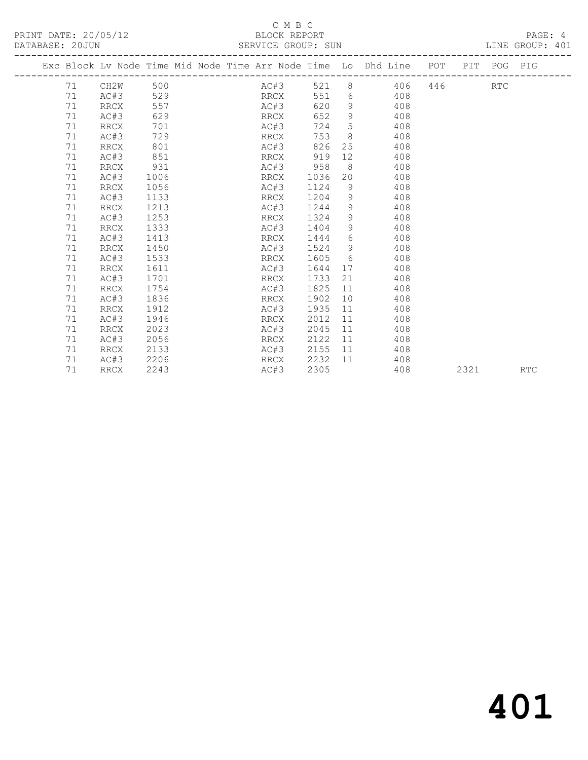C M B C

BLOCK REPORT

PRINT DATE: 20/05/12 DATABASE: 20JUN SERVICE GROUP: SUN LINE GROUP: 401

| Exc | Block | Lv Node | Time | Mid Node | Time | Arr Node | Time | Lo | Dhd Line | POT | PIT | POG | PIG |
|---|---|---|---|---|---|---|---|---|---|---|---|---|---|
| | 71 | CH2W | 500 | | | AC#3 | 521 | 8 | 406 | 446 | | RTC | |
| | 71 | AC#3 | 529 | | | RRCX | 551 | 6 | 408 | | | | |
| | 71 | RRCX | 557 | | | AC#3 | 620 | 9 | 408 | | | | |
| | 71 | AC#3 | 629 | | | RRCX | 652 | 9 | 408 | | | | |
| | 71 | RRCX | 701 | | | AC#3 | 724 | 5 | 408 | | | | |
| | 71 | AC#3 | 729 | | | RRCX | 753 | 8 | 408 | | | | |
| | 71 | RRCX | 801 | | | AC#3 | 826 | 25 | 408 | | | | |
| | 71 | AC#3 | 851 | | | RRCX | 919 | 12 | 408 | | | | |
| | 71 | RRCX | 931 | | | AC#3 | 958 | 8 | 408 | | | | |
| | 71 | AC#3 | 1006 | | | RRCX | 1036 | 20 | 408 | | | | |
| | 71 | RRCX | 1056 | | | AC#3 | 1124 | 9 | 408 | | | | |
| | 71 | AC#3 | 1133 | | | RRCX | 1204 | 9 | 408 | | | | |
| | 71 | RRCX | 1213 | | | AC#3 | 1244 | 9 | 408 | | | | |
| | 71 | AC#3 | 1253 | | | RRCX | 1324 | 9 | 408 | | | | |
| | 71 | RRCX | 1333 | | | AC#3 | 1404 | 9 | 408 | | | | |
| | 71 | AC#3 | 1413 | | | RRCX | 1444 | 6 | 408 | | | | |
| | 71 | RRCX | 1450 | | | AC#3 | 1524 | 9 | 408 | | | | |
| | 71 | AC#3 | 1533 | | | RRCX | 1605 | 6 | 408 | | | | |
| | 71 | RRCX | 1611 | | | AC#3 | 1644 | 17 | 408 | | | | |
| | 71 | AC#3 | 1701 | | | RRCX | 1733 | 21 | 408 | | | | |
| | 71 | RRCX | 1754 | | | AC#3 | 1825 | 11 | 408 | | | | |
| | 71 | AC#3 | 1836 | | | RRCX | 1902 | 10 | 408 | | | | |
| | 71 | RRCX | 1912 | | | AC#3 | 1935 | 11 | 408 | | | | |
| | 71 | AC#3 | 1946 | | | RRCX | 2012 | 11 | 408 | | | | |
| | 71 | RRCX | 2023 | | | AC#3 | 2045 | 11 | 408 | | | | |
| | 71 | AC#3 | 2056 | | | RRCX | 2122 | 11 | 408 | | | | |
| | 71 | RRCX | 2133 | | | AC#3 | 2155 | 11 | 408 | | | | |
| | 71 | AC#3 | 2206 | | | RRCX | 2232 | 11 | 408 | | | | |
| | 71 | RRCX | 2243 | | | AC#3 | 2305 | | 408 | | 2321 | | RTC |

# 401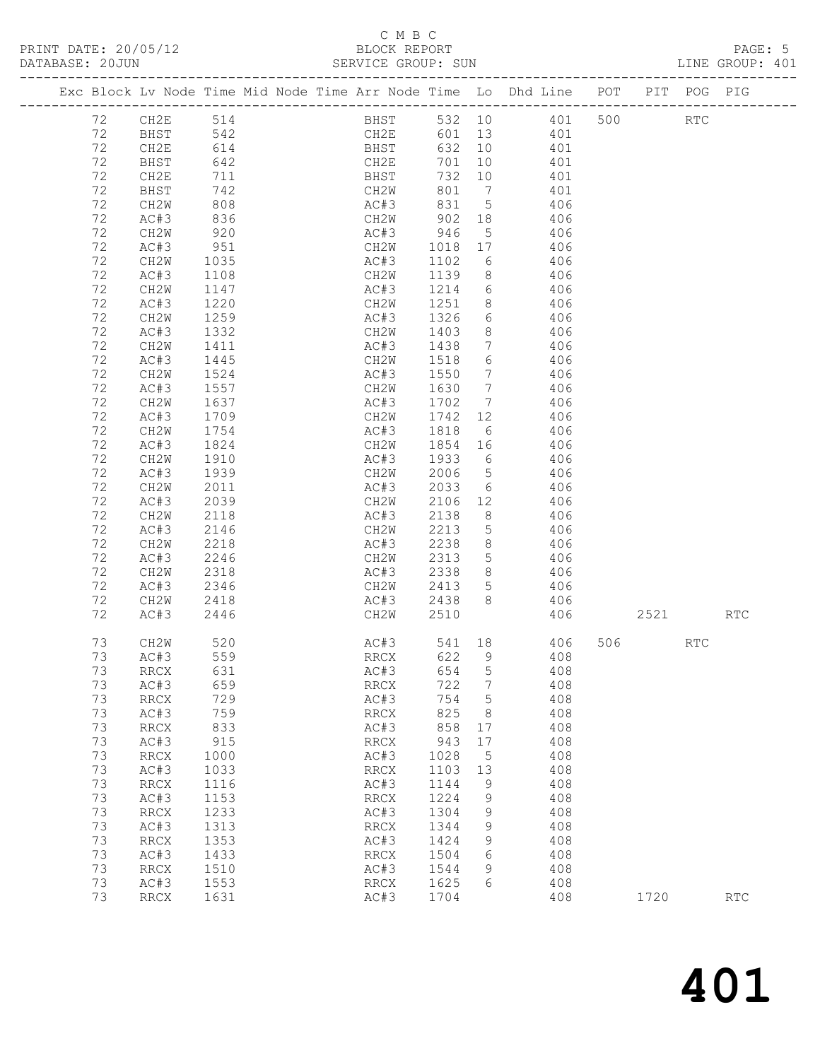C M B C

PRINT DATE: 20/05/12 BLOCK REPORT

DATABASE: 20JUN SERVICE GROUP: SUN LINE GROUP: 401

| Exc | Block | Lv | Node | Time | Mid | Node | Time | Arr | Node | Time | Lo | Dhd | Line | POT | PIT | POG | PIG |
|---|---|---|---|---|---|---|---|---|---|---|---|---|---|---|---|---|---|
| | 72 | | CH2E | 514 | | | | | BHST | 532 | 10 | | 401 | 500 | | RTC | |
| | 72 | | BHST | 542 | | | | | CH2E | 601 | 13 | | 401 | | | | |
| | 72 | | CH2E | 614 | | | | | BHST | 632 | 10 | | 401 | | | | |
| | 72 | | BHST | 642 | | | | | CH2E | 701 | 10 | | 401 | | | | |
| | 72 | | CH2E | 711 | | | | | BHST | 732 | 10 | | 401 | | | | |
| | 72 | | BHST | 742 | | | | | CH2W | 801 | 7 | | 401 | | | | |
| | 72 | | CH2W | 808 | | | | | AC#3 | 831 | 5 | | 406 | | | | |
| | 72 | | AC#3 | 836 | | | | | CH2W | 902 | 18 | | 406 | | | | |
| | 72 | | CH2W | 920 | | | | | AC#3 | 946 | 5 | | 406 | | | | |
| | 72 | | AC#3 | 951 | | | | | CH2W | 1018 | 17 | | 406 | | | | |
| | 72 | | CH2W | 1035 | | | | | AC#3 | 1102 | 6 | | 406 | | | | |
| | 72 | | AC#3 | 1108 | | | | | CH2W | 1139 | 8 | | 406 | | | | |
| | 72 | | CH2W | 1147 | | | | | AC#3 | 1214 | 6 | | 406 | | | | |
| | 72 | | AC#3 | 1220 | | | | | CH2W | 1251 | 8 | | 406 | | | | |
| | 72 | | CH2W | 1259 | | | | | AC#3 | 1326 | 6 | | 406 | | | | |
| | 72 | | AC#3 | 1332 | | | | | CH2W | 1403 | 8 | | 406 | | | | |
| | 72 | | CH2W | 1411 | | | | | AC#3 | 1438 | 7 | | 406 | | | | |
| | 72 | | AC#3 | 1445 | | | | | CH2W | 1518 | 6 | | 406 | | | | |
| | 72 | | CH2W | 1524 | | | | | AC#3 | 1550 | 7 | | 406 | | | | |
| | 72 | | AC#3 | 1557 | | | | | CH2W | 1630 | 7 | | 406 | | | | |
| | 72 | | CH2W | 1637 | | | | | AC#3 | 1702 | 7 | | 406 | | | | |
| | 72 | | AC#3 | 1709 | | | | | CH2W | 1742 | 12 | | 406 | | | | |
| | 72 | | CH2W | 1754 | | | | | AC#3 | 1818 | 6 | | 406 | | | | |
| | 72 | | AC#3 | 1824 | | | | | CH2W | 1854 | 16 | | 406 | | | | |
| | 72 | | CH2W | 1910 | | | | | AC#3 | 1933 | 6 | | 406 | | | | |
| | 72 | | AC#3 | 1939 | | | | | CH2W | 2006 | 5 | | 406 | | | | |
| | 72 | | CH2W | 2011 | | | | | AC#3 | 2033 | 6 | | 406 | | | | |
| | 72 | | AC#3 | 2039 | | | | | CH2W | 2106 | 12 | | 406 | | | | |
| | 72 | | CH2W | 2118 | | | | | AC#3 | 2138 | 8 | | 406 | | | | |
| | 72 | | AC#3 | 2146 | | | | | CH2W | 2213 | 5 | | 406 | | | | |
| | 72 | | CH2W | 2218 | | | | | AC#3 | 2238 | 8 | | 406 | | | | |
| | 72 | | AC#3 | 2246 | | | | | CH2W | 2313 | 5 | | 406 | | | | |
| | 72 | | CH2W | 2318 | | | | | AC#3 | 2338 | 8 | | 406 | | | | |
| | 72 | | AC#3 | 2346 | | | | | CH2W | 2413 | 5 | | 406 | | | | |
| | 72 | | CH2W | 2418 | | | | | AC#3 | 2438 | 8 | | 406 | | | | |
| | 72 | | AC#3 | 2446 | | | | | CH2W | 2510 | | | 406 | | 2521 | | RTC |
| | 73 | | CH2W | 520 | | | | | AC#3 | 541 | 18 | | 406 | 506 | | RTC | |
| | 73 | | AC#3 | 559 | | | | | RRCX | 622 | 9 | | 408 | | | | |
| | 73 | | RRCX | 631 | | | | | AC#3 | 654 | 5 | | 408 | | | | |
| | 73 | | AC#3 | 659 | | | | | RRCX | 722 | 7 | | 408 | | | | |
| | 73 | | RRCX | 729 | | | | | AC#3 | 754 | 5 | | 408 | | | | |
| | 73 | | AC#3 | 759 | | | | | RRCX | 825 | 8 | | 408 | | | | |
| | 73 | | RRCX | 833 | | | | | AC#3 | 858 | 17 | | 408 | | | | |
| | 73 | | AC#3 | 915 | | | | | RRCX | 943 | 17 | | 408 | | | | |
| | 73 | | RRCX | 1000 | | | | | AC#3 | 1028 | 5 | | 408 | | | | |
| | 73 | | AC#3 | 1033 | | | | | RRCX | 1103 | 13 | | 408 | | | | |
| | 73 | | RRCX | 1116 | | | | | AC#3 | 1144 | 9 | | 408 | | | | |
| | 73 | | AC#3 | 1153 | | | | | RRCX | 1224 | 9 | | 408 | | | | |
| | 73 | | RRCX | 1233 | | | | | AC#3 | 1304 | 9 | | 408 | | | | |
| | 73 | | AC#3 | 1313 | | | | | RRCX | 1344 | 9 | | 408 | | | | |
| | 73 | | RRCX | 1353 | | | | | AC#3 | 1424 | 9 | | 408 | | | | |
| | 73 | | AC#3 | 1433 | | | | | RRCX | 1504 | 6 | | 408 | | | | |
| | 73 | | RRCX | 1510 | | | | | AC#3 | 1544 | 9 | | 408 | | | | |
| | 73 | | AC#3 | 1553 | | | | | RRCX | 1625 | 6 | | 408 | | | | |
| | 73 | | RRCX | 1631 | | | | | AC#3 | 1704 | | | 408 | | 1720 | | RTC |

401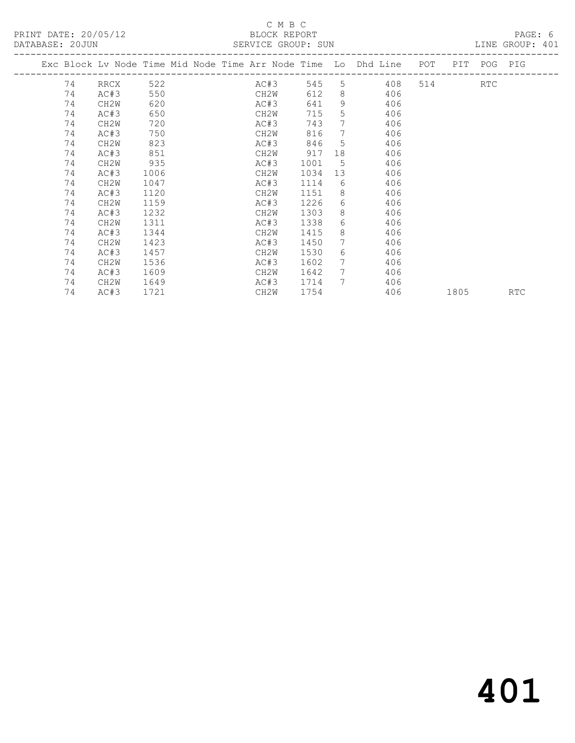C M B C

PRINT DATE: 20/05/12 BLOCK REPORT

DATABASE: 20JUN SERVICE GROUP: SUN LINE GROUP: 401

| Exc | Block | Lv | Node | Time | Mid Node | Time | Arr Node | Time | Lo | Dhd | Line | POT | PIT | POG | PIG |
|---|---|---|---|---|---|---|---|---|---|---|---|---|---|---|---|
| | 74 | | RRCX | 522 | | | AC#3 | 545 | 5 | | 408 | 514 | | RTC | |
| | 74 | | AC#3 | 550 | | | CH2W | 612 | 8 | | 406 | | | | |
| | 74 | | CH2W | 620 | | | AC#3 | 641 | 9 | | 406 | | | | |
| | 74 | | AC#3 | 650 | | | CH2W | 715 | 5 | | 406 | | | | |
| | 74 | | CH2W | 720 | | | AC#3 | 743 | 7 | | 406 | | | | |
| | 74 | | AC#3 | 750 | | | CH2W | 816 | 7 | | 406 | | | | |
| | 74 | | CH2W | 823 | | | AC#3 | 846 | 5 | | 406 | | | | |
| | 74 | | AC#3 | 851 | | | CH2W | 917 | 18 | | 406 | | | | |
| | 74 | | CH2W | 935 | | | AC#3 | 1001 | 5 | | 406 | | | | |
| | 74 | | AC#3 | 1006 | | | CH2W | 1034 | 13 | | 406 | | | | |
| | 74 | | CH2W | 1047 | | | AC#3 | 1114 | 6 | | 406 | | | | |
| | 74 | | AC#3 | 1120 | | | CH2W | 1151 | 8 | | 406 | | | | |
| | 74 | | CH2W | 1159 | | | AC#3 | 1226 | 6 | | 406 | | | | |
| | 74 | | AC#3 | 1232 | | | CH2W | 1303 | 8 | | 406 | | | | |
| | 74 | | CH2W | 1311 | | | AC#3 | 1338 | 6 | | 406 | | | | |
| | 74 | | AC#3 | 1344 | | | CH2W | 1415 | 8 | | 406 | | | | |
| | 74 | | CH2W | 1423 | | | AC#3 | 1450 | 7 | | 406 | | | | |
| | 74 | | AC#3 | 1457 | | | CH2W | 1530 | 6 | | 406 | | | | |
| | 74 | | CH2W | 1536 | | | AC#3 | 1602 | 7 | | 406 | | | | |
| | 74 | | AC#3 | 1609 | | | CH2W | 1642 | 7 | | 406 | | | | |
| | 74 | | CH2W | 1649 | | | AC#3 | 1714 | 7 | | 406 | | | | |
| | 74 | | AC#3 | 1721 | | | CH2W | 1754 | | | 406 | | 1805 | | RTC |

# 401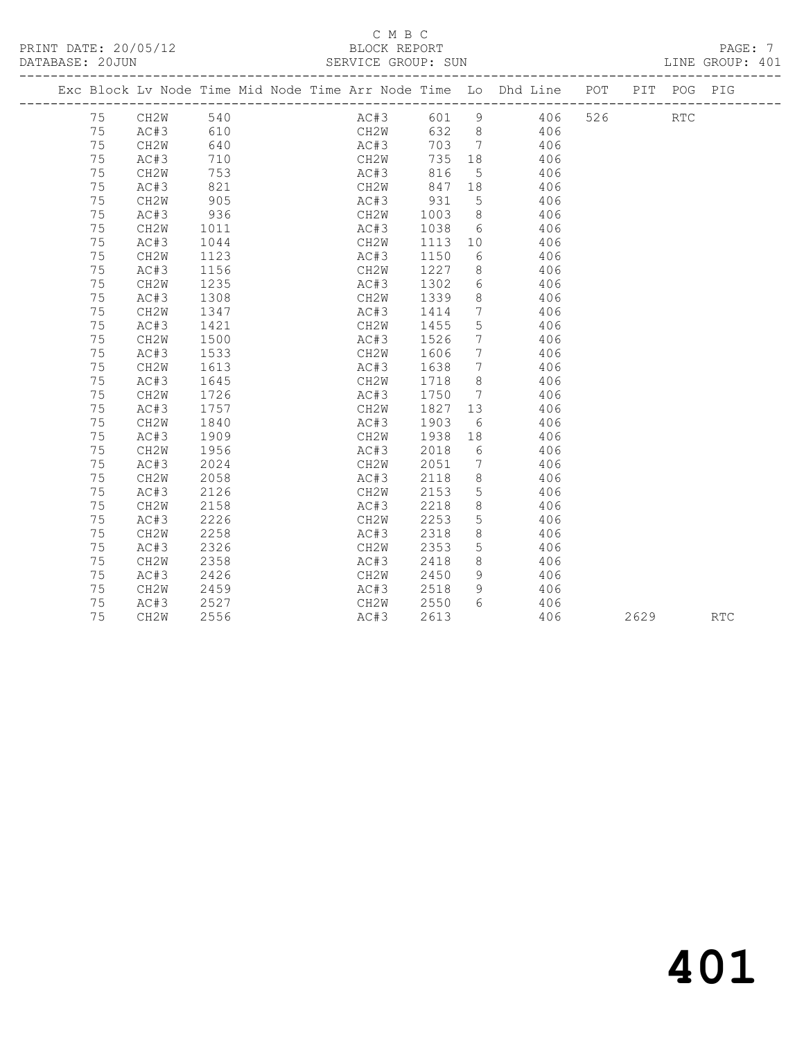C M B C

BLOCK REPORT

SERVICE GROUP: SUN

PRINT DATE: 20/05/12

DATABASE: 20JUN

LINE GROUP: 401

| Exc | Block | Lv | Node | Time | Mid Node | Time | Arr Node | Time | Lo | Dhd Line | POT | PIT | POG | PIG |
|---|---|---|---|---|---|---|---|---|---|---|---|---|---|---|
| | 75 | | CH2W | 540 | | | AC#3 | 601 | 9 | 406 | 526 | | RTC | |
| | 75 | | AC#3 | 610 | | | CH2W | 632 | 8 | 406 | | | | |
| | 75 | | CH2W | 640 | | | AC#3 | 703 | 7 | 406 | | | | |
| | 75 | | AC#3 | 710 | | | CH2W | 735 | 18 | 406 | | | | |
| | 75 | | CH2W | 753 | | | AC#3 | 816 | 5 | 406 | | | | |
| | 75 | | AC#3 | 821 | | | CH2W | 847 | 18 | 406 | | | | |
| | 75 | | CH2W | 905 | | | AC#3 | 931 | 5 | 406 | | | | |
| | 75 | | AC#3 | 936 | | | CH2W | 1003 | 8 | 406 | | | | |
| | 75 | | CH2W | 1011 | | | AC#3 | 1038 | 6 | 406 | | | | |
| | 75 | | AC#3 | 1044 | | | CH2W | 1113 | 10 | 406 | | | | |
| | 75 | | CH2W | 1123 | | | AC#3 | 1150 | 6 | 406 | | | | |
| | 75 | | AC#3 | 1156 | | | CH2W | 1227 | 8 | 406 | | | | |
| | 75 | | CH2W | 1235 | | | AC#3 | 1302 | 6 | 406 | | | | |
| | 75 | | AC#3 | 1308 | | | CH2W | 1339 | 8 | 406 | | | | |
| | 75 | | CH2W | 1347 | | | AC#3 | 1414 | 7 | 406 | | | | |
| | 75 | | AC#3 | 1421 | | | CH2W | 1455 | 5 | 406 | | | | |
| | 75 | | CH2W | 1500 | | | AC#3 | 1526 | 7 | 406 | | | | |
| | 75 | | AC#3 | 1533 | | | CH2W | 1606 | 7 | 406 | | | | |
| | 75 | | CH2W | 1613 | | | AC#3 | 1638 | 7 | 406 | | | | |
| | 75 | | AC#3 | 1645 | | | CH2W | 1718 | 8 | 406 | | | | |
| | 75 | | CH2W | 1726 | | | AC#3 | 1750 | 7 | 406 | | | | |
| | 75 | | AC#3 | 1757 | | | CH2W | 1827 | 13 | 406 | | | | |
| | 75 | | CH2W | 1840 | | | AC#3 | 1903 | 6 | 406 | | | | |
| | 75 | | AC#3 | 1909 | | | CH2W | 1938 | 18 | 406 | | | | |
| | 75 | | CH2W | 1956 | | | AC#3 | 2018 | 6 | 406 | | | | |
| | 75 | | AC#3 | 2024 | | | CH2W | 2051 | 7 | 406 | | | | |
| | 75 | | CH2W | 2058 | | | AC#3 | 2118 | 8 | 406 | | | | |
| | 75 | | AC#3 | 2126 | | | CH2W | 2153 | 5 | 406 | | | | |
| | 75 | | CH2W | 2158 | | | AC#3 | 2218 | 8 | 406 | | | | |
| | 75 | | AC#3 | 2226 | | | CH2W | 2253 | 5 | 406 | | | | |
| | 75 | | CH2W | 2258 | | | AC#3 | 2318 | 8 | 406 | | | | |
| | 75 | | AC#3 | 2326 | | | CH2W | 2353 | 5 | 406 | | | | |
| | 75 | | CH2W | 2358 | | | AC#3 | 2418 | 8 | 406 | | | | |
| | 75 | | AC#3 | 2426 | | | CH2W | 2450 | 9 | 406 | | | | |
| | 75 | | CH2W | 2459 | | | AC#3 | 2518 | 9 | 406 | | | | |
| | 75 | | AC#3 | 2527 | | | CH2W | 2550 | 6 | 406 | | | | |
| | 75 | | CH2W | 2556 | | | AC#3 | 2613 | | 406 | | 2629 | | RTC |

# 401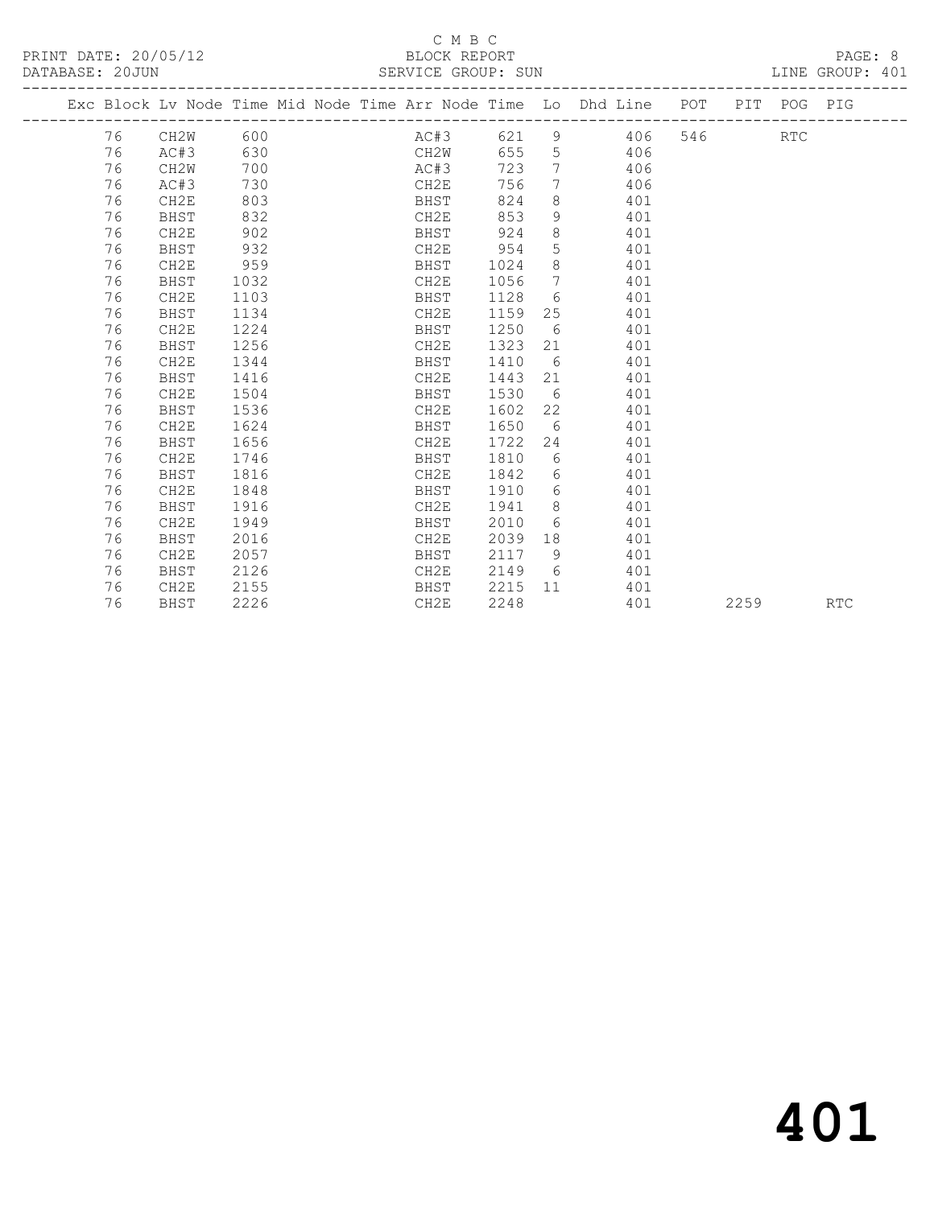C M B C

PRINT DATE: 20/05/12 BLOCK REPORT

DATABASE: 20JUN SERVICE GROUP: SUN LINE GROUP: 401

| Exc | Block | Lv Node | Time | Mid Node | Time | Arr Node | Time | Lo | Dhd Line | POT | PIT | POG | PIG |
|---|---|---|---|---|---|---|---|---|---|---|---|---|---|
| | 76 | CH2W | 600 | | | AC#3 | 621 | 9 | 406 | 546 | | RTC | |
| | 76 | AC#3 | 630 | | | CH2W | 655 | 5 | 406 | | | | |
| | 76 | CH2W | 700 | | | AC#3 | 723 | 7 | 406 | | | | |
| | 76 | AC#3 | 730 | | | CH2E | 756 | 7 | 406 | | | | |
| | 76 | CH2E | 803 | | | BHST | 824 | 8 | 401 | | | | |
| | 76 | BHST | 832 | | | CH2E | 853 | 9 | 401 | | | | |
| | 76 | CH2E | 902 | | | BHST | 924 | 8 | 401 | | | | |
| | 76 | BHST | 932 | | | CH2E | 954 | 5 | 401 | | | | |
| | 76 | CH2E | 959 | | | BHST | 1024 | 8 | 401 | | | | |
| | 76 | BHST | 1032 | | | CH2E | 1056 | 7 | 401 | | | | |
| | 76 | CH2E | 1103 | | | BHST | 1128 | 6 | 401 | | | | |
| | 76 | BHST | 1134 | | | CH2E | 1159 | 25 | 401 | | | | |
| | 76 | CH2E | 1224 | | | BHST | 1250 | 6 | 401 | | | | |
| | 76 | BHST | 1256 | | | CH2E | 1323 | 21 | 401 | | | | |
| | 76 | CH2E | 1344 | | | BHST | 1410 | 6 | 401 | | | | |
| | 76 | BHST | 1416 | | | CH2E | 1443 | 21 | 401 | | | | |
| | 76 | CH2E | 1504 | | | BHST | 1530 | 6 | 401 | | | | |
| | 76 | BHST | 1536 | | | CH2E | 1602 | 22 | 401 | | | | |
| | 76 | CH2E | 1624 | | | BHST | 1650 | 6 | 401 | | | | |
| | 76 | BHST | 1656 | | | CH2E | 1722 | 24 | 401 | | | | |
| | 76 | CH2E | 1746 | | | BHST | 1810 | 6 | 401 | | | | |
| | 76 | BHST | 1816 | | | CH2E | 1842 | 6 | 401 | | | | |
| | 76 | CH2E | 1848 | | | BHST | 1910 | 6 | 401 | | | | |
| | 76 | BHST | 1916 | | | CH2E | 1941 | 8 | 401 | | | | |
| | 76 | CH2E | 1949 | | | BHST | 2010 | 6 | 401 | | | | |
| | 76 | BHST | 2016 | | | CH2E | 2039 | 18 | 401 | | | | |
| | 76 | CH2E | 2057 | | | BHST | 2117 | 9 | 401 | | | | |
| | 76 | BHST | 2126 | | | CH2E | 2149 | 6 | 401 | | | | |
| | 76 | CH2E | 2155 | | | BHST | 2215 | 11 | 401 | | | | |
| | 76 | BHST | 2226 | | | CH2E | 2248 | | 401 | | 2259 | | RTC |

# 401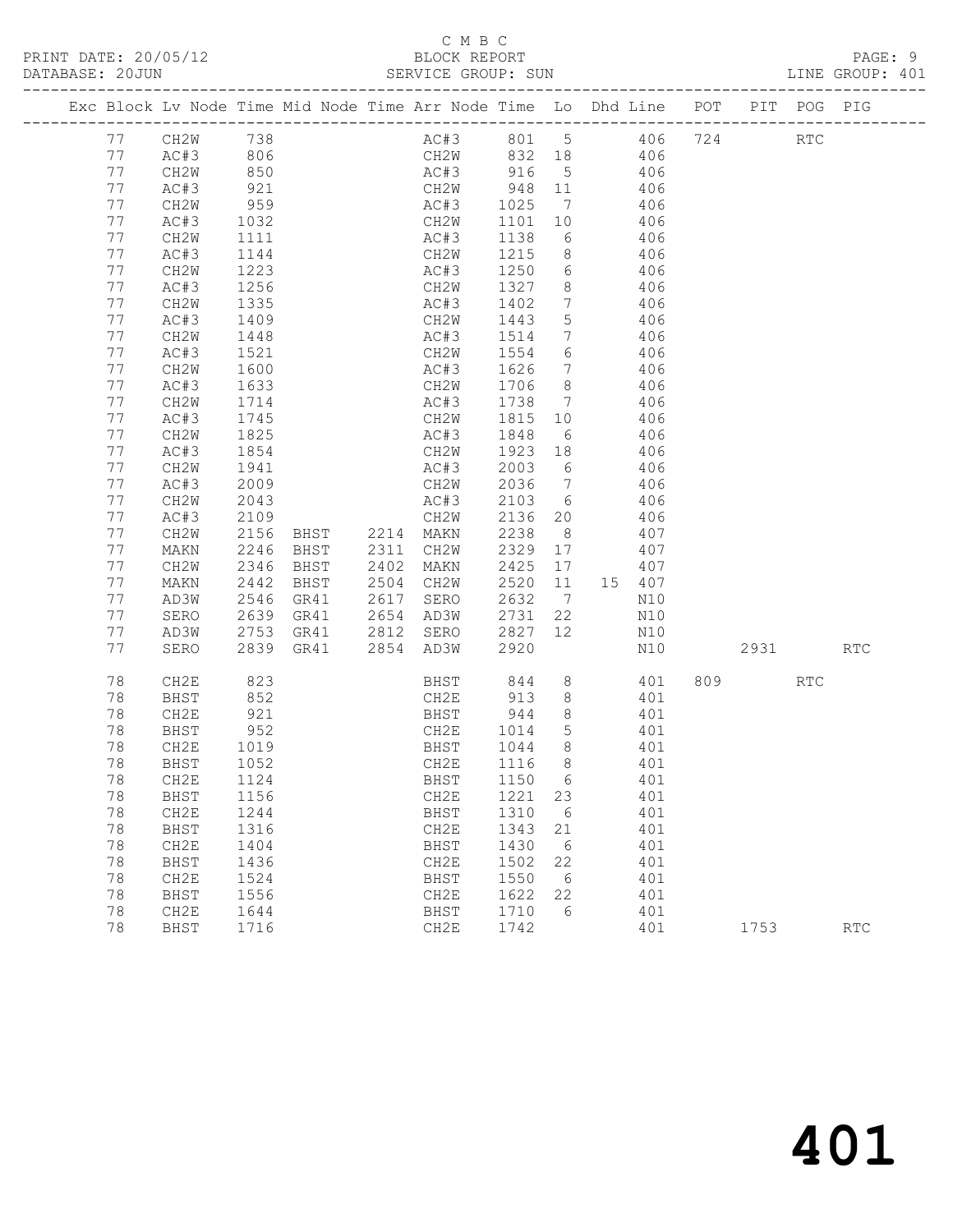C M B C

PRINT DATE: 20/05/12 BLOCK REPORT PAGE: 9

DATABASE: 20JUN SERVICE GROUP: SUN LINE GROUP: 401

| Exc | Block | Lv | Node | Time | Mid Node | Time | Arr Node | Time | Lo | Dhd | Line | POT | PIT | POG | PIG |
|---|---|---|---|---|---|---|---|---|---|---|---|---|---|---|---|
| | 77 | | CH2W | 738 | | | AC#3 | 801 | 5 | | 406 | 724 | | RTC | |
| | 77 | | AC#3 | 806 | | | CH2W | 832 | 18 | | 406 | | | | |
| | 77 | | CH2W | 850 | | | AC#3 | 916 | 5 | | 406 | | | | |
| | 77 | | AC#3 | 921 | | | CH2W | 948 | 11 | | 406 | | | | |
| | 77 | | CH2W | 959 | | | AC#3 | 1025 | 7 | | 406 | | | | |
| | 77 | | AC#3 | 1032 | | | CH2W | 1101 | 10 | | 406 | | | | |
| | 77 | | CH2W | 1111 | | | AC#3 | 1138 | 6 | | 406 | | | | |
| | 77 | | AC#3 | 1144 | | | CH2W | 1215 | 8 | | 406 | | | | |
| | 77 | | CH2W | 1223 | | | AC#3 | 1250 | 6 | | 406 | | | | |
| | 77 | | AC#3 | 1256 | | | CH2W | 1327 | 8 | | 406 | | | | |
| | 77 | | CH2W | 1335 | | | AC#3 | 1402 | 7 | | 406 | | | | |
| | 77 | | AC#3 | 1409 | | | CH2W | 1443 | 5 | | 406 | | | | |
| | 77 | | CH2W | 1448 | | | AC#3 | 1514 | 7 | | 406 | | | | |
| | 77 | | AC#3 | 1521 | | | CH2W | 1554 | 6 | | 406 | | | | |
| | 77 | | CH2W | 1600 | | | AC#3 | 1626 | 7 | | 406 | | | | |
| | 77 | | AC#3 | 1633 | | | CH2W | 1706 | 8 | | 406 | | | | |
| | 77 | | CH2W | 1714 | | | AC#3 | 1738 | 7 | | 406 | | | | |
| | 77 | | AC#3 | 1745 | | | CH2W | 1815 | 10 | | 406 | | | | |
| | 77 | | CH2W | 1825 | | | AC#3 | 1848 | 6 | | 406 | | | | |
| | 77 | | AC#3 | 1854 | | | CH2W | 1923 | 18 | | 406 | | | | |
| | 77 | | CH2W | 1941 | | | AC#3 | 2003 | 6 | | 406 | | | | |
| | 77 | | AC#3 | 2009 | | | CH2W | 2036 | 7 | | 406 | | | | |
| | 77 | | CH2W | 2043 | | | AC#3 | 2103 | 6 | | 406 | | | | |
| | 77 | | AC#3 | 2109 | | | CH2W | 2136 | 20 | | 406 | | | | |
| | 77 | | CH2W | 2156 | BHST | 2214 | MAKN | 2238 | 8 | | 407 | | | | |
| | 77 | | MAKN | 2246 | BHST | 2311 | CH2W | 2329 | 17 | | 407 | | | | |
| | 77 | | CH2W | 2346 | BHST | 2402 | MAKN | 2425 | 17 | | 407 | | | | |
| | 77 | | MAKN | 2442 | BHST | 2504 | CH2W | 2520 | 11 | 15 | 407 | | | | |
| | 77 | | AD3W | 2546 | GR41 | 2617 | SERO | 2632 | 7 | | N10 | | | | |
| | 77 | | SERO | 2639 | GR41 | 2654 | AD3W | 2731 | 22 | | N10 | | | | |
| | 77 | | AD3W | 2753 | GR41 | 2812 | SERO | 2827 | 12 | | N10 | | | | |
| | 77 | | SERO | 2839 | GR41 | 2854 | AD3W | 2920 | | | N10 | | 2931 | | RTC |
| | 78 | | CH2E | 823 | | | BHST | 844 | 8 | | 401 | 809 | | RTC | |
| | 78 | | BHST | 852 | | | CH2E | 913 | 8 | | 401 | | | | |
| | 78 | | CH2E | 921 | | | BHST | 944 | 8 | | 401 | | | | |
| | 78 | | BHST | 952 | | | CH2E | 1014 | 5 | | 401 | | | | |
| | 78 | | CH2E | 1019 | | | BHST | 1044 | 8 | | 401 | | | | |
| | 78 | | BHST | 1052 | | | CH2E | 1116 | 8 | | 401 | | | | |
| | 78 | | CH2E | 1124 | | | BHST | 1150 | 6 | | 401 | | | | |
| | 78 | | BHST | 1156 | | | CH2E | 1221 | 23 | | 401 | | | | |
| | 78 | | CH2E | 1244 | | | BHST | 1310 | 6 | | 401 | | | | |
| | 78 | | BHST | 1316 | | | CH2E | 1343 | 21 | | 401 | | | | |
| | 78 | | CH2E | 1404 | | | BHST | 1430 | 6 | | 401 | | | | |
| | 78 | | BHST | 1436 | | | CH2E | 1502 | 22 | | 401 | | | | |
| | 78 | | CH2E | 1524 | | | BHST | 1550 | 6 | | 401 | | | | |
| | 78 | | BHST | 1556 | | | CH2E | 1622 | 22 | | 401 | | | | |
| | 78 | | CH2E | 1644 | | | BHST | 1710 | 6 | | 401 | | | | |
| | 78 | | BHST | 1716 | | | CH2E | 1742 | | | 401 | | 1753 | | RTC |

# 401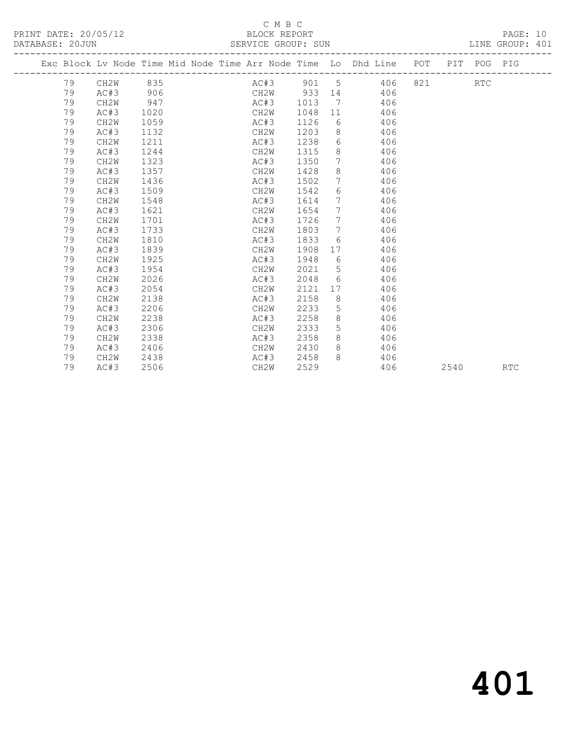C M B C

PRINT DATE: 20/05/12 BLOCK REPORT

DATABASE: 20JUN SERVICE GROUP: SUN LINE GROUP: 401

| Exc | Block | Lv Node | Time | Mid Node | Time | Arr Node | Time | Lo | Dhd Line | POT | PIT | POG | PIG |
|---|---|---|---|---|---|---|---|---|---|---|---|---|---|
| | 79 | CH2W | 835 | | | AC#3 | 901 | 5 | 406 | 821 | | RTC | |
| | 79 | AC#3 | 906 | | | CH2W | 933 | 14 | 406 | | | | |
| | 79 | CH2W | 947 | | | AC#3 | 1013 | 7 | 406 | | | | |
| | 79 | AC#3 | 1020 | | | CH2W | 1048 | 11 | 406 | | | | |
| | 79 | CH2W | 1059 | | | AC#3 | 1126 | 6 | 406 | | | | |
| | 79 | AC#3 | 1132 | | | CH2W | 1203 | 8 | 406 | | | | |
| | 79 | CH2W | 1211 | | | AC#3 | 1238 | 6 | 406 | | | | |
| | 79 | AC#3 | 1244 | | | CH2W | 1315 | 8 | 406 | | | | |
| | 79 | CH2W | 1323 | | | AC#3 | 1350 | 7 | 406 | | | | |
| | 79 | AC#3 | 1357 | | | CH2W | 1428 | 8 | 406 | | | | |
| | 79 | CH2W | 1436 | | | AC#3 | 1502 | 7 | 406 | | | | |
| | 79 | AC#3 | 1509 | | | CH2W | 1542 | 6 | 406 | | | | |
| | 79 | CH2W | 1548 | | | AC#3 | 1614 | 7 | 406 | | | | |
| | 79 | AC#3 | 1621 | | | CH2W | 1654 | 7 | 406 | | | | |
| | 79 | CH2W | 1701 | | | AC#3 | 1726 | 7 | 406 | | | | |
| | 79 | AC#3 | 1733 | | | CH2W | 1803 | 7 | 406 | | | | |
| | 79 | CH2W | 1810 | | | AC#3 | 1833 | 6 | 406 | | | | |
| | 79 | AC#3 | 1839 | | | CH2W | 1908 | 17 | 406 | | | | |
| | 79 | CH2W | 1925 | | | AC#3 | 1948 | 6 | 406 | | | | |
| | 79 | AC#3 | 1954 | | | CH2W | 2021 | 5 | 406 | | | | |
| | 79 | CH2W | 2026 | | | AC#3 | 2048 | 6 | 406 | | | | |
| | 79 | AC#3 | 2054 | | | CH2W | 2121 | 17 | 406 | | | | |
| | 79 | CH2W | 2138 | | | AC#3 | 2158 | 8 | 406 | | | | |
| | 79 | AC#3 | 2206 | | | CH2W | 2233 | 5 | 406 | | | | |
| | 79 | CH2W | 2238 | | | AC#3 | 2258 | 8 | 406 | | | | |
| | 79 | AC#3 | 2306 | | | CH2W | 2333 | 5 | 406 | | | | |
| | 79 | CH2W | 2338 | | | AC#3 | 2358 | 8 | 406 | | | | |
| | 79 | AC#3 | 2406 | | | CH2W | 2430 | 8 | 406 | | | | |
| | 79 | CH2W | 2438 | | | AC#3 | 2458 | 8 | 406 | | | | |
| | 79 | AC#3 | 2506 | | | CH2W | 2529 | | 406 | | 2540 | | RTC |

# 401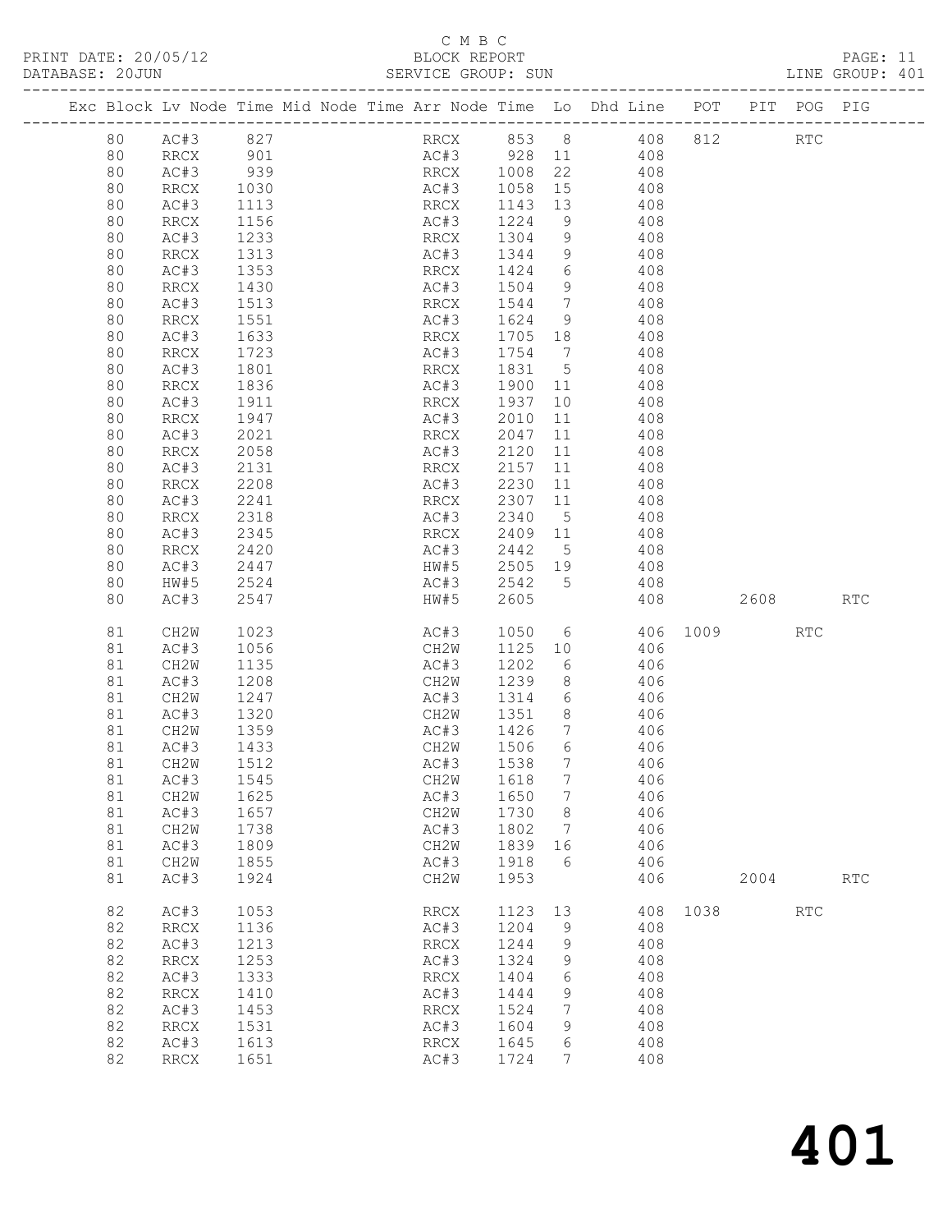C M B C

PRINT DATE: 20/05/12 BLOCK REPORT
DATABASE: 20JUN SERVICE GROUP: SUN LINE GROUP: 401

| Exc | Block | Lv | Node | Time | Mid Node | Time | Arr Node | Time | Lo | Dhd Line | POT | PIT | POG | PIG |
|---|---|---|---|---|---|---|---|---|---|---|---|---|---|---|
| | 80 | | AC#3 | 827 | | | RRCX | 853 | 8 | 408 | 812 | | RTC | |
| | 80 | | RRCX | 901 | | | AC#3 | 928 | 11 | 408 | | | | |
| | 80 | | AC#3 | 939 | | | RRCX | 1008 | 22 | 408 | | | | |
| | 80 | | RRCX | 1030 | | | AC#3 | 1058 | 15 | 408 | | | | |
| | 80 | | AC#3 | 1113 | | | RRCX | 1143 | 13 | 408 | | | | |
| | 80 | | RRCX | 1156 | | | AC#3 | 1224 | 9 | 408 | | | | |
| | 80 | | AC#3 | 1233 | | | RRCX | 1304 | 9 | 408 | | | | |
| | 80 | | RRCX | 1313 | | | AC#3 | 1344 | 9 | 408 | | | | |
| | 80 | | AC#3 | 1353 | | | RRCX | 1424 | 6 | 408 | | | | |
| | 80 | | RRCX | 1430 | | | AC#3 | 1504 | 9 | 408 | | | | |
| | 80 | | AC#3 | 1513 | | | RRCX | 1544 | 7 | 408 | | | | |
| | 80 | | RRCX | 1551 | | | AC#3 | 1624 | 9 | 408 | | | | |
| | 80 | | AC#3 | 1633 | | | RRCX | 1705 | 18 | 408 | | | | |
| | 80 | | RRCX | 1723 | | | AC#3 | 1754 | 7 | 408 | | | | |
| | 80 | | AC#3 | 1801 | | | RRCX | 1831 | 5 | 408 | | | | |
| | 80 | | RRCX | 1836 | | | AC#3 | 1900 | 11 | 408 | | | | |
| | 80 | | AC#3 | 1911 | | | RRCX | 1937 | 10 | 408 | | | | |
| | 80 | | RRCX | 1947 | | | AC#3 | 2010 | 11 | 408 | | | | |
| | 80 | | AC#3 | 2021 | | | RRCX | 2047 | 11 | 408 | | | | |
| | 80 | | RRCX | 2058 | | | AC#3 | 2120 | 11 | 408 | | | | |
| | 80 | | AC#3 | 2131 | | | RRCX | 2157 | 11 | 408 | | | | |
| | 80 | | RRCX | 2208 | | | AC#3 | 2230 | 11 | 408 | | | | |
| | 80 | | AC#3 | 2241 | | | RRCX | 2307 | 11 | 408 | | | | |
| | 80 | | RRCX | 2318 | | | AC#3 | 2340 | 5 | 408 | | | | |
| | 80 | | AC#3 | 2345 | | | RRCX | 2409 | 11 | 408 | | | | |
| | 80 | | RRCX | 2420 | | | AC#3 | 2442 | 5 | 408 | | | | |
| | 80 | | AC#3 | 2447 | | | HW#5 | 2505 | 19 | 408 | | | | |
| | 80 | | HW#5 | 2524 | | | AC#3 | 2542 | 5 | 408 | | | | |
| | 80 | | AC#3 | 2547 | | | HW#5 | 2605 | | 408 | | 2608 | | RTC |
| | 81 | | CH2W | 1023 | | | AC#3 | 1050 | 6 | 406 | 1009 | | RTC | |
| | 81 | | AC#3 | 1056 | | | CH2W | 1125 | 10 | 406 | | | | |
| | 81 | | CH2W | 1135 | | | AC#3 | 1202 | 6 | 406 | | | | |
| | 81 | | AC#3 | 1208 | | | CH2W | 1239 | 8 | 406 | | | | |
| | 81 | | CH2W | 1247 | | | AC#3 | 1314 | 6 | 406 | | | | |
| | 81 | | AC#3 | 1320 | | | CH2W | 1351 | 8 | 406 | | | | |
| | 81 | | CH2W | 1359 | | | AC#3 | 1426 | 7 | 406 | | | | |
| | 81 | | AC#3 | 1433 | | | CH2W | 1506 | 6 | 406 | | | | |
| | 81 | | CH2W | 1512 | | | AC#3 | 1538 | 7 | 406 | | | | |
| | 81 | | AC#3 | 1545 | | | CH2W | 1618 | 7 | 406 | | | | |
| | 81 | | CH2W | 1625 | | | AC#3 | 1650 | 7 | 406 | | | | |
| | 81 | | AC#3 | 1657 | | | CH2W | 1730 | 8 | 406 | | | | |
| | 81 | | CH2W | 1738 | | | AC#3 | 1802 | 7 | 406 | | | | |
| | 81 | | AC#3 | 1809 | | | CH2W | 1839 | 16 | 406 | | | | |
| | 81 | | CH2W | 1855 | | | AC#3 | 1918 | 6 | 406 | | | | |
| | 81 | | AC#3 | 1924 | | | CH2W | 1953 | | 406 | | 2004 | | RTC |
| | 82 | | AC#3 | 1053 | | | RRCX | 1123 | 13 | 408 | 1038 | | RTC | |
| | 82 | | RRCX | 1136 | | | AC#3 | 1204 | 9 | 408 | | | | |
| | 82 | | AC#3 | 1213 | | | RRCX | 1244 | 9 | 408 | | | | |
| | 82 | | RRCX | 1253 | | | AC#3 | 1324 | 9 | 408 | | | | |
| | 82 | | AC#3 | 1333 | | | RRCX | 1404 | 6 | 408 | | | | |
| | 82 | | RRCX | 1410 | | | AC#3 | 1444 | 9 | 408 | | | | |
| | 82 | | AC#3 | 1453 | | | RRCX | 1524 | 7 | 408 | | | | |
| | 82 | | RRCX | 1531 | | | AC#3 | 1604 | 9 | 408 | | | | |
| | 82 | | AC#3 | 1613 | | | RRCX | 1645 | 6 | 408 | | | | |
| | 82 | | RRCX | 1651 | | | AC#3 | 1724 | 7 | 408 | | | | |

401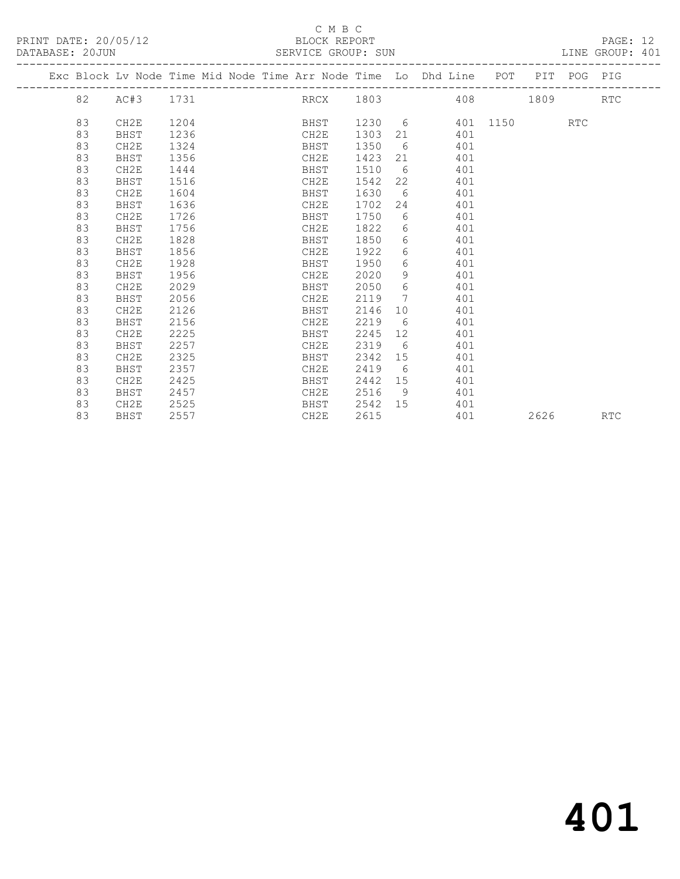C M B C

PRINT DATE: 20/05/12 BLOCK REPORT

DATABASE: 20JUN SERVICE GROUP: SUN LINE GROUP: 401

| Exc | Block | Lv Node | Time | Mid Node | Time | Arr Node | Time | Lo | Dhd Line | POT | PIT | POG | PIG |
|---|---|---|---|---|---|---|---|---|---|---|---|---|---|
| | 82 | AC#3 | 1731 | | | RRCX | 1803 | | 408 | | 1809 | | RTC |
| | 83 | CH2E | 1204 | | | BHST | 1230 | 6 | 401 | 1150 | | RTC | |
| | 83 | BHST | 1236 | | | CH2E | 1303 | 21 | 401 | | | | |
| | 83 | CH2E | 1324 | | | BHST | 1350 | 6 | 401 | | | | |
| | 83 | BHST | 1356 | | | CH2E | 1423 | 21 | 401 | | | | |
| | 83 | CH2E | 1444 | | | BHST | 1510 | 6 | 401 | | | | |
| | 83 | BHST | 1516 | | | CH2E | 1542 | 22 | 401 | | | | |
| | 83 | CH2E | 1604 | | | BHST | 1630 | 6 | 401 | | | | |
| | 83 | BHST | 1636 | | | CH2E | 1702 | 24 | 401 | | | | |
| | 83 | CH2E | 1726 | | | BHST | 1750 | 6 | 401 | | | | |
| | 83 | BHST | 1756 | | | CH2E | 1822 | 6 | 401 | | | | |
| | 83 | CH2E | 1828 | | | BHST | 1850 | 6 | 401 | | | | |
| | 83 | BHST | 1856 | | | CH2E | 1922 | 6 | 401 | | | | |
| | 83 | CH2E | 1928 | | | BHST | 1950 | 6 | 401 | | | | |
| | 83 | BHST | 1956 | | | CH2E | 2020 | 9 | 401 | | | | |
| | 83 | CH2E | 2029 | | | BHST | 2050 | 6 | 401 | | | | |
| | 83 | BHST | 2056 | | | CH2E | 2119 | 7 | 401 | | | | |
| | 83 | CH2E | 2126 | | | BHST | 2146 | 10 | 401 | | | | |
| | 83 | BHST | 2156 | | | CH2E | 2219 | 6 | 401 | | | | |
| | 83 | CH2E | 2225 | | | BHST | 2245 | 12 | 401 | | | | |
| | 83 | BHST | 2257 | | | CH2E | 2319 | 6 | 401 | | | | |
| | 83 | CH2E | 2325 | | | BHST | 2342 | 15 | 401 | | | | |
| | 83 | BHST | 2357 | | | CH2E | 2419 | 6 | 401 | | | | |
| | 83 | CH2E | 2425 | | | BHST | 2442 | 15 | 401 | | | | |
| | 83 | BHST | 2457 | | | CH2E | 2516 | 9 | 401 | | | | |
| | 83 | CH2E | 2525 | | | BHST | 2542 | 15 | 401 | | | | |
| | 83 | BHST | 2557 | | | CH2E | 2615 | | 401 | | 2626 | | RTC |

# 401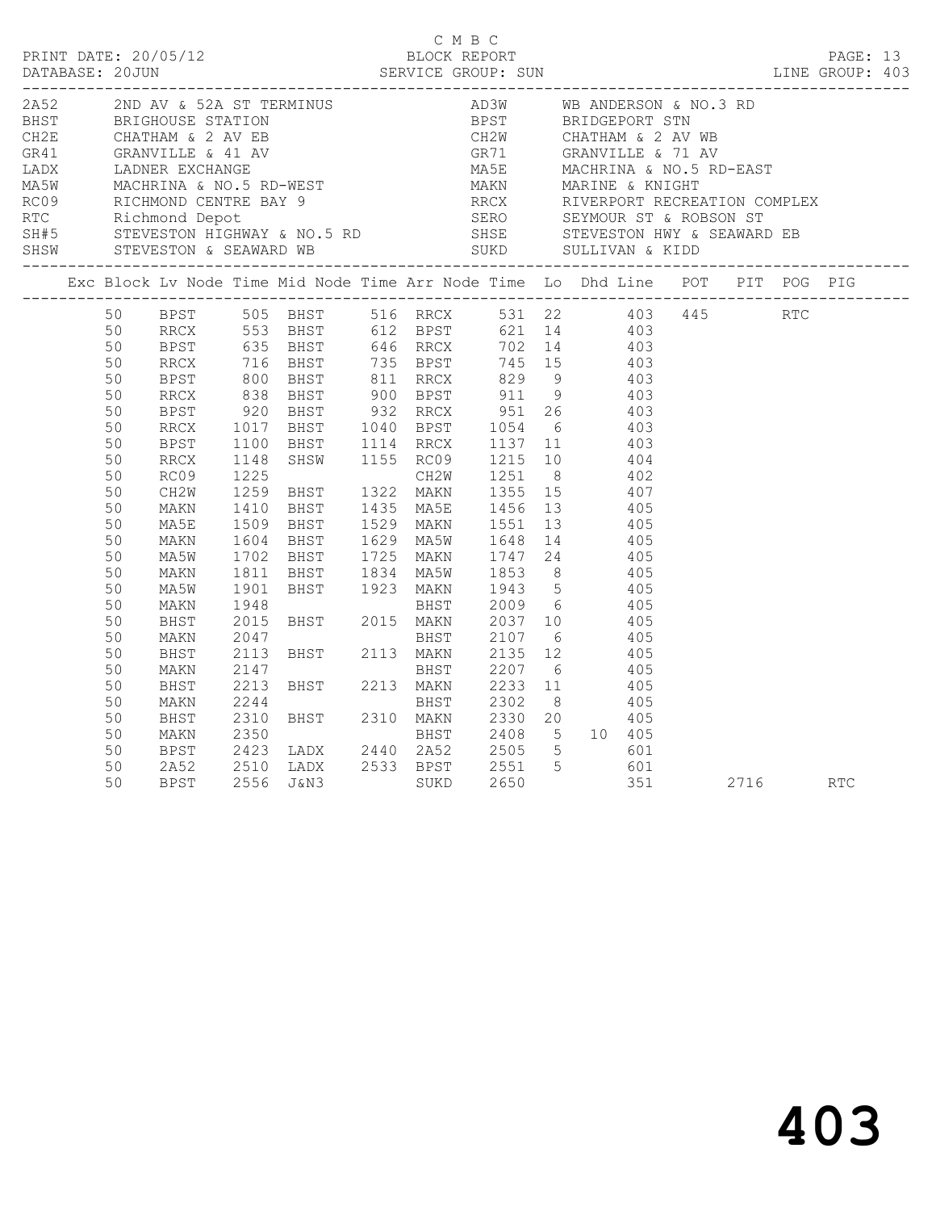C M B C
BLOCK REPORT
SERVICE GROUP: SUN

PRINT DATE: 20/05/12
DATABASE: 20JUN
LINE GROUP: 403

| Code | Description | Code | Description |
|---|---|---|---|
| 2A52 | 2ND AV & 52A ST TERMINUS | AD3W | WB ANDERSON & NO.3 RD |
| BHST | BRIGHOUSE STATION | BPST | BRIDGEPORT STN |
| CH2E | CHATHAM & 2 AV EB | CH2W | CHATHAM & 2 AV WB |
| GR41 | GRANVILLE & 41 AV | GR71 | GRANVILLE & 71 AV |
| LADX | LADNER EXCHANGE | MA5E | MACHRINA & NO.5 RD-EAST |
| MA5W | MACHRINA & NO.5 RD-WEST | MAKN | MARINE & KNIGHT |
| RC09 | RICHMOND CENTRE BAY 9 | RRCX | RIVERPORT RECREATION COMPLEX |
| RTC | Richmond Depot | SERO | SEYMOUR ST & ROBSON ST |
| SH#5 | STEVESTON HIGHWAY & NO.5 RD | SHSE | STEVESTON HWY & SEAWARD EB |
| SHSW | STEVESTON & SEAWARD WB | SUKD | SULLIVAN & KIDD |

| Exc | Block | Lv Node | Time | Mid Node | Time | Arr Node | Time | Lo | Dhd | Line | POT | PIT | POG | PIG |
|---|---|---|---|---|---|---|---|---|---|---|---|---|---|---|
| | 50 | BPST | 505 | BHST | 516 | RRCX | 531 | 22 | | 403 | 445 | | RTC | |
| | 50 | RRCX | 553 | BHST | 612 | BPST | 621 | 14 | | 403 | | | | |
| | 50 | BPST | 635 | BHST | 646 | RRCX | 702 | 14 | | 403 | | | | |
| | 50 | RRCX | 716 | BHST | 735 | BPST | 745 | 15 | | 403 | | | | |
| | 50 | BPST | 800 | BHST | 811 | RRCX | 829 | 9 | | 403 | | | | |
| | 50 | RRCX | 838 | BHST | 900 | BPST | 911 | 9 | | 403 | | | | |
| | 50 | BPST | 920 | BHST | 932 | RRCX | 951 | 26 | | 403 | | | | |
| | 50 | RRCX | 1017 | BHST | 1040 | BPST | 1054 | 6 | | 403 | | | | |
| | 50 | BPST | 1100 | BHST | 1114 | RRCX | 1137 | 11 | | 403 | | | | |
| | 50 | RRCX | 1148 | SHSW | 1155 | RC09 | 1215 | 10 | | 404 | | | | |
| | 50 | RC09 | 1225 | | | CH2W | 1251 | 8 | | 402 | | | | |
| | 50 | CH2W | 1259 | BHST | 1322 | MAKN | 1355 | 15 | | 407 | | | | |
| | 50 | MAKN | 1410 | BHST | 1435 | MA5E | 1456 | 13 | | 405 | | | | |
| | 50 | MA5E | 1509 | BHST | 1529 | MAKN | 1551 | 13 | | 405 | | | | |
| | 50 | MAKN | 1604 | BHST | 1629 | MA5W | 1648 | 14 | | 405 | | | | |
| | 50 | MA5W | 1702 | BHST | 1725 | MAKN | 1747 | 24 | | 405 | | | | |
| | 50 | MAKN | 1811 | BHST | 1834 | MA5W | 1853 | 8 | | 405 | | | | |
| | 50 | MA5W | 1901 | BHST | 1923 | MAKN | 1943 | 5 | | 405 | | | | |
| | 50 | MAKN | 1948 | | | BHST | 2009 | 6 | | 405 | | | | |
| | 50 | BHST | 2015 | BHST | 2015 | MAKN | 2037 | 10 | | 405 | | | | |
| | 50 | MAKN | 2047 | | | BHST | 2107 | 6 | | 405 | | | | |
| | 50 | BHST | 2113 | BHST | 2113 | MAKN | 2135 | 12 | | 405 | | | | |
| | 50 | MAKN | 2147 | | | BHST | 2207 | 6 | | 405 | | | | |
| | 50 | BHST | 2213 | BHST | 2213 | MAKN | 2233 | 11 | | 405 | | | | |
| | 50 | MAKN | 2244 | | | BHST | 2302 | 8 | | 405 | | | | |
| | 50 | BHST | 2310 | BHST | 2310 | MAKN | 2330 | 20 | | 405 | | | | |
| | 50 | MAKN | 2350 | | | BHST | 2408 | 5 | 10 | 405 | | | | |
| | 50 | BPST | 2423 | LADX | 2440 | 2A52 | 2505 | 5 | | 601 | | | | |
| | 50 | 2A52 | 2510 | LADX | 2533 | BPST | 2551 | 5 | | 601 | | | | |
| | 50 | BPST | 2556 | J&N3 | | SUKD | 2650 | | | 351 | | 2716 | | RTC |

# 403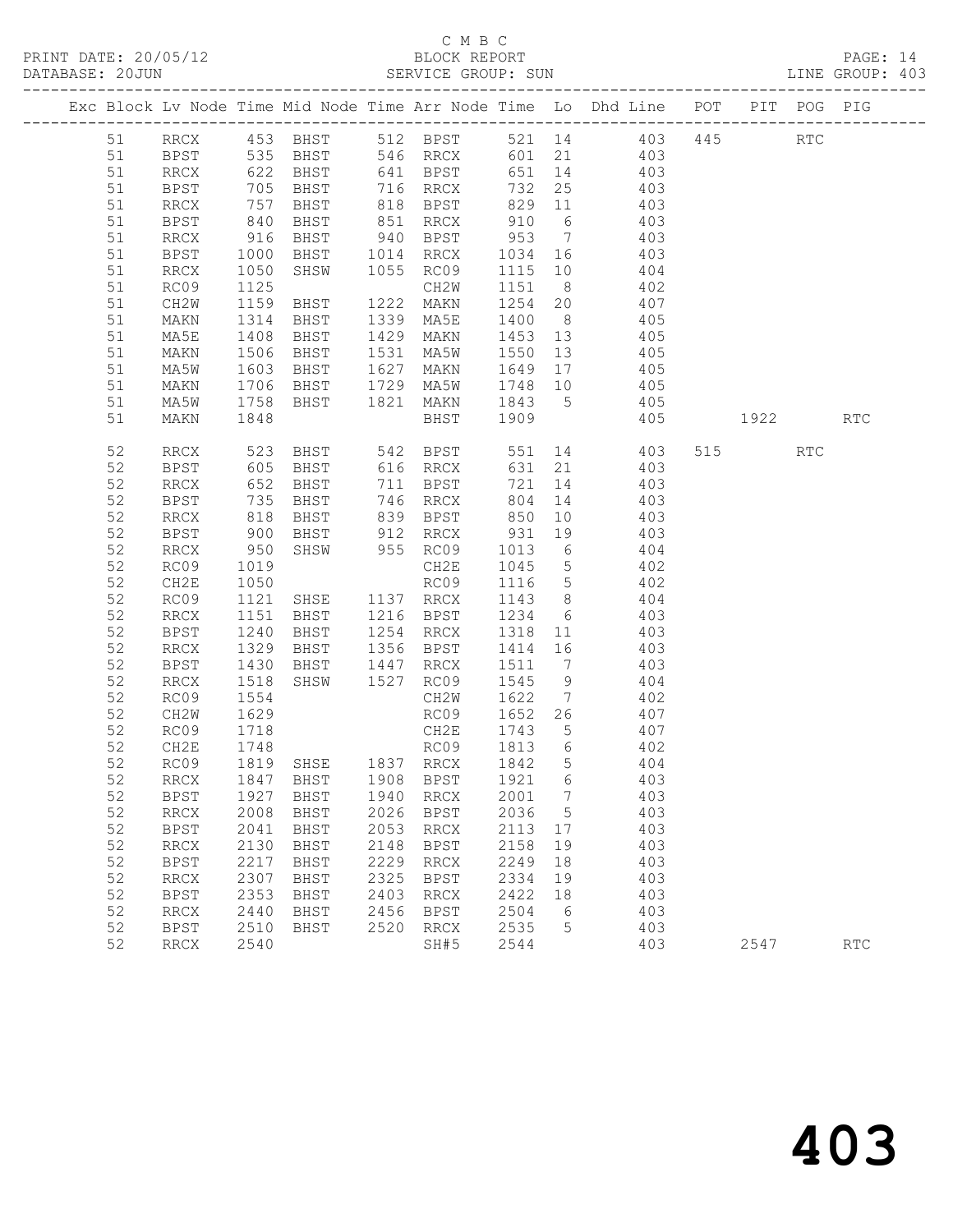C M B C

PRINT DATE: 20/05/12 BLOCK REPORT

DATABASE: 20JUN SERVICE GROUP: SUN LINE GROUP: 403

| Exc | Block | Lv | Node | Time | Mid Node | Time | Arr Node | Time | Lo | Dhd Line | POT | PIT | POG | PIG |
|---|---|---|---|---|---|---|---|---|---|---|---|---|---|---|
| | 51 | | RRCX | 453 | BHST | 512 | BPST | 521 | 14 | 403 | 445 | | RTC | |
| | 51 | | BPST | 535 | BHST | 546 | RRCX | 601 | 21 | 403 | | | | |
| | 51 | | RRCX | 622 | BHST | 641 | BPST | 651 | 14 | 403 | | | | |
| | 51 | | BPST | 705 | BHST | 716 | RRCX | 732 | 25 | 403 | | | | |
| | 51 | | RRCX | 757 | BHST | 818 | BPST | 829 | 11 | 403 | | | | |
| | 51 | | BPST | 840 | BHST | 851 | RRCX | 910 | 6 | 403 | | | | |
| | 51 | | RRCX | 916 | BHST | 940 | BPST | 953 | 7 | 403 | | | | |
| | 51 | | BPST | 1000 | BHST | 1014 | RRCX | 1034 | 16 | 403 | | | | |
| | 51 | | RRCX | 1050 | SHSW | 1055 | RC09 | 1115 | 10 | 404 | | | | |
| | 51 | | RC09 | 1125 | | | CH2W | 1151 | 8 | 402 | | | | |
| | 51 | | CH2W | 1159 | BHST | 1222 | MAKN | 1254 | 20 | 407 | | | | |
| | 51 | | MAKN | 1314 | BHST | 1339 | MA5E | 1400 | 8 | 405 | | | | |
| | 51 | | MA5E | 1408 | BHST | 1429 | MAKN | 1453 | 13 | 405 | | | | |
| | 51 | | MAKN | 1506 | BHST | 1531 | MA5W | 1550 | 13 | 405 | | | | |
| | 51 | | MA5W | 1603 | BHST | 1627 | MAKN | 1649 | 17 | 405 | | | | |
| | 51 | | MAKN | 1706 | BHST | 1729 | MA5W | 1748 | 10 | 405 | | | | |
| | 51 | | MA5W | 1758 | BHST | 1821 | MAKN | 1843 | 5 | 405 | | | | |
| | 51 | | MAKN | 1848 | | | BHST | 1909 | | 405 | | 1922 | | RTC |
| | 52 | | RRCX | 523 | BHST | 542 | BPST | 551 | 14 | 403 | 515 | | RTC | |
| | 52 | | BPST | 605 | BHST | 616 | RRCX | 631 | 21 | 403 | | | | |
| | 52 | | RRCX | 652 | BHST | 711 | BPST | 721 | 14 | 403 | | | | |
| | 52 | | BPST | 735 | BHST | 746 | RRCX | 804 | 14 | 403 | | | | |
| | 52 | | RRCX | 818 | BHST | 839 | BPST | 850 | 10 | 403 | | | | |
| | 52 | | BPST | 900 | BHST | 912 | RRCX | 931 | 19 | 403 | | | | |
| | 52 | | RRCX | 950 | SHSW | 955 | RC09 | 1013 | 6 | 404 | | | | |
| | 52 | | RC09 | 1019 | | | CH2E | 1045 | 5 | 402 | | | | |
| | 52 | | CH2E | 1050 | | | RC09 | 1116 | 5 | 402 | | | | |
| | 52 | | RC09 | 1121 | SHSE | 1137 | RRCX | 1143 | 8 | 404 | | | | |
| | 52 | | RRCX | 1151 | BHST | 1216 | BPST | 1234 | 6 | 403 | | | | |
| | 52 | | BPST | 1240 | BHST | 1254 | RRCX | 1318 | 11 | 403 | | | | |
| | 52 | | RRCX | 1329 | BHST | 1356 | BPST | 1414 | 16 | 403 | | | | |
| | 52 | | BPST | 1430 | BHST | 1447 | RRCX | 1511 | 7 | 403 | | | | |
| | 52 | | RRCX | 1518 | SHSW | 1527 | RC09 | 1545 | 9 | 404 | | | | |
| | 52 | | RC09 | 1554 | | | CH2W | 1622 | 7 | 402 | | | | |
| | 52 | | CH2W | 1629 | | | RC09 | 1652 | 26 | 407 | | | | |
| | 52 | | RC09 | 1718 | | | CH2E | 1743 | 5 | 407 | | | | |
| | 52 | | CH2E | 1748 | | | RC09 | 1813 | 6 | 402 | | | | |
| | 52 | | RC09 | 1819 | SHSE | 1837 | RRCX | 1842 | 5 | 404 | | | | |
| | 52 | | RRCX | 1847 | BHST | 1908 | BPST | 1921 | 6 | 403 | | | | |
| | 52 | | BPST | 1927 | BHST | 1940 | RRCX | 2001 | 7 | 403 | | | | |
| | 52 | | RRCX | 2008 | BHST | 2026 | BPST | 2036 | 5 | 403 | | | | |
| | 52 | | BPST | 2041 | BHST | 2053 | RRCX | 2113 | 17 | 403 | | | | |
| | 52 | | RRCX | 2130 | BHST | 2148 | BPST | 2158 | 19 | 403 | | | | |
| | 52 | | BPST | 2217 | BHST | 2229 | RRCX | 2249 | 18 | 403 | | | | |
| | 52 | | RRCX | 2307 | BHST | 2325 | BPST | 2334 | 19 | 403 | | | | |
| | 52 | | BPST | 2353 | BHST | 2403 | RRCX | 2422 | 18 | 403 | | | | |
| | 52 | | RRCX | 2440 | BHST | 2456 | BPST | 2504 | 6 | 403 | | | | |
| | 52 | | BPST | 2510 | BHST | 2520 | RRCX | 2535 | 5 | 403 | | | | |
| | 52 | | RRCX | 2540 | | | SH#5 | 2544 | | 403 | | 2547 | | RTC |

403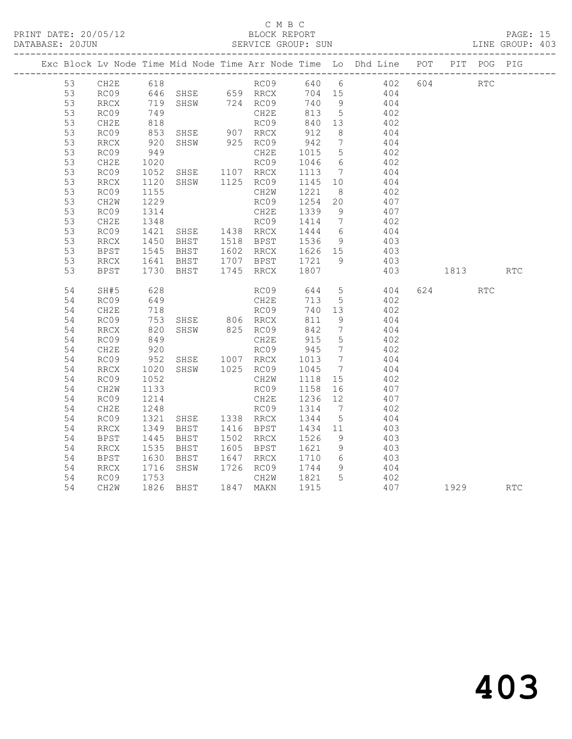C M B C

BLOCK REPORT

PRINT DATE: 20/05/12 DATABASE: 20JUN SERVICE GROUP: SUN LINE GROUP: 403

| Exc | Block | Lv | Node | Time | Mid Node | Time | Arr Node | Time | Lo | Dhd Line | POT | PIT | POG | PIG |
|---|---|---|---|---|---|---|---|---|---|---|---|---|---|---|
| | 53 | | CH2E | 618 | | | RC09 | 640 | 6 | 402 | 604 | | RTC | |
| | 53 | | RC09 | 646 | SHSE | 659 | RRCX | 704 | 15 | 404 | | | | |
| | 53 | | RRCX | 719 | SHSW | 724 | RC09 | 740 | 9 | 404 | | | | |
| | 53 | | RC09 | 749 | | | CH2E | 813 | 5 | 402 | | | | |
| | 53 | | CH2E | 818 | | | RC09 | 840 | 13 | 402 | | | | |
| | 53 | | RC09 | 853 | SHSE | 907 | RRCX | 912 | 8 | 404 | | | | |
| | 53 | | RRCX | 920 | SHSW | 925 | RC09 | 942 | 7 | 404 | | | | |
| | 53 | | RC09 | 949 | | | CH2E | 1015 | 5 | 402 | | | | |
| | 53 | | CH2E | 1020 | | | RC09 | 1046 | 6 | 402 | | | | |
| | 53 | | RC09 | 1052 | SHSE | 1107 | RRCX | 1113 | 7 | 404 | | | | |
| | 53 | | RRCX | 1120 | SHSW | 1125 | RC09 | 1145 | 10 | 404 | | | | |
| | 53 | | RC09 | 1155 | | | CH2W | 1221 | 8 | 402 | | | | |
| | 53 | | CH2W | 1229 | | | RC09 | 1254 | 20 | 407 | | | | |
| | 53 | | RC09 | 1314 | | | CH2E | 1339 | 9 | 407 | | | | |
| | 53 | | CH2E | 1348 | | | RC09 | 1414 | 7 | 402 | | | | |
| | 53 | | RC09 | 1421 | SHSE | 1438 | RRCX | 1444 | 6 | 404 | | | | |
| | 53 | | RRCX | 1450 | BHST | 1518 | BPST | 1536 | 9 | 403 | | | | |
| | 53 | | BPST | 1545 | BHST | 1602 | RRCX | 1626 | 15 | 403 | | | | |
| | 53 | | RRCX | 1641 | BHST | 1707 | BPST | 1721 | 9 | 403 | | | | |
| | 53 | | BPST | 1730 | BHST | 1745 | RRCX | 1807 | | 403 | | 1813 | | RTC |
| | 54 | | SH#5 | 628 | | | RC09 | 644 | 5 | 404 | 624 | | RTC | |
| | 54 | | RC09 | 649 | | | CH2E | 713 | 5 | 402 | | | | |
| | 54 | | CH2E | 718 | | | RC09 | 740 | 13 | 402 | | | | |
| | 54 | | RC09 | 753 | SHSE | 806 | RRCX | 811 | 9 | 404 | | | | |
| | 54 | | RRCX | 820 | SHSW | 825 | RC09 | 842 | 7 | 404 | | | | |
| | 54 | | RC09 | 849 | | | CH2E | 915 | 5 | 402 | | | | |
| | 54 | | CH2E | 920 | | | RC09 | 945 | 7 | 402 | | | | |
| | 54 | | RC09 | 952 | SHSE | 1007 | RRCX | 1013 | 7 | 404 | | | | |
| | 54 | | RRCX | 1020 | SHSW | 1025 | RC09 | 1045 | 7 | 404 | | | | |
| | 54 | | RC09 | 1052 | | | CH2W | 1118 | 15 | 402 | | | | |
| | 54 | | CH2W | 1133 | | | RC09 | 1158 | 16 | 407 | | | | |
| | 54 | | RC09 | 1214 | | | CH2E | 1236 | 12 | 407 | | | | |
| | 54 | | CH2E | 1248 | | | RC09 | 1314 | 7 | 402 | | | | |
| | 54 | | RC09 | 1321 | SHSE | 1338 | RRCX | 1344 | 5 | 404 | | | | |
| | 54 | | RRCX | 1349 | BHST | 1416 | BPST | 1434 | 11 | 403 | | | | |
| | 54 | | BPST | 1445 | BHST | 1502 | RRCX | 1526 | 9 | 403 | | | | |
| | 54 | | RRCX | 1535 | BHST | 1605 | BPST | 1621 | 9 | 403 | | | | |
| | 54 | | BPST | 1630 | BHST | 1647 | RRCX | 1710 | 6 | 403 | | | | |
| | 54 | | RRCX | 1716 | SHSW | 1726 | RC09 | 1744 | 9 | 404 | | | | |
| | 54 | | RC09 | 1753 | | | CH2W | 1821 | 5 | 402 | | | | |
| | 54 | | CH2W | 1826 | BHST | 1847 | MAKN | 1915 | | 407 | | 1929 | | RTC |

# 403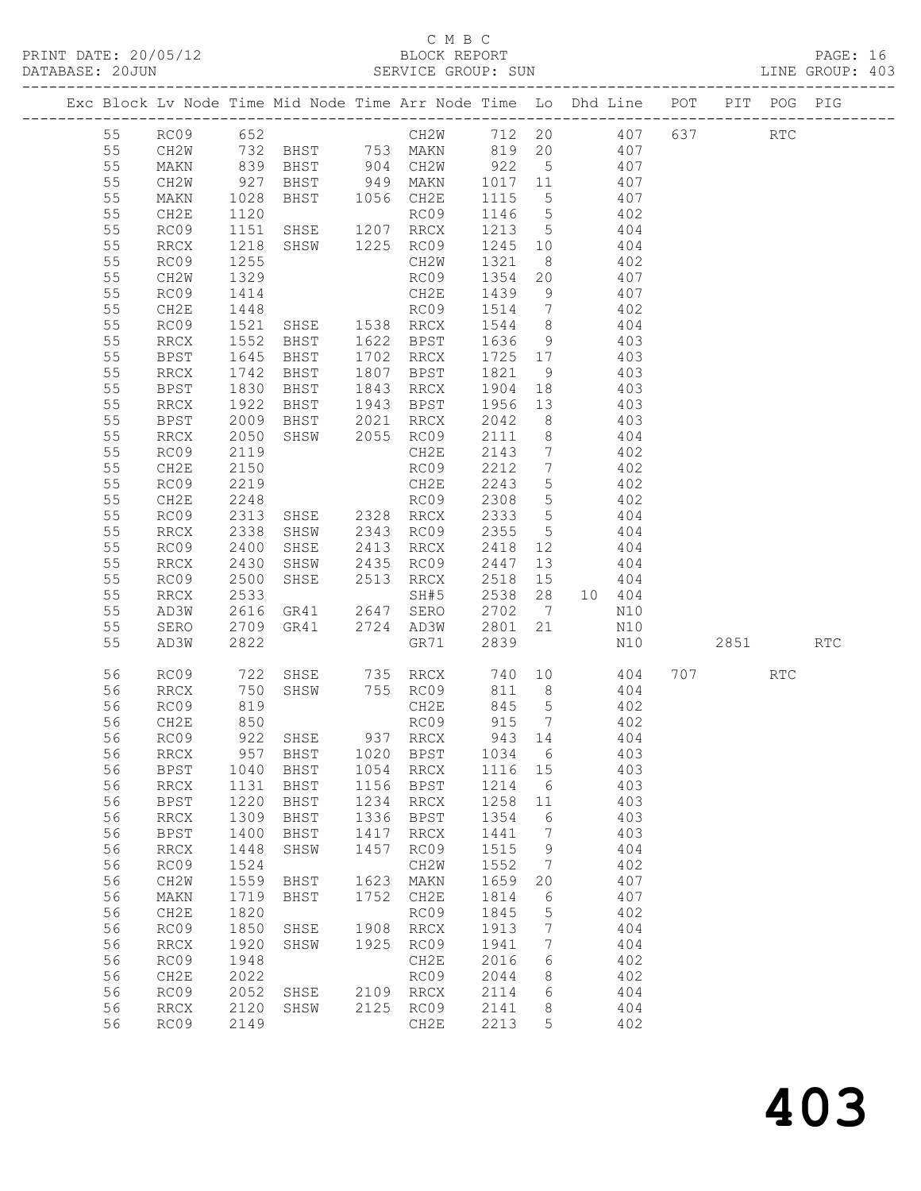C M B C
PRINT DATE: 20/05/12 BLOCK REPORT
DATABASE: 20JUN SERVICE GROUP: SUN LINE GROUP: 403

| Exc | Block | Lv | Node | Time | Mid Node | Time | Arr Node | Time | Lo | Dhd Line | POT | PIT | POG | PIG |
|---|---|---|---|---|---|---|---|---|---|---|---|---|---|---|
| | 55 | | RC09 | 652 | | | CH2W | 712 | 20 | 407 | 637 | | RTC | |
| | 55 | | CH2W | 732 | BHST | 753 | MAKN | 819 | 20 | 407 | | | | |
| | 55 | | MAKN | 839 | BHST | 904 | CH2W | 922 | 5 | 407 | | | | |
| | 55 | | CH2W | 927 | BHST | 949 | MAKN | 1017 | 11 | 407 | | | | |
| | 55 | | MAKN | 1028 | BHST | 1056 | CH2E | 1115 | 5 | 407 | | | | |
| | 55 | | CH2E | 1120 | | | RC09 | 1146 | 5 | 402 | | | | |
| | 55 | | RC09 | 1151 | SHSE | 1207 | RRCX | 1213 | 5 | 404 | | | | |
| | 55 | | RRCX | 1218 | SHSW | 1225 | RC09 | 1245 | 10 | 404 | | | | |
| | 55 | | RC09 | 1255 | | | CH2W | 1321 | 8 | 402 | | | | |
| | 55 | | CH2W | 1329 | | | RC09 | 1354 | 20 | 407 | | | | |
| | 55 | | RC09 | 1414 | | | CH2E | 1439 | 9 | 407 | | | | |
| | 55 | | CH2E | 1448 | | | RC09 | 1514 | 7 | 402 | | | | |
| | 55 | | RC09 | 1521 | SHSE | 1538 | RRCX | 1544 | 8 | 404 | | | | |
| | 55 | | RRCX | 1552 | BHST | 1622 | BPST | 1636 | 9 | 403 | | | | |
| | 55 | | BPST | 1645 | BHST | 1702 | RRCX | 1725 | 17 | 403 | | | | |
| | 55 | | RRCX | 1742 | BHST | 1807 | BPST | 1821 | 9 | 403 | | | | |
| | 55 | | BPST | 1830 | BHST | 1843 | RRCX | 1904 | 18 | 403 | | | | |
| | 55 | | RRCX | 1922 | BHST | 1943 | BPST | 1956 | 13 | 403 | | | | |
| | 55 | | BPST | 2009 | BHST | 2021 | RRCX | 2042 | 8 | 403 | | | | |
| | 55 | | RRCX | 2050 | SHSW | 2055 | RC09 | 2111 | 8 | 404 | | | | |
| | 55 | | RC09 | 2119 | | | CH2E | 2143 | 7 | 402 | | | | |
| | 55 | | CH2E | 2150 | | | RC09 | 2212 | 7 | 402 | | | | |
| | 55 | | RC09 | 2219 | | | CH2E | 2243 | 5 | 402 | | | | |
| | 55 | | CH2E | 2248 | | | RC09 | 2308 | 5 | 402 | | | | |
| | 55 | | RC09 | 2313 | SHSE | 2328 | RRCX | 2333 | 5 | 404 | | | | |
| | 55 | | RRCX | 2338 | SHSW | 2343 | RC09 | 2355 | 5 | 404 | | | | |
| | 55 | | RC09 | 2400 | SHSE | 2413 | RRCX | 2418 | 12 | 404 | | | | |
| | 55 | | RRCX | 2430 | SHSW | 2435 | RC09 | 2447 | 13 | 404 | | | | |
| | 55 | | RC09 | 2500 | SHSE | 2513 | RRCX | 2518 | 15 | 404 | | | | |
| | 55 | | RRCX | 2533 | | | SH#5 | 2538 | 28 | 10 404 | | | | |
| | 55 | | AD3W | 2616 | GR41 | 2647 | SERO | 2702 | 7 | N10 | | | | |
| | 55 | | SERO | 2709 | GR41 | 2724 | AD3W | 2801 | 21 | N10 | | | | |
| | 55 | | AD3W | 2822 | | | GR71 | 2839 | | N10 | | 2851 | | RTC |
| | 56 | | RC09 | 722 | SHSE | 735 | RRCX | 740 | 10 | 404 | 707 | | RTC | |
| | 56 | | RRCX | 750 | SHSW | 755 | RC09 | 811 | 8 | 404 | | | | |
| | 56 | | RC09 | 819 | | | CH2E | 845 | 5 | 402 | | | | |
| | 56 | | CH2E | 850 | | | RC09 | 915 | 7 | 402 | | | | |
| | 56 | | RC09 | 922 | SHSE | 937 | RRCX | 943 | 14 | 404 | | | | |
| | 56 | | RRCX | 957 | BHST | 1020 | BPST | 1034 | 6 | 403 | | | | |
| | 56 | | BPST | 1040 | BHST | 1054 | RRCX | 1116 | 15 | 403 | | | | |
| | 56 | | RRCX | 1131 | BHST | 1156 | BPST | 1214 | 6 | 403 | | | | |
| | 56 | | BPST | 1220 | BHST | 1234 | RRCX | 1258 | 11 | 403 | | | | |
| | 56 | | RRCX | 1309 | BHST | 1336 | BPST | 1354 | 6 | 403 | | | | |
| | 56 | | BPST | 1400 | BHST | 1417 | RRCX | 1441 | 7 | 403 | | | | |
| | 56 | | RRCX | 1448 | SHSW | 1457 | RC09 | 1515 | 9 | 404 | | | | |
| | 56 | | RC09 | 1524 | | | CH2W | 1552 | 7 | 402 | | | | |
| | 56 | | CH2W | 1559 | BHST | 1623 | MAKN | 1659 | 20 | 407 | | | | |
| | 56 | | MAKN | 1719 | BHST | 1752 | CH2E | 1814 | 6 | 407 | | | | |
| | 56 | | CH2E | 1820 | | | RC09 | 1845 | 5 | 402 | | | | |
| | 56 | | RC09 | 1850 | SHSE | 1908 | RRCX | 1913 | 7 | 404 | | | | |
| | 56 | | RRCX | 1920 | SHSW | 1925 | RC09 | 1941 | 7 | 404 | | | | |
| | 56 | | RC09 | 1948 | | | CH2E | 2016 | 6 | 402 | | | | |
| | 56 | | CH2E | 2022 | | | RC09 | 2044 | 8 | 402 | | | | |
| | 56 | | RC09 | 2052 | SHSE | 2109 | RRCX | 2114 | 6 | 404 | | | | |
| | 56 | | RRCX | 2120 | SHSW | 2125 | RC09 | 2141 | 8 | 404 | | | | |
| | 56 | | RC09 | 2149 | | | CH2E | 2213 | 5 | 402 | | | | |

# 403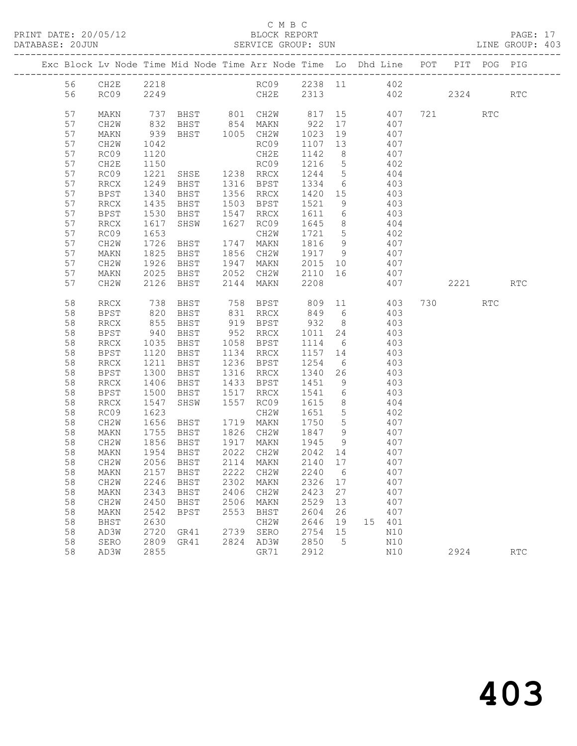C M B C

PRINT DATE: 20/05/12 BLOCK REPORT
DATABASE: 20JUN SERVICE GROUP: SUN LINE GROUP: 403

| Exc | Block | Lv | Node | Time | Mid Node | Time | Arr Node | Time | Lo | Dhd Line | POT | PIT | POG | PIG |
|---|---|---|---|---|---|---|---|---|---|---|---|---|---|---|
| | 56 | | CH2E | 2218 | | | RC09 | 2238 | 11 | 402 | | | | |
| | 56 | | RC09 | 2249 | | | CH2E | 2313 | | 402 | | 2324 | | RTC |
| | 57 | | MAKN | 737 | BHST | 801 | CH2W | 817 | 15 | 407 | 721 | | RTC | |
| | 57 | | CH2W | 832 | BHST | 854 | MAKN | 922 | 17 | 407 | | | | |
| | 57 | | MAKN | 939 | BHST | 1005 | CH2W | 1023 | 19 | 407 | | | | |
| | 57 | | CH2W | 1042 | | | RC09 | 1107 | 13 | 407 | | | | |
| | 57 | | RC09 | 1120 | | | CH2E | 1142 | 8 | 407 | | | | |
| | 57 | | CH2E | 1150 | | | RC09 | 1216 | 5 | 402 | | | | |
| | 57 | | RC09 | 1221 | SHSE | 1238 | RRCX | 1244 | 5 | 404 | | | | |
| | 57 | | RRCX | 1249 | BHST | 1316 | BPST | 1334 | 6 | 403 | | | | |
| | 57 | | BPST | 1340 | BHST | 1356 | RRCX | 1420 | 15 | 403 | | | | |
| | 57 | | RRCX | 1435 | BHST | 1503 | BPST | 1521 | 9 | 403 | | | | |
| | 57 | | BPST | 1530 | BHST | 1547 | RRCX | 1611 | 6 | 403 | | | | |
| | 57 | | RRCX | 1617 | SHSW | 1627 | RC09 | 1645 | 8 | 404 | | | | |
| | 57 | | RC09 | 1653 | | | CH2W | 1721 | 5 | 402 | | | | |
| | 57 | | CH2W | 1726 | BHST | 1747 | MAKN | 1816 | 9 | 407 | | | | |
| | 57 | | MAKN | 1825 | BHST | 1856 | CH2W | 1917 | 9 | 407 | | | | |
| | 57 | | CH2W | 1926 | BHST | 1947 | MAKN | 2015 | 10 | 407 | | | | |
| | 57 | | MAKN | 2025 | BHST | 2052 | CH2W | 2110 | 16 | 407 | | | | |
| | 57 | | CH2W | 2126 | BHST | 2144 | MAKN | 2208 | | 407 | | 2221 | | RTC |
| | 58 | | RRCX | 738 | BHST | 758 | BPST | 809 | 11 | 403 | 730 | | RTC | |
| | 58 | | BPST | 820 | BHST | 831 | RRCX | 849 | 6 | 403 | | | | |
| | 58 | | RRCX | 855 | BHST | 919 | BPST | 932 | 8 | 403 | | | | |
| | 58 | | BPST | 940 | BHST | 952 | RRCX | 1011 | 24 | 403 | | | | |
| | 58 | | RRCX | 1035 | BHST | 1058 | BPST | 1114 | 6 | 403 | | | | |
| | 58 | | BPST | 1120 | BHST | 1134 | RRCX | 1157 | 14 | 403 | | | | |
| | 58 | | RRCX | 1211 | BHST | 1236 | BPST | 1254 | 6 | 403 | | | | |
| | 58 | | BPST | 1300 | BHST | 1316 | RRCX | 1340 | 26 | 403 | | | | |
| | 58 | | RRCX | 1406 | BHST | 1433 | BPST | 1451 | 9 | 403 | | | | |
| | 58 | | BPST | 1500 | BHST | 1517 | RRCX | 1541 | 6 | 403 | | | | |
| | 58 | | RRCX | 1547 | SHSW | 1557 | RC09 | 1615 | 8 | 404 | | | | |
| | 58 | | RC09 | 1623 | | | CH2W | 1651 | 5 | 402 | | | | |
| | 58 | | CH2W | 1656 | BHST | 1719 | MAKN | 1750 | 5 | 407 | | | | |
| | 58 | | MAKN | 1755 | BHST | 1826 | CH2W | 1847 | 9 | 407 | | | | |
| | 58 | | CH2W | 1856 | BHST | 1917 | MAKN | 1945 | 9 | 407 | | | | |
| | 58 | | MAKN | 1954 | BHST | 2022 | CH2W | 2042 | 14 | 407 | | | | |
| | 58 | | CH2W | 2056 | BHST | 2114 | MAKN | 2140 | 17 | 407 | | | | |
| | 58 | | MAKN | 2157 | BHST | 2222 | CH2W | 2240 | 6 | 407 | | | | |
| | 58 | | CH2W | 2246 | BHST | 2302 | MAKN | 2326 | 17 | 407 | | | | |
| | 58 | | MAKN | 2343 | BHST | 2406 | CH2W | 2423 | 27 | 407 | | | | |
| | 58 | | CH2W | 2450 | BHST | 2506 | MAKN | 2529 | 13 | 407 | | | | |
| | 58 | | MAKN | 2542 | BPST | 2553 | BHST | 2604 | 26 | 407 | | | | |
| | 58 | | BHST | 2630 | | | CH2W | 2646 | 19 | 15 401 | | | | |
| | 58 | | AD3W | 2720 | GR41 | 2739 | SERO | 2754 | 15 | N10 | | | | |
| | 58 | | SERO | 2809 | GR41 | 2824 | AD3W | 2850 | 5 | N10 | | | | |
| | 58 | | AD3W | 2855 | | | GR71 | 2912 | | N10 | | 2924 | | RTC |

403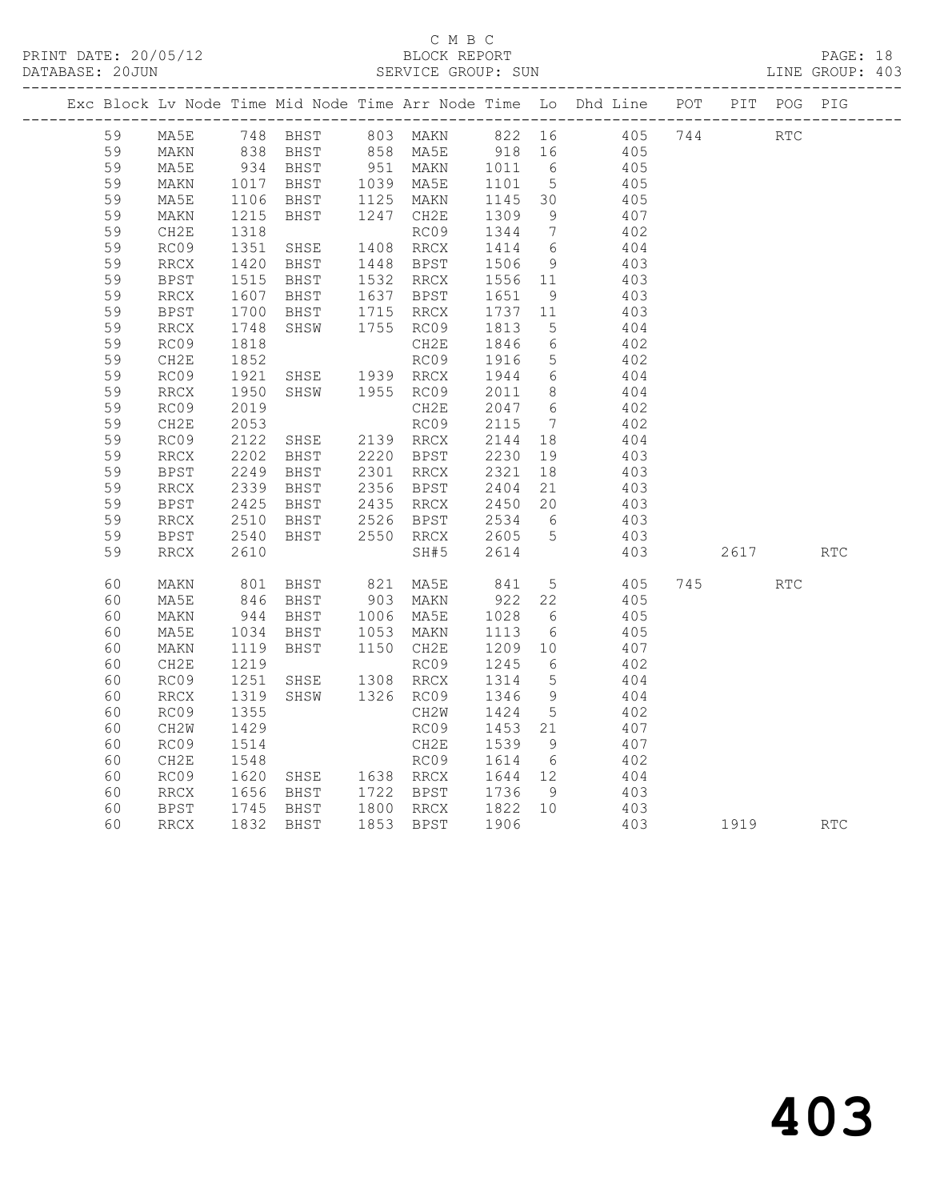C M B C
PRINT DATE: 20/05/12 BLOCK REPORT
DATABASE: 20JUN SERVICE GROUP: SUN LINE GROUP: 403

| Exc | Block | Lv | Node | Time | Mid Node | Time | Arr Node | Time | Lo | Dhd Line | POT | PIT | POG | PIG |
|---|---|---|---|---|---|---|---|---|---|---|---|---|---|---|
| | 59 | | MA5E | 748 | BHST | 803 | MAKN | 822 | 16 | 405 | 744 | | RTC | |
| | 59 | | MAKN | 838 | BHST | 858 | MA5E | 918 | 16 | 405 | | | | |
| | 59 | | MA5E | 934 | BHST | 951 | MAKN | 1011 | 6 | 405 | | | | |
| | 59 | | MAKN | 1017 | BHST | 1039 | MA5E | 1101 | 5 | 405 | | | | |
| | 59 | | MA5E | 1106 | BHST | 1125 | MAKN | 1145 | 30 | 405 | | | | |
| | 59 | | MAKN | 1215 | BHST | 1247 | CH2E | 1309 | 9 | 407 | | | | |
| | 59 | | CH2E | 1318 | | | RC09 | 1344 | 7 | 402 | | | | |
| | 59 | | RC09 | 1351 | SHSE | 1408 | RRCX | 1414 | 6 | 404 | | | | |
| | 59 | | RRCX | 1420 | BHST | 1448 | BPST | 1506 | 9 | 403 | | | | |
| | 59 | | BPST | 1515 | BHST | 1532 | RRCX | 1556 | 11 | 403 | | | | |
| | 59 | | RRCX | 1607 | BHST | 1637 | BPST | 1651 | 9 | 403 | | | | |
| | 59 | | BPST | 1700 | BHST | 1715 | RRCX | 1737 | 11 | 403 | | | | |
| | 59 | | RRCX | 1748 | SHSW | 1755 | RC09 | 1813 | 5 | 404 | | | | |
| | 59 | | RC09 | 1818 | | | CH2E | 1846 | 6 | 402 | | | | |
| | 59 | | CH2E | 1852 | | | RC09 | 1916 | 5 | 402 | | | | |
| | 59 | | RC09 | 1921 | SHSE | 1939 | RRCX | 1944 | 6 | 404 | | | | |
| | 59 | | RRCX | 1950 | SHSW | 1955 | RC09 | 2011 | 8 | 404 | | | | |
| | 59 | | RC09 | 2019 | | | CH2E | 2047 | 6 | 402 | | | | |
| | 59 | | CH2E | 2053 | | | RC09 | 2115 | 7 | 402 | | | | |
| | 59 | | RC09 | 2122 | SHSE | 2139 | RRCX | 2144 | 18 | 404 | | | | |
| | 59 | | RRCX | 2202 | BHST | 2220 | BPST | 2230 | 19 | 403 | | | | |
| | 59 | | BPST | 2249 | BHST | 2301 | RRCX | 2321 | 18 | 403 | | | | |
| | 59 | | RRCX | 2339 | BHST | 2356 | BPST | 2404 | 21 | 403 | | | | |
| | 59 | | BPST | 2425 | BHST | 2435 | RRCX | 2450 | 20 | 403 | | | | |
| | 59 | | RRCX | 2510 | BHST | 2526 | BPST | 2534 | 6 | 403 | | | | |
| | 59 | | BPST | 2540 | BHST | 2550 | RRCX | 2605 | 5 | 403 | | | | |
| | 59 | | RRCX | 2610 | | | SH#5 | 2614 | | 403 | | 2617 | | RTC |
| | 60 | | MAKN | 801 | BHST | 821 | MA5E | 841 | 5 | 405 | 745 | | RTC | |
| | 60 | | MA5E | 846 | BHST | 903 | MAKN | 922 | 22 | 405 | | | | |
| | 60 | | MAKN | 944 | BHST | 1006 | MA5E | 1028 | 6 | 405 | | | | |
| | 60 | | MA5E | 1034 | BHST | 1053 | MAKN | 1113 | 6 | 405 | | | | |
| | 60 | | MAKN | 1119 | BHST | 1150 | CH2E | 1209 | 10 | 407 | | | | |
| | 60 | | CH2E | 1219 | | | RC09 | 1245 | 6 | 402 | | | | |
| | 60 | | RC09 | 1251 | SHSE | 1308 | RRCX | 1314 | 5 | 404 | | | | |
| | 60 | | RRCX | 1319 | SHSW | 1326 | RC09 | 1346 | 9 | 404 | | | | |
| | 60 | | RC09 | 1355 | | | CH2W | 1424 | 5 | 402 | | | | |
| | 60 | | CH2W | 1429 | | | RC09 | 1453 | 21 | 407 | | | | |
| | 60 | | RC09 | 1514 | | | CH2E | 1539 | 9 | 407 | | | | |
| | 60 | | CH2E | 1548 | | | RC09 | 1614 | 6 | 402 | | | | |
| | 60 | | RC09 | 1620 | SHSE | 1638 | RRCX | 1644 | 12 | 404 | | | | |
| | 60 | | RRCX | 1656 | BHST | 1722 | BPST | 1736 | 9 | 403 | | | | |
| | 60 | | BPST | 1745 | BHST | 1800 | RRCX | 1822 | 10 | 403 | | | | |
| | 60 | | RRCX | 1832 | BHST | 1853 | BPST | 1906 | | 403 | | 1919 | | RTC |

# 403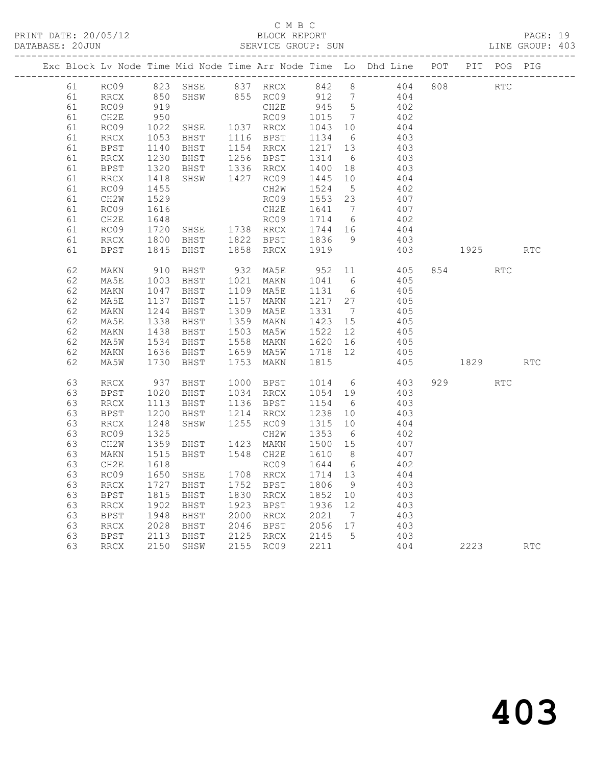C M B C
PRINT DATE: 20/05/12 BLOCK REPORT
DATABASE: 20JUN SERVICE GROUP: SUN LINE GROUP: 403

| Exc | Block | Lv Node | Time | Mid Node | Time | Arr Node | Time | Lo | Dhd Line | POT | PIT | POG | PIG |
|---|---|---|---|---|---|---|---|---|---|---|---|---|---|
| | 61 | RC09 | 823 | SHSE | 837 | RRCX | 842 | 8 | 404 | 808 | | RTC | |
| | 61 | RRCX | 850 | SHSW | 855 | RC09 | 912 | 7 | 404 | | | | |
| | 61 | RC09 | 919 | | | CH2E | 945 | 5 | 402 | | | | |
| | 61 | CH2E | 950 | | | RC09 | 1015 | 7 | 402 | | | | |
| | 61 | RC09 | 1022 | SHSE | 1037 | RRCX | 1043 | 10 | 404 | | | | |
| | 61 | RRCX | 1053 | BHST | 1116 | BPST | 1134 | 6 | 403 | | | | |
| | 61 | BPST | 1140 | BHST | 1154 | RRCX | 1217 | 13 | 403 | | | | |
| | 61 | RRCX | 1230 | BHST | 1256 | BPST | 1314 | 6 | 403 | | | | |
| | 61 | BPST | 1320 | BHST | 1336 | RRCX | 1400 | 18 | 403 | | | | |
| | 61 | RRCX | 1418 | SHSW | 1427 | RC09 | 1445 | 10 | 404 | | | | |
| | 61 | RC09 | 1455 | | | CH2W | 1524 | 5 | 402 | | | | |
| | 61 | CH2W | 1529 | | | RC09 | 1553 | 23 | 407 | | | | |
| | 61 | RC09 | 1616 | | | CH2E | 1641 | 7 | 407 | | | | |
| | 61 | CH2E | 1648 | | | RC09 | 1714 | 6 | 402 | | | | |
| | 61 | RC09 | 1720 | SHSE | 1738 | RRCX | 1744 | 16 | 404 | | | | |
| | 61 | RRCX | 1800 | BHST | 1822 | BPST | 1836 | 9 | 403 | | | | |
| | 61 | BPST | 1845 | BHST | 1858 | RRCX | 1919 | | 403 | | 1925 | | RTC |
| | 62 | MAKN | 910 | BHST | 932 | MA5E | 952 | 11 | 405 | 854 | | RTC | |
| | 62 | MA5E | 1003 | BHST | 1021 | MAKN | 1041 | 6 | 405 | | | | |
| | 62 | MAKN | 1047 | BHST | 1109 | MA5E | 1131 | 6 | 405 | | | | |
| | 62 | MA5E | 1137 | BHST | 1157 | MAKN | 1217 | 27 | 405 | | | | |
| | 62 | MAKN | 1244 | BHST | 1309 | MA5E | 1331 | 7 | 405 | | | | |
| | 62 | MA5E | 1338 | BHST | 1359 | MAKN | 1423 | 15 | 405 | | | | |
| | 62 | MAKN | 1438 | BHST | 1503 | MA5W | 1522 | 12 | 405 | | | | |
| | 62 | MA5W | 1534 | BHST | 1558 | MAKN | 1620 | 16 | 405 | | | | |
| | 62 | MAKN | 1636 | BHST | 1659 | MA5W | 1718 | 12 | 405 | | | | |
| | 62 | MA5W | 1730 | BHST | 1753 | MAKN | 1815 | | 405 | | 1829 | | RTC |
| | 63 | RRCX | 937 | BHST | 1000 | BPST | 1014 | 6 | 403 | 929 | | RTC | |
| | 63 | BPST | 1020 | BHST | 1034 | RRCX | 1054 | 19 | 403 | | | | |
| | 63 | RRCX | 1113 | BHST | 1136 | BPST | 1154 | 6 | 403 | | | | |
| | 63 | BPST | 1200 | BHST | 1214 | RRCX | 1238 | 10 | 403 | | | | |
| | 63 | RRCX | 1248 | SHSW | 1255 | RC09 | 1315 | 10 | 404 | | | | |
| | 63 | RC09 | 1325 | | | CH2W | 1353 | 6 | 402 | | | | |
| | 63 | CH2W | 1359 | BHST | 1423 | MAKN | 1500 | 15 | 407 | | | | |
| | 63 | MAKN | 1515 | BHST | 1548 | CH2E | 1610 | 8 | 407 | | | | |
| | 63 | CH2E | 1618 | | | RC09 | 1644 | 6 | 402 | | | | |
| | 63 | RC09 | 1650 | SHSE | 1708 | RRCX | 1714 | 13 | 404 | | | | |
| | 63 | RRCX | 1727 | BHST | 1752 | BPST | 1806 | 9 | 403 | | | | |
| | 63 | BPST | 1815 | BHST | 1830 | RRCX | 1852 | 10 | 403 | | | | |
| | 63 | RRCX | 1902 | BHST | 1923 | BPST | 1936 | 12 | 403 | | | | |
| | 63 | BPST | 1948 | BHST | 2000 | RRCX | 2021 | 7 | 403 | | | | |
| | 63 | RRCX | 2028 | BHST | 2046 | BPST | 2056 | 17 | 403 | | | | |
| | 63 | BPST | 2113 | BHST | 2125 | RRCX | 2145 | 5 | 403 | | | | |
| | 63 | RRCX | 2150 | SHSW | 2155 | RC09 | 2211 | | 404 | | 2223 | | RTC |

403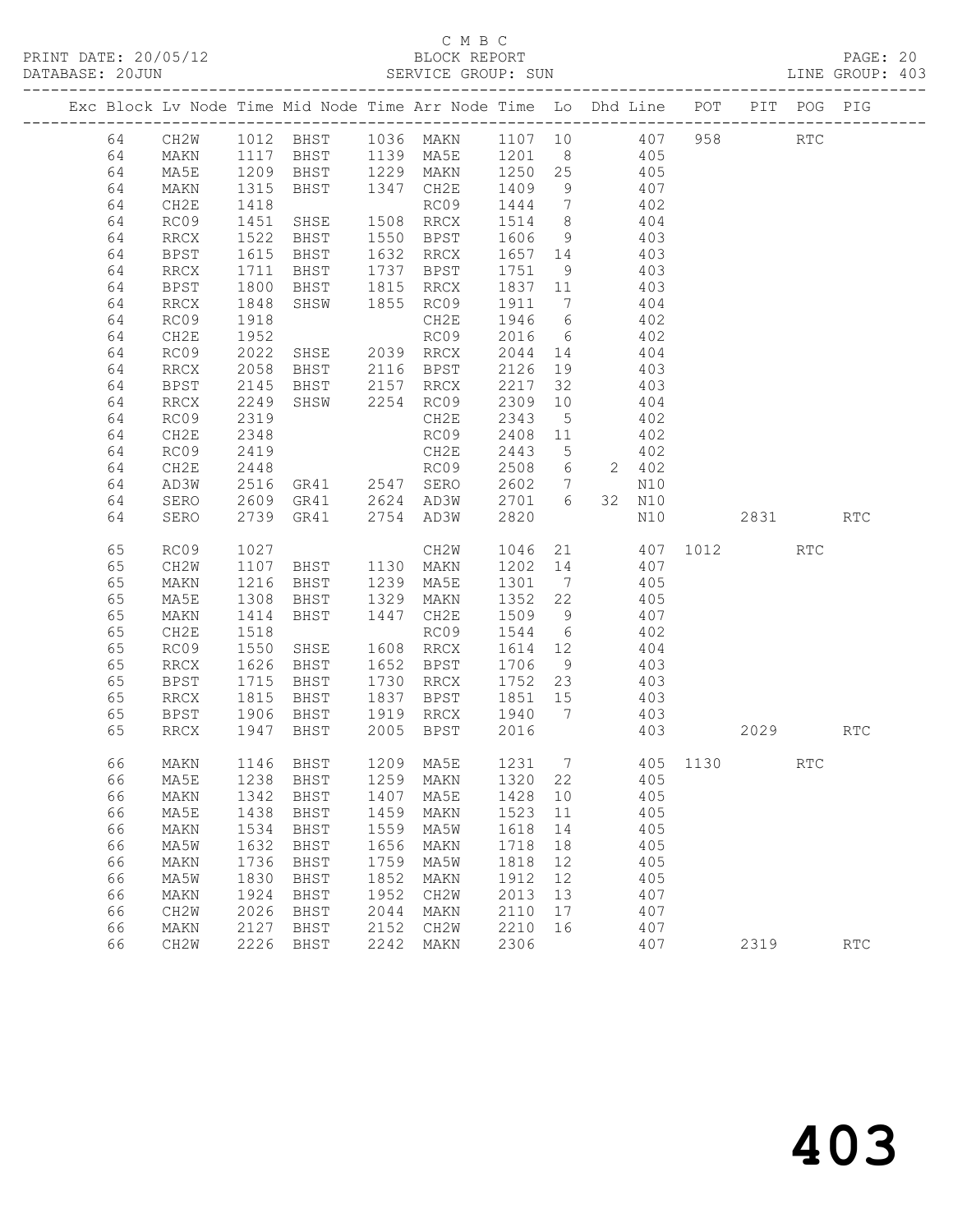C M B C

PRINT DATE: 20/05/12 BLOCK REPORT PAGE: 20
DATABASE: 20JUN SERVICE GROUP: SUN LINE GROUP: 403

| Exc | Block | Lv | Node | Time | Mid Node | Time | Arr Node | Time | Lo | Dhd | Line | POT | PIT | POG | PIG |
|---|---|---|---|---|---|---|---|---|---|---|---|---|---|---|---|
| | 64 | | CH2W | 1012 | BHST | 1036 | MAKN | 1107 | 10 | | 407 | 958 | | RTC | |
| | 64 | | MAKN | 1117 | BHST | 1139 | MA5E | 1201 | 8 | | 405 | | | | |
| | 64 | | MA5E | 1209 | BHST | 1229 | MAKN | 1250 | 25 | | 405 | | | | |
| | 64 | | MAKN | 1315 | BHST | 1347 | CH2E | 1409 | 9 | | 407 | | | | |
| | 64 | | CH2E | 1418 | | | RC09 | 1444 | 7 | | 402 | | | | |
| | 64 | | RC09 | 1451 | SHSE | 1508 | RRCX | 1514 | 8 | | 404 | | | | |
| | 64 | | RRCX | 1522 | BHST | 1550 | BPST | 1606 | 9 | | 403 | | | | |
| | 64 | | BPST | 1615 | BHST | 1632 | RRCX | 1657 | 14 | | 403 | | | | |
| | 64 | | RRCX | 1711 | BHST | 1737 | BPST | 1751 | 9 | | 403 | | | | |
| | 64 | | BPST | 1800 | BHST | 1815 | RRCX | 1837 | 11 | | 403 | | | | |
| | 64 | | RRCX | 1848 | SHSW | 1855 | RC09 | 1911 | 7 | | 404 | | | | |
| | 64 | | RC09 | 1918 | | | CH2E | 1946 | 6 | | 402 | | | | |
| | 64 | | CH2E | 1952 | | | RC09 | 2016 | 6 | | 402 | | | | |
| | 64 | | RC09 | 2022 | SHSE | 2039 | RRCX | 2044 | 14 | | 404 | | | | |
| | 64 | | RRCX | 2058 | BHST | 2116 | BPST | 2126 | 19 | | 403 | | | | |
| | 64 | | BPST | 2145 | BHST | 2157 | RRCX | 2217 | 32 | | 403 | | | | |
| | 64 | | RRCX | 2249 | SHSW | 2254 | RC09 | 2309 | 10 | | 404 | | | | |
| | 64 | | RC09 | 2319 | | | CH2E | 2343 | 5 | | 402 | | | | |
| | 64 | | CH2E | 2348 | | | RC09 | 2408 | 11 | | 402 | | | | |
| | 64 | | RC09 | 2419 | | | CH2E | 2443 | 5 | | 402 | | | | |
| | 64 | | CH2E | 2448 | | | RC09 | 2508 | 6 | 2 | 402 | | | | |
| | 64 | | AD3W | 2516 | GR41 | 2547 | SERO | 2602 | 7 | | N10 | | | | |
| | 64 | | SERO | 2609 | GR41 | 2624 | AD3W | 2701 | 6 | 32 | N10 | | | | |
| | 64 | | SERO | 2739 | GR41 | 2754 | AD3W | 2820 | | | N10 | | 2831 | | RTC |
| | 65 | | RC09 | 1027 | | | CH2W | 1046 | 21 | | 407 | 1012 | | RTC | |
| | 65 | | CH2W | 1107 | BHST | 1130 | MAKN | 1202 | 14 | | 407 | | | | |
| | 65 | | MAKN | 1216 | BHST | 1239 | MA5E | 1301 | 7 | | 405 | | | | |
| | 65 | | MA5E | 1308 | BHST | 1329 | MAKN | 1352 | 22 | | 405 | | | | |
| | 65 | | MAKN | 1414 | BHST | 1447 | CH2E | 1509 | 9 | | 407 | | | | |
| | 65 | | CH2E | 1518 | | | RC09 | 1544 | 6 | | 402 | | | | |
| | 65 | | RC09 | 1550 | SHSE | 1608 | RRCX | 1614 | 12 | | 404 | | | | |
| | 65 | | RRCX | 1626 | BHST | 1652 | BPST | 1706 | 9 | | 403 | | | | |
| | 65 | | BPST | 1715 | BHST | 1730 | RRCX | 1752 | 23 | | 403 | | | | |
| | 65 | | RRCX | 1815 | BHST | 1837 | BPST | 1851 | 15 | | 403 | | | | |
| | 65 | | BPST | 1906 | BHST | 1919 | RRCX | 1940 | 7 | | 403 | | | | |
| | 65 | | RRCX | 1947 | BHST | 2005 | BPST | 2016 | | | 403 | | 2029 | | RTC |
| | 66 | | MAKN | 1146 | BHST | 1209 | MA5E | 1231 | 7 | | 405 | 1130 | | RTC | |
| | 66 | | MA5E | 1238 | BHST | 1259 | MAKN | 1320 | 22 | | 405 | | | | |
| | 66 | | MAKN | 1342 | BHST | 1407 | MA5E | 1428 | 10 | | 405 | | | | |
| | 66 | | MA5E | 1438 | BHST | 1459 | MAKN | 1523 | 11 | | 405 | | | | |
| | 66 | | MAKN | 1534 | BHST | 1559 | MA5W | 1618 | 14 | | 405 | | | | |
| | 66 | | MA5W | 1632 | BHST | 1656 | MAKN | 1718 | 18 | | 405 | | | | |
| | 66 | | MAKN | 1736 | BHST | 1759 | MA5W | 1818 | 12 | | 405 | | | | |
| | 66 | | MA5W | 1830 | BHST | 1852 | MAKN | 1912 | 12 | | 405 | | | | |
| | 66 | | MAKN | 1924 | BHST | 1952 | CH2W | 2013 | 13 | | 407 | | | | |
| | 66 | | CH2W | 2026 | BHST | 2044 | MAKN | 2110 | 17 | | 407 | | | | |
| | 66 | | MAKN | 2127 | BHST | 2152 | CH2W | 2210 | 16 | | 407 | | | | |
| | 66 | | CH2W | 2226 | BHST | 2242 | MAKN | 2306 | | | 407 | | 2319 | | RTC |

403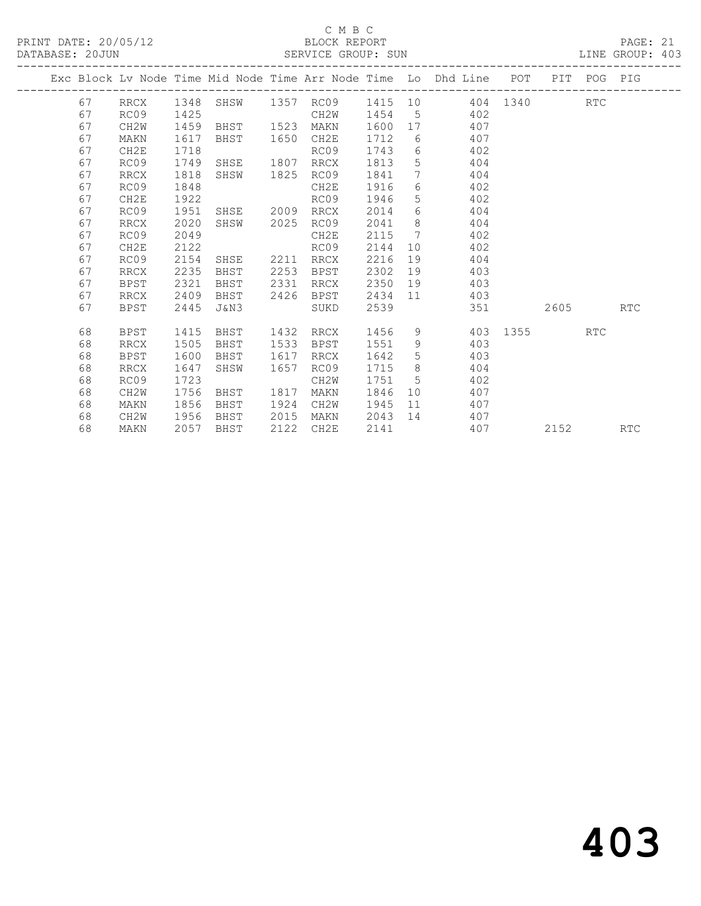C M B C

PRINT DATE: 20/05/12 BLOCK REPORT

DATABASE: 20JUN SERVICE GROUP: SUN LINE GROUP: 403

| Exc | Block | Lv | Node | Time | Mid Node | Time | Arr Node | Time | Lo | Dhd Line | POT | PIT | POG | PIG |
|---|---|---|---|---|---|---|---|---|---|---|---|---|---|---|
| | 67 | | RRCX | 1348 | SHSW | 1357 | RC09 | 1415 | 10 | 404 | 1340 | | RTC | |
| | 67 | | RC09 | 1425 | | | CH2W | 1454 | 5 | 402 | | | | |
| | 67 | | CH2W | 1459 | BHST | 1523 | MAKN | 1600 | 17 | 407 | | | | |
| | 67 | | MAKN | 1617 | BHST | 1650 | CH2E | 1712 | 6 | 407 | | | | |
| | 67 | | CH2E | 1718 | | | RC09 | 1743 | 6 | 402 | | | | |
| | 67 | | RC09 | 1749 | SHSE | 1807 | RRCX | 1813 | 5 | 404 | | | | |
| | 67 | | RRCX | 1818 | SHSW | 1825 | RC09 | 1841 | 7 | 404 | | | | |
| | 67 | | RC09 | 1848 | | | CH2E | 1916 | 6 | 402 | | | | |
| | 67 | | CH2E | 1922 | | | RC09 | 1946 | 5 | 402 | | | | |
| | 67 | | RC09 | 1951 | SHSE | 2009 | RRCX | 2014 | 6 | 404 | | | | |
| | 67 | | RRCX | 2020 | SHSW | 2025 | RC09 | 2041 | 8 | 404 | | | | |
| | 67 | | RC09 | 2049 | | | CH2E | 2115 | 7 | 402 | | | | |
| | 67 | | CH2E | 2122 | | | RC09 | 2144 | 10 | 402 | | | | |
| | 67 | | RC09 | 2154 | SHSE | 2211 | RRCX | 2216 | 19 | 404 | | | | |
| | 67 | | RRCX | 2235 | BHST | 2253 | BPST | 2302 | 19 | 403 | | | | |
| | 67 | | BPST | 2321 | BHST | 2331 | RRCX | 2350 | 19 | 403 | | | | |
| | 67 | | RRCX | 2409 | BHST | 2426 | BPST | 2434 | 11 | 403 | | | | |
| | 67 | | BPST | 2445 | J&N3 | | SUKD | 2539 | | 351 | | 2605 | | RTC |
| | 68 | | BPST | 1415 | BHST | 1432 | RRCX | 1456 | 9 | 403 | 1355 | | RTC | |
| | 68 | | RRCX | 1505 | BHST | 1533 | BPST | 1551 | 9 | 403 | | | | |
| | 68 | | BPST | 1600 | BHST | 1617 | RRCX | 1642 | 5 | 403 | | | | |
| | 68 | | RRCX | 1647 | SHSW | 1657 | RC09 | 1715 | 8 | 404 | | | | |
| | 68 | | RC09 | 1723 | | | CH2W | 1751 | 5 | 402 | | | | |
| | 68 | | CH2W | 1756 | BHST | 1817 | MAKN | 1846 | 10 | 407 | | | | |
| | 68 | | MAKN | 1856 | BHST | 1924 | CH2W | 1945 | 11 | 407 | | | | |
| | 68 | | CH2W | 1956 | BHST | 2015 | MAKN | 2043 | 14 | 407 | | | | |
| | 68 | | MAKN | 2057 | BHST | 2122 | CH2E | 2141 | | 407 | | 2152 | | RTC |

403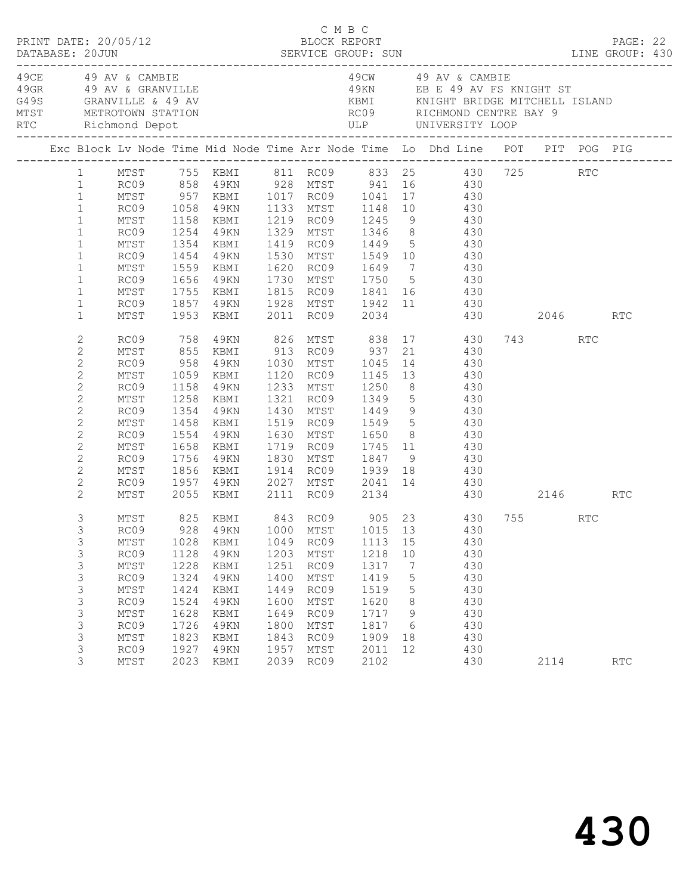C M B C
PRINT DATE: 20/05/12 BLOCK REPORT
DATABASE: 20JUN SERVICE GROUP: SUN LINE GROUP: 430

| Code | Description | Code | Description |
|---|---|---|---|
| 49CE | 49 AV & CAMBIE | 49CW | 49 AV & CAMBIE |
| 49GR | 49 AV & GRANVILLE | 49KN | EB E 49 AV FS KNIGHT ST |
| G49S | GRANVILLE & 49 AV | KBMI | KNIGHT BRIDGE MITCHELL ISLAND |
| MTST | METROTOWN STATION | RC09 | RICHMOND CENTRE BAY 9 |
| RTC | Richmond Depot | ULP | UNIVERSITY LOOP |

| Exc | Block | Lv Node | Time | Mid Node | Time | Arr Node | Time | Lo | Dhd Line | POT | PIT | POG | PIG |
|---|---|---|---|---|---|---|---|---|---|---|---|---|---|
| | 1 | MTST | 755 | KBMI | 811 | RC09 | 833 | 25 | 430 | 725 | | RTC | |
| | 1 | RC09 | 858 | 49KN | 928 | MTST | 941 | 16 | 430 | | | | |
| | 1 | MTST | 957 | KBMI | 1017 | RC09 | 1041 | 17 | 430 | | | | |
| | 1 | RC09 | 1058 | 49KN | 1133 | MTST | 1148 | 10 | 430 | | | | |
| | 1 | MTST | 1158 | KBMI | 1219 | RC09 | 1245 | 9 | 430 | | | | |
| | 1 | RC09 | 1254 | 49KN | 1329 | MTST | 1346 | 8 | 430 | | | | |
| | 1 | MTST | 1354 | KBMI | 1419 | RC09 | 1449 | 5 | 430 | | | | |
| | 1 | RC09 | 1454 | 49KN | 1530 | MTST | 1549 | 10 | 430 | | | | |
| | 1 | MTST | 1559 | KBMI | 1620 | RC09 | 1649 | 7 | 430 | | | | |
| | 1 | RC09 | 1656 | 49KN | 1730 | MTST | 1750 | 5 | 430 | | | | |
| | 1 | MTST | 1755 | KBMI | 1815 | RC09 | 1841 | 16 | 430 | | | | |
| | 1 | RC09 | 1857 | 49KN | 1928 | MTST | 1942 | 11 | 430 | | | | |
| | 1 | MTST | 1953 | KBMI | 2011 | RC09 | 2034 | | 430 | | 2046 | | RTC |
| | 2 | RC09 | 758 | 49KN | 826 | MTST | 838 | 17 | 430 | 743 | | RTC | |
| | 2 | MTST | 855 | KBMI | 913 | RC09 | 937 | 21 | 430 | | | | |
| | 2 | RC09 | 958 | 49KN | 1030 | MTST | 1045 | 14 | 430 | | | | |
| | 2 | MTST | 1059 | KBMI | 1120 | RC09 | 1145 | 13 | 430 | | | | |
| | 2 | RC09 | 1158 | 49KN | 1233 | MTST | 1250 | 8 | 430 | | | | |
| | 2 | MTST | 1258 | KBMI | 1321 | RC09 | 1349 | 5 | 430 | | | | |
| | 2 | RC09 | 1354 | 49KN | 1430 | MTST | 1449 | 9 | 430 | | | | |
| | 2 | MTST | 1458 | KBMI | 1519 | RC09 | 1549 | 5 | 430 | | | | |
| | 2 | RC09 | 1554 | 49KN | 1630 | MTST | 1650 | 8 | 430 | | | | |
| | 2 | MTST | 1658 | KBMI | 1719 | RC09 | 1745 | 11 | 430 | | | | |
| | 2 | RC09 | 1756 | 49KN | 1830 | MTST | 1847 | 9 | 430 | | | | |
| | 2 | MTST | 1856 | KBMI | 1914 | RC09 | 1939 | 18 | 430 | | | | |
| | 2 | RC09 | 1957 | 49KN | 2027 | MTST | 2041 | 14 | 430 | | | | |
| | 2 | MTST | 2055 | KBMI | 2111 | RC09 | 2134 | | 430 | | 2146 | | RTC |
| | 3 | MTST | 825 | KBMI | 843 | RC09 | 905 | 23 | 430 | 755 | | RTC | |
| | 3 | RC09 | 928 | 49KN | 1000 | MTST | 1015 | 13 | 430 | | | | |
| | 3 | MTST | 1028 | KBMI | 1049 | RC09 | 1113 | 15 | 430 | | | | |
| | 3 | RC09 | 1128 | 49KN | 1203 | MTST | 1218 | 10 | 430 | | | | |
| | 3 | MTST | 1228 | KBMI | 1251 | RC09 | 1317 | 7 | 430 | | | | |
| | 3 | RC09 | 1324 | 49KN | 1400 | MTST | 1419 | 5 | 430 | | | | |
| | 3 | MTST | 1424 | KBMI | 1449 | RC09 | 1519 | 5 | 430 | | | | |
| | 3 | RC09 | 1524 | 49KN | 1600 | MTST | 1620 | 8 | 430 | | | | |
| | 3 | MTST | 1628 | KBMI | 1649 | RC09 | 1717 | 9 | 430 | | | | |
| | 3 | RC09 | 1726 | 49KN | 1800 | MTST | 1817 | 6 | 430 | | | | |
| | 3 | MTST | 1823 | KBMI | 1843 | RC09 | 1909 | 18 | 430 | | | | |
| | 3 | RC09 | 1927 | 49KN | 1957 | MTST | 2011 | 12 | 430 | | | | |
| | 3 | MTST | 2023 | KBMI | 2039 | RC09 | 2102 | | 430 | | 2114 | | RTC |

430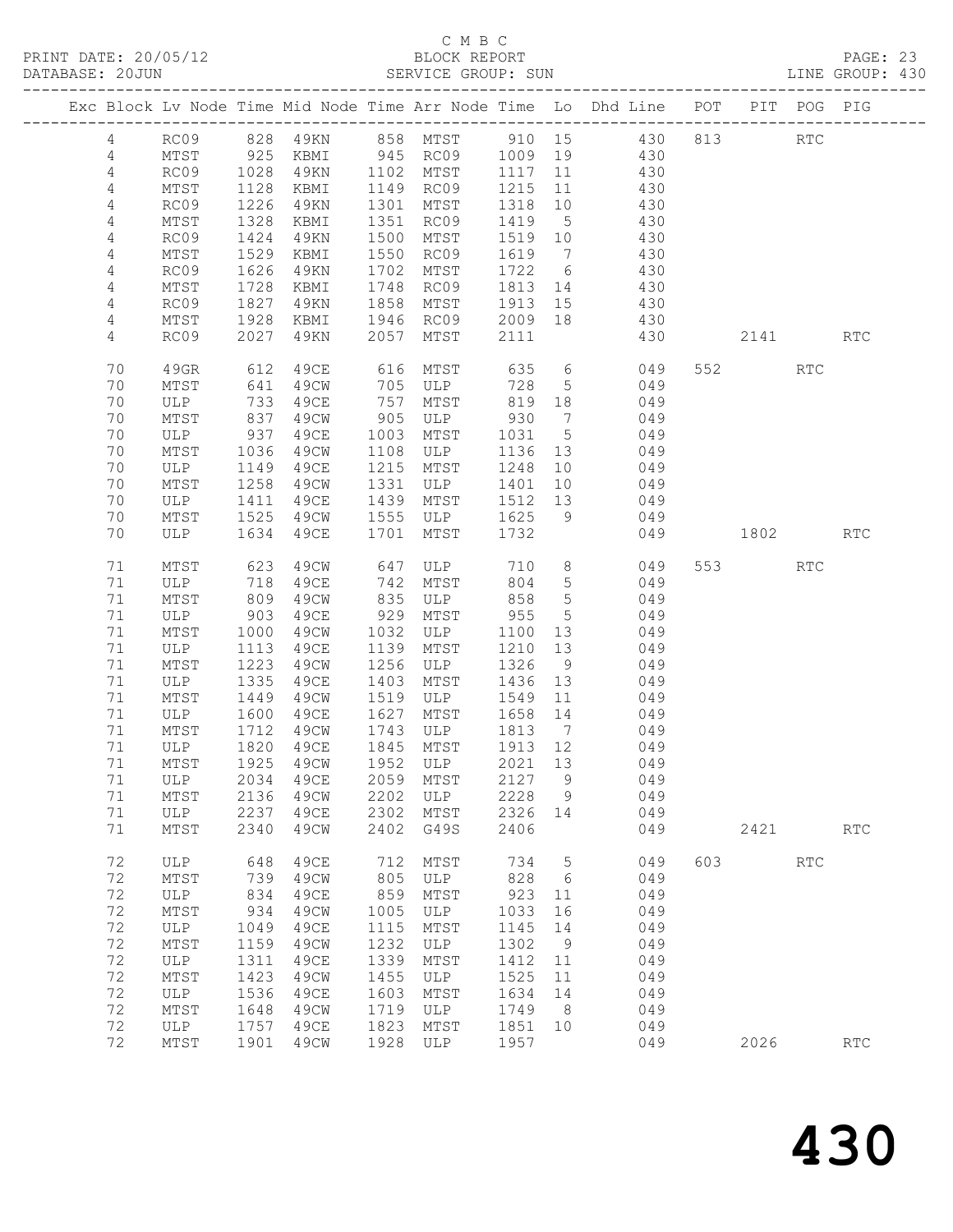C M B C

BLOCK REPORT

SERVICE GROUP: SUN

| Exc | Block | Lv | Node | Time | Mid Node | Time | Arr Node | Time | Lo | Dhd Line | POT | PIT | POG | PIG |
|---|---|---|---|---|---|---|---|---|---|---|---|---|---|---|
| | 4 | | RC09 | 828 | 49KN | 858 | MTST | 910 | 15 | 430 | 813 | | RTC | |
| | 4 | | MTST | 925 | KBMI | 945 | RC09 | 1009 | 19 | 430 | | | | |
| | 4 | | RC09 | 1028 | 49KN | 1102 | MTST | 1117 | 11 | 430 | | | | |
| | 4 | | MTST | 1128 | KBMI | 1149 | RC09 | 1215 | 11 | 430 | | | | |
| | 4 | | RC09 | 1226 | 49KN | 1301 | MTST | 1318 | 10 | 430 | | | | |
| | 4 | | MTST | 1328 | KBMI | 1351 | RC09 | 1419 | 5 | 430 | | | | |
| | 4 | | RC09 | 1424 | 49KN | 1500 | MTST | 1519 | 10 | 430 | | | | |
| | 4 | | MTST | 1529 | KBMI | 1550 | RC09 | 1619 | 7 | 430 | | | | |
| | 4 | | RC09 | 1626 | 49KN | 1702 | MTST | 1722 | 6 | 430 | | | | |
| | 4 | | MTST | 1728 | KBMI | 1748 | RC09 | 1813 | 14 | 430 | | | | |
| | 4 | | RC09 | 1827 | 49KN | 1858 | MTST | 1913 | 15 | 430 | | | | |
| | 4 | | MTST | 1928 | KBMI | 1946 | RC09 | 2009 | 18 | 430 | | | | |
| | 4 | | RC09 | 2027 | 49KN | 2057 | MTST | 2111 | | 430 | | 2141 | | RTC |
| | 70 | | 49GR | 612 | 49CE | 616 | MTST | 635 | 6 | 049 | 552 | | RTC | |
| | 70 | | MTST | 641 | 49CW | 705 | ULP | 728 | 5 | 049 | | | | |
| | 70 | | ULP | 733 | 49CE | 757 | MTST | 819 | 18 | 049 | | | | |
| | 70 | | MTST | 837 | 49CW | 905 | ULP | 930 | 7 | 049 | | | | |
| | 70 | | ULP | 937 | 49CE | 1003 | MTST | 1031 | 5 | 049 | | | | |
| | 70 | | MTST | 1036 | 49CW | 1108 | ULP | 1136 | 13 | 049 | | | | |
| | 70 | | ULP | 1149 | 49CE | 1215 | MTST | 1248 | 10 | 049 | | | | |
| | 70 | | MTST | 1258 | 49CW | 1331 | ULP | 1401 | 10 | 049 | | | | |
| | 70 | | ULP | 1411 | 49CE | 1439 | MTST | 1512 | 13 | 049 | | | | |
| | 70 | | MTST | 1525 | 49CW | 1555 | ULP | 1625 | 9 | 049 | | | | |
| | 70 | | ULP | 1634 | 49CE | 1701 | MTST | 1732 | | 049 | | 1802 | | RTC |
| | 71 | | MTST | 623 | 49CW | 647 | ULP | 710 | 8 | 049 | 553 | | RTC | |
| | 71 | | ULP | 718 | 49CE | 742 | MTST | 804 | 5 | 049 | | | | |
| | 71 | | MTST | 809 | 49CW | 835 | ULP | 858 | 5 | 049 | | | | |
| | 71 | | ULP | 903 | 49CE | 929 | MTST | 955 | 5 | 049 | | | | |
| | 71 | | MTST | 1000 | 49CW | 1032 | ULP | 1100 | 13 | 049 | | | | |
| | 71 | | ULP | 1113 | 49CE | 1139 | MTST | 1210 | 13 | 049 | | | | |
| | 71 | | MTST | 1223 | 49CW | 1256 | ULP | 1326 | 9 | 049 | | | | |
| | 71 | | ULP | 1335 | 49CE | 1403 | MTST | 1436 | 13 | 049 | | | | |
| | 71 | | MTST | 1449 | 49CW | 1519 | ULP | 1549 | 11 | 049 | | | | |
| | 71 | | ULP | 1600 | 49CE | 1627 | MTST | 1658 | 14 | 049 | | | | |
| | 71 | | MTST | 1712 | 49CW | 1743 | ULP | 1813 | 7 | 049 | | | | |
| | 71 | | ULP | 1820 | 49CE | 1845 | MTST | 1913 | 12 | 049 | | | | |
| | 71 | | MTST | 1925 | 49CW | 1952 | ULP | 2021 | 13 | 049 | | | | |
| | 71 | | ULP | 2034 | 49CE | 2059 | MTST | 2127 | 9 | 049 | | | | |
| | 71 | | MTST | 2136 | 49CW | 2202 | ULP | 2228 | 9 | 049 | | | | |
| | 71 | | ULP | 2237 | 49CE | 2302 | MTST | 2326 | 14 | 049 | | | | |
| | 71 | | MTST | 2340 | 49CW | 2402 | G49S | 2406 | | 049 | | 2421 | | RTC |
| | 72 | | ULP | 648 | 49CE | 712 | MTST | 734 | 5 | 049 | 603 | | RTC | |
| | 72 | | MTST | 739 | 49CW | 805 | ULP | 828 | 6 | 049 | | | | |
| | 72 | | ULP | 834 | 49CE | 859 | MTST | 923 | 11 | 049 | | | | |
| | 72 | | MTST | 934 | 49CW | 1005 | ULP | 1033 | 16 | 049 | | | | |
| | 72 | | ULP | 1049 | 49CE | 1115 | MTST | 1145 | 14 | 049 | | | | |
| | 72 | | MTST | 1159 | 49CW | 1232 | ULP | 1302 | 9 | 049 | | | | |
| | 72 | | ULP | 1311 | 49CE | 1339 | MTST | 1412 | 11 | 049 | | | | |
| | 72 | | MTST | 1423 | 49CW | 1455 | ULP | 1525 | 11 | 049 | | | | |
| | 72 | | ULP | 1536 | 49CE | 1603 | MTST | 1634 | 14 | 049 | | | | |
| | 72 | | MTST | 1648 | 49CW | 1719 | ULP | 1749 | 8 | 049 | | | | |
| | 72 | | ULP | 1757 | 49CE | 1823 | MTST | 1851 | 10 | 049 | | | | |
| | 72 | | MTST | 1901 | 49CW | 1928 | ULP | 1957 | | 049 | | 2026 | | RTC |

# 430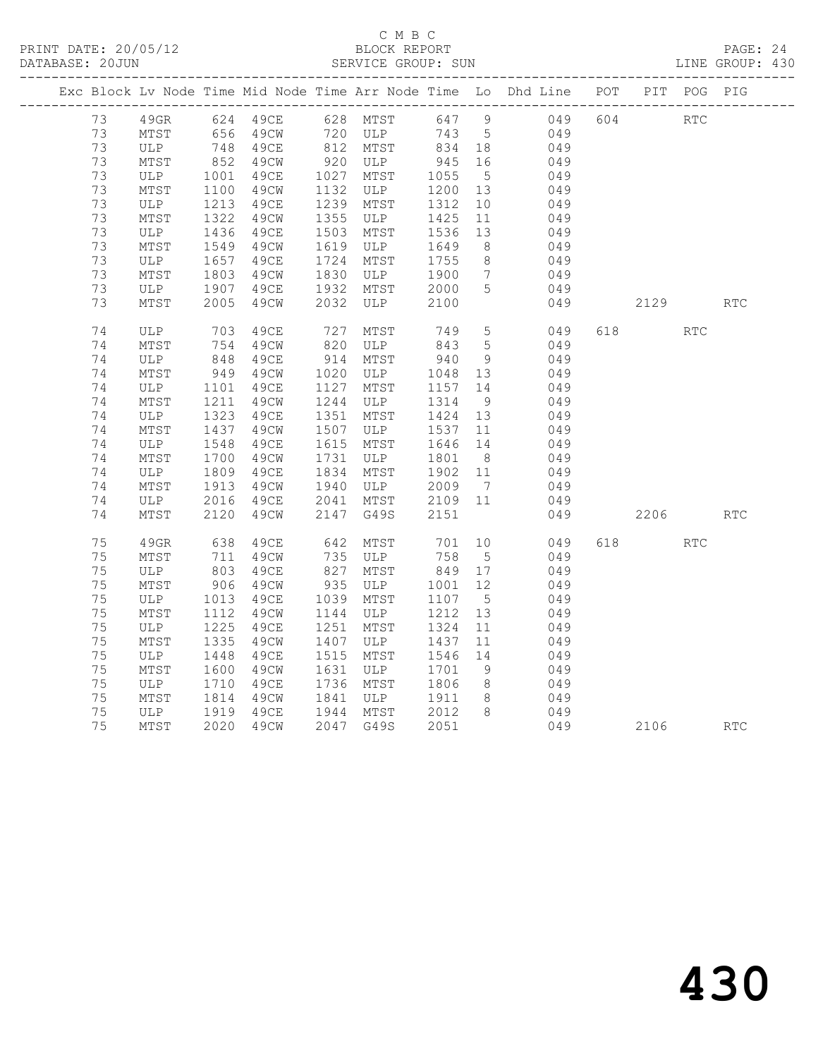C M B C

PRINT DATE: 20/05/12 BLOCK REPORT

DATABASE: 20JUN SERVICE GROUP: SUN LINE GROUP: 430

| Exc | Block | Lv | Node | Time | Mid Node | Time | Arr Node | Time | Lo | Dhd Line | POT | PIT | POG | PIG |
|---|---|---|---|---|---|---|---|---|---|---|---|---|---|---|
| | 73 | | 49GR | 624 | 49CE | 628 | MTST | 647 | 9 | 049 | 604 | | RTC | |
| | 73 | | MTST | 656 | 49CW | 720 | ULP | 743 | 5 | 049 | | | | |
| | 73 | | ULP | 748 | 49CE | 812 | MTST | 834 | 18 | 049 | | | | |
| | 73 | | MTST | 852 | 49CW | 920 | ULP | 945 | 16 | 049 | | | | |
| | 73 | | ULP | 1001 | 49CE | 1027 | MTST | 1055 | 5 | 049 | | | | |
| | 73 | | MTST | 1100 | 49CW | 1132 | ULP | 1200 | 13 | 049 | | | | |
| | 73 | | ULP | 1213 | 49CE | 1239 | MTST | 1312 | 10 | 049 | | | | |
| | 73 | | MTST | 1322 | 49CW | 1355 | ULP | 1425 | 11 | 049 | | | | |
| | 73 | | ULP | 1436 | 49CE | 1503 | MTST | 1536 | 13 | 049 | | | | |
| | 73 | | MTST | 1549 | 49CW | 1619 | ULP | 1649 | 8 | 049 | | | | |
| | 73 | | ULP | 1657 | 49CE | 1724 | MTST | 1755 | 8 | 049 | | | | |
| | 73 | | MTST | 1803 | 49CW | 1830 | ULP | 1900 | 7 | 049 | | | | |
| | 73 | | ULP | 1907 | 49CE | 1932 | MTST | 2000 | 5 | 049 | | | | |
| | 73 | | MTST | 2005 | 49CW | 2032 | ULP | 2100 | | 049 | | 2129 | | RTC |
| | 74 | | ULP | 703 | 49CE | 727 | MTST | 749 | 5 | 049 | 618 | | RTC | |
| | 74 | | MTST | 754 | 49CW | 820 | ULP | 843 | 5 | 049 | | | | |
| | 74 | | ULP | 848 | 49CE | 914 | MTST | 940 | 9 | 049 | | | | |
| | 74 | | MTST | 949 | 49CW | 1020 | ULP | 1048 | 13 | 049 | | | | |
| | 74 | | ULP | 1101 | 49CE | 1127 | MTST | 1157 | 14 | 049 | | | | |
| | 74 | | MTST | 1211 | 49CW | 1244 | ULP | 1314 | 9 | 049 | | | | |
| | 74 | | ULP | 1323 | 49CE | 1351 | MTST | 1424 | 13 | 049 | | | | |
| | 74 | | MTST | 1437 | 49CW | 1507 | ULP | 1537 | 11 | 049 | | | | |
| | 74 | | ULP | 1548 | 49CE | 1615 | MTST | 1646 | 14 | 049 | | | | |
| | 74 | | MTST | 1700 | 49CW | 1731 | ULP | 1801 | 8 | 049 | | | | |
| | 74 | | ULP | 1809 | 49CE | 1834 | MTST | 1902 | 11 | 049 | | | | |
| | 74 | | MTST | 1913 | 49CW | 1940 | ULP | 2009 | 7 | 049 | | | | |
| | 74 | | ULP | 2016 | 49CE | 2041 | MTST | 2109 | 11 | 049 | | | | |
| | 74 | | MTST | 2120 | 49CW | 2147 | G49S | 2151 | | 049 | | 2206 | | RTC |
| | 75 | | 49GR | 638 | 49CE | 642 | MTST | 701 | 10 | 049 | 618 | | RTC | |
| | 75 | | MTST | 711 | 49CW | 735 | ULP | 758 | 5 | 049 | | | | |
| | 75 | | ULP | 803 | 49CE | 827 | MTST | 849 | 17 | 049 | | | | |
| | 75 | | MTST | 906 | 49CW | 935 | ULP | 1001 | 12 | 049 | | | | |
| | 75 | | ULP | 1013 | 49CE | 1039 | MTST | 1107 | 5 | 049 | | | | |
| | 75 | | MTST | 1112 | 49CW | 1144 | ULP | 1212 | 13 | 049 | | | | |
| | 75 | | ULP | 1225 | 49CE | 1251 | MTST | 1324 | 11 | 049 | | | | |
| | 75 | | MTST | 1335 | 49CW | 1407 | ULP | 1437 | 11 | 049 | | | | |
| | 75 | | ULP | 1448 | 49CE | 1515 | MTST | 1546 | 14 | 049 | | | | |
| | 75 | | MTST | 1600 | 49CW | 1631 | ULP | 1701 | 9 | 049 | | | | |
| | 75 | | ULP | 1710 | 49CE | 1736 | MTST | 1806 | 8 | 049 | | | | |
| | 75 | | MTST | 1814 | 49CW | 1841 | ULP | 1911 | 8 | 049 | | | | |
| | 75 | | ULP | 1919 | 49CE | 1944 | MTST | 2012 | 8 | 049 | | | | |
| | 75 | | MTST | 2020 | 49CW | 2047 | G49S | 2051 | | 049 | | 2106 | | RTC |

430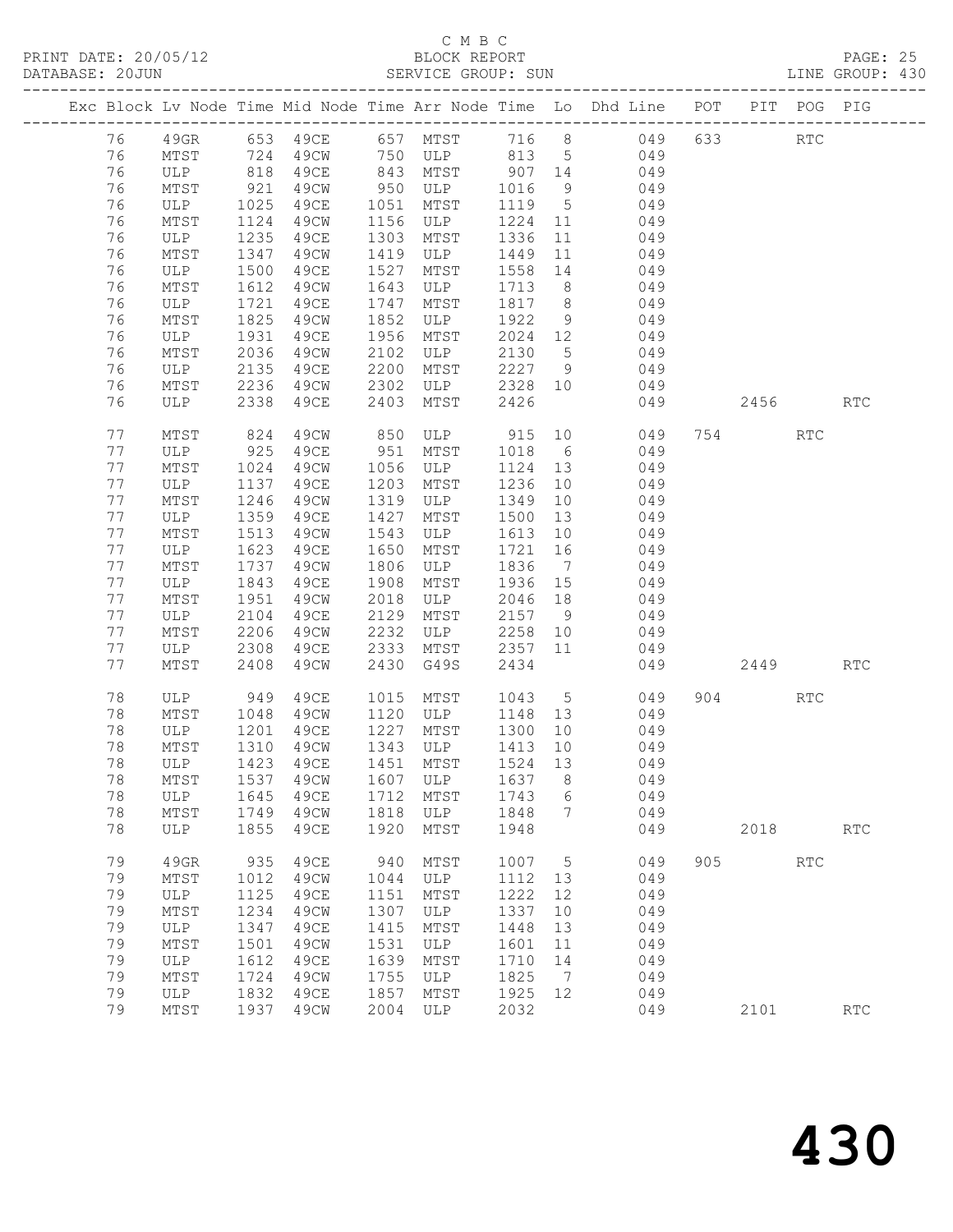C M B C

BLOCK REPORT

SERVICE GROUP: SUN

PRINT DATE: 20/05/12
DATABASE: 20JUN

PAGE: 25
LINE GROUP: 430

| Exc | Block | Lv Node | Time | Mid Node | Time | Arr Node | Time | Lo | Dhd Line | POT | PIT | POG | PIG |
|---|---|---|---|---|---|---|---|---|---|---|---|---|---|
| | 76 | 49GR | 653 | 49CE | 657 | MTST | 716 | 8 | 049 | 633 | | RTC | |
| | 76 | MTST | 724 | 49CW | 750 | ULP | 813 | 5 | 049 | | | | |
| | 76 | ULP | 818 | 49CE | 843 | MTST | 907 | 14 | 049 | | | | |
| | 76 | MTST | 921 | 49CW | 950 | ULP | 1016 | 9 | 049 | | | | |
| | 76 | ULP | 1025 | 49CE | 1051 | MTST | 1119 | 5 | 049 | | | | |
| | 76 | MTST | 1124 | 49CW | 1156 | ULP | 1224 | 11 | 049 | | | | |
| | 76 | ULP | 1235 | 49CE | 1303 | MTST | 1336 | 11 | 049 | | | | |
| | 76 | MTST | 1347 | 49CW | 1419 | ULP | 1449 | 11 | 049 | | | | |
| | 76 | ULP | 1500 | 49CE | 1527 | MTST | 1558 | 14 | 049 | | | | |
| | 76 | MTST | 1612 | 49CW | 1643 | ULP | 1713 | 8 | 049 | | | | |
| | 76 | ULP | 1721 | 49CE | 1747 | MTST | 1817 | 8 | 049 | | | | |
| | 76 | MTST | 1825 | 49CW | 1852 | ULP | 1922 | 9 | 049 | | | | |
| | 76 | ULP | 1931 | 49CE | 1956 | MTST | 2024 | 12 | 049 | | | | |
| | 76 | MTST | 2036 | 49CW | 2102 | ULP | 2130 | 5 | 049 | | | | |
| | 76 | ULP | 2135 | 49CE | 2200 | MTST | 2227 | 9 | 049 | | | | |
| | 76 | MTST | 2236 | 49CW | 2302 | ULP | 2328 | 10 | 049 | | | | |
| | 76 | ULP | 2338 | 49CE | 2403 | MTST | 2426 | | 049 | | 2456 | | RTC |
| | 77 | MTST | 824 | 49CW | 850 | ULP | 915 | 10 | 049 | 754 | | RTC | |
| | 77 | ULP | 925 | 49CE | 951 | MTST | 1018 | 6 | 049 | | | | |
| | 77 | MTST | 1024 | 49CW | 1056 | ULP | 1124 | 13 | 049 | | | | |
| | 77 | ULP | 1137 | 49CE | 1203 | MTST | 1236 | 10 | 049 | | | | |
| | 77 | MTST | 1246 | 49CW | 1319 | ULP | 1349 | 10 | 049 | | | | |
| | 77 | ULP | 1359 | 49CE | 1427 | MTST | 1500 | 13 | 049 | | | | |
| | 77 | MTST | 1513 | 49CW | 1543 | ULP | 1613 | 10 | 049 | | | | |
| | 77 | ULP | 1623 | 49CE | 1650 | MTST | 1721 | 16 | 049 | | | | |
| | 77 | MTST | 1737 | 49CW | 1806 | ULP | 1836 | 7 | 049 | | | | |
| | 77 | ULP | 1843 | 49CE | 1908 | MTST | 1936 | 15 | 049 | | | | |
| | 77 | MTST | 1951 | 49CW | 2018 | ULP | 2046 | 18 | 049 | | | | |
| | 77 | ULP | 2104 | 49CE | 2129 | MTST | 2157 | 9 | 049 | | | | |
| | 77 | MTST | 2206 | 49CW | 2232 | ULP | 2258 | 10 | 049 | | | | |
| | 77 | ULP | 2308 | 49CE | 2333 | MTST | 2357 | 11 | 049 | | | | |
| | 77 | MTST | 2408 | 49CW | 2430 | G49S | 2434 | | 049 | | 2449 | | RTC |
| | 78 | ULP | 949 | 49CE | 1015 | MTST | 1043 | 5 | 049 | 904 | | RTC | |
| | 78 | MTST | 1048 | 49CW | 1120 | ULP | 1148 | 13 | 049 | | | | |
| | 78 | ULP | 1201 | 49CE | 1227 | MTST | 1300 | 10 | 049 | | | | |
| | 78 | MTST | 1310 | 49CW | 1343 | ULP | 1413 | 10 | 049 | | | | |
| | 78 | ULP | 1423 | 49CE | 1451 | MTST | 1524 | 13 | 049 | | | | |
| | 78 | MTST | 1537 | 49CW | 1607 | ULP | 1637 | 8 | 049 | | | | |
| | 78 | ULP | 1645 | 49CE | 1712 | MTST | 1743 | 6 | 049 | | | | |
| | 78 | MTST | 1749 | 49CW | 1818 | ULP | 1848 | 7 | 049 | | | | |
| | 78 | ULP | 1855 | 49CE | 1920 | MTST | 1948 | | 049 | | 2018 | | RTC |
| | 79 | 49GR | 935 | 49CE | 940 | MTST | 1007 | 5 | 049 | 905 | | RTC | |
| | 79 | MTST | 1012 | 49CW | 1044 | ULP | 1112 | 13 | 049 | | | | |
| | 79 | ULP | 1125 | 49CE | 1151 | MTST | 1222 | 12 | 049 | | | | |
| | 79 | MTST | 1234 | 49CW | 1307 | ULP | 1337 | 10 | 049 | | | | |
| | 79 | ULP | 1347 | 49CE | 1415 | MTST | 1448 | 13 | 049 | | | | |
| | 79 | MTST | 1501 | 49CW | 1531 | ULP | 1601 | 11 | 049 | | | | |
| | 79 | ULP | 1612 | 49CE | 1639 | MTST | 1710 | 14 | 049 | | | | |
| | 79 | MTST | 1724 | 49CW | 1755 | ULP | 1825 | 7 | 049 | | | | |
| | 79 | ULP | 1832 | 49CE | 1857 | MTST | 1925 | 12 | 049 | | | | |
| | 79 | MTST | 1937 | 49CW | 2004 | ULP | 2032 | | 049 | | 2101 | | RTC |

# 430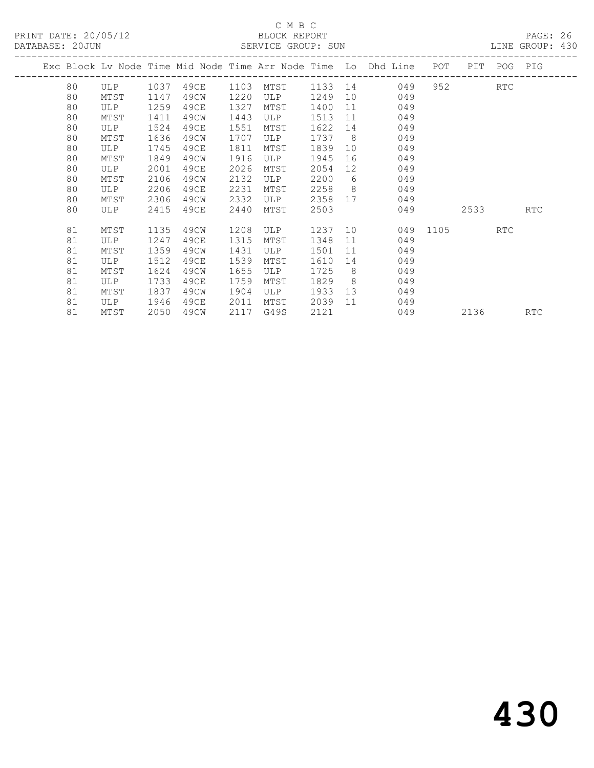C M B C
BLOCK REPORT
SERVICE GROUP: SUN

PRINT DATE: 20/05/12
DATABASE: 20JUN

LINE GROUP: 430

| Exc | Block | Lv | Node | Time | Mid Node | Time | Arr Node | Time | Lo | Dhd Line | POT | PIT | POG | PIG |
|---|---|---|---|---|---|---|---|---|---|---|---|---|---|---|
| | 80 | | ULP | 1037 | 49CE | 1103 | MTST | 1133 | 14 | 049 | 952 | | RTC | |
| | 80 | | MTST | 1147 | 49CW | 1220 | ULP | 1249 | 10 | 049 | | | | |
| | 80 | | ULP | 1259 | 49CE | 1327 | MTST | 1400 | 11 | 049 | | | | |
| | 80 | | MTST | 1411 | 49CW | 1443 | ULP | 1513 | 11 | 049 | | | | |
| | 80 | | ULP | 1524 | 49CE | 1551 | MTST | 1622 | 14 | 049 | | | | |
| | 80 | | MTST | 1636 | 49CW | 1707 | ULP | 1737 | 8 | 049 | | | | |
| | 80 | | ULP | 1745 | 49CE | 1811 | MTST | 1839 | 10 | 049 | | | | |
| | 80 | | MTST | 1849 | 49CW | 1916 | ULP | 1945 | 16 | 049 | | | | |
| | 80 | | ULP | 2001 | 49CE | 2026 | MTST | 2054 | 12 | 049 | | | | |
| | 80 | | MTST | 2106 | 49CW | 2132 | ULP | 2200 | 6 | 049 | | | | |
| | 80 | | ULP | 2206 | 49CE | 2231 | MTST | 2258 | 8 | 049 | | | | |
| | 80 | | MTST | 2306 | 49CW | 2332 | ULP | 2358 | 17 | 049 | | | | |
| | 80 | | ULP | 2415 | 49CE | 2440 | MTST | 2503 | | 049 | | 2533 | | RTC |
| | 81 | | MTST | 1135 | 49CW | 1208 | ULP | 1237 | 10 | 049 | 1105 | | RTC | |
| | 81 | | ULP | 1247 | 49CE | 1315 | MTST | 1348 | 11 | 049 | | | | |
| | 81 | | MTST | 1359 | 49CW | 1431 | ULP | 1501 | 11 | 049 | | | | |
| | 81 | | ULP | 1512 | 49CE | 1539 | MTST | 1610 | 14 | 049 | | | | |
| | 81 | | MTST | 1624 | 49CW | 1655 | ULP | 1725 | 8 | 049 | | | | |
| | 81 | | ULP | 1733 | 49CE | 1759 | MTST | 1829 | 8 | 049 | | | | |
| | 81 | | MTST | 1837 | 49CW | 1904 | ULP | 1933 | 13 | 049 | | | | |
| | 81 | | ULP | 1946 | 49CE | 2011 | MTST | 2039 | 11 | 049 | | | | |
| | 81 | | MTST | 2050 | 49CW | 2117 | G49S | 2121 | | 049 | | 2136 | | RTC |

430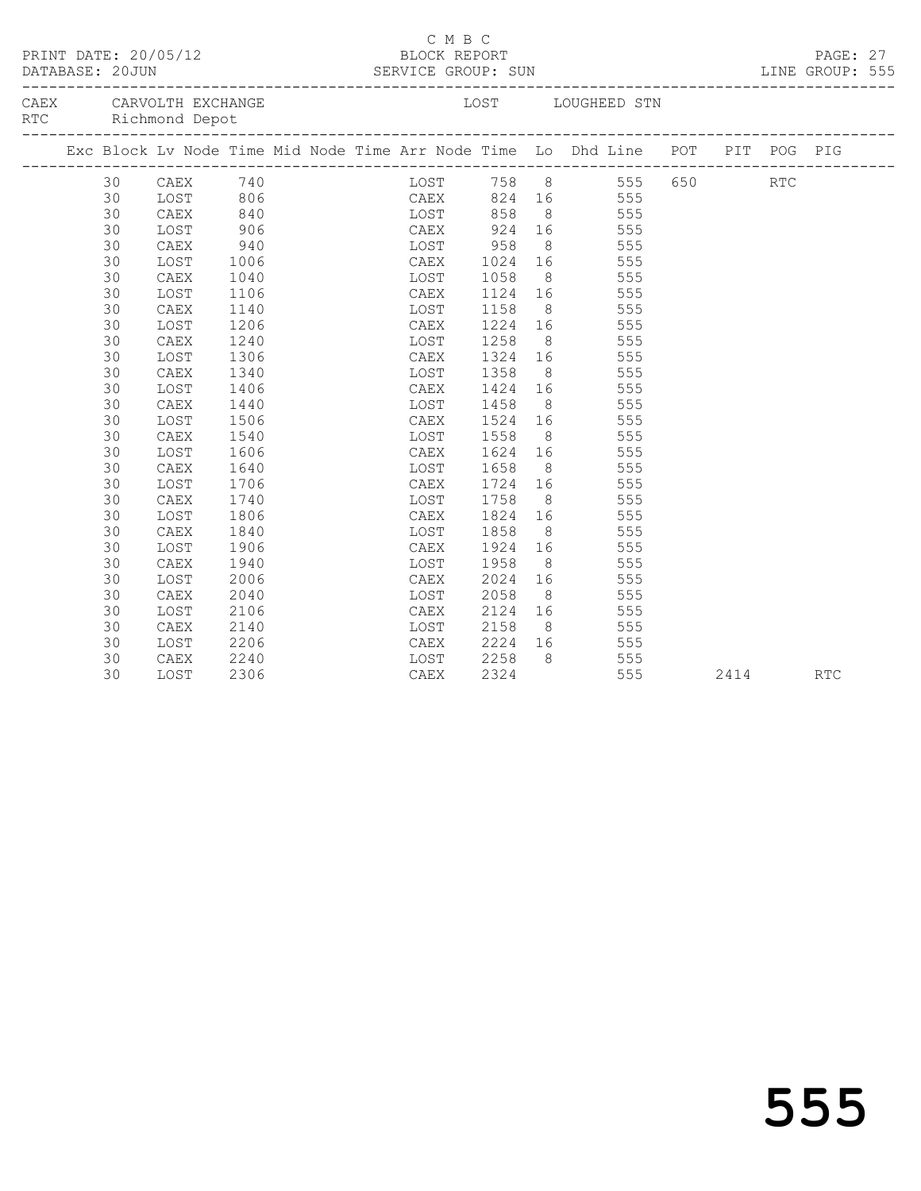C M B C

PRINT DATE: 20/05/12 BLOCK REPORT PAGE: 27
DATABASE: 20JUN SERVICE GROUP: SUN LINE GROUP: 555

CAEX CARVOLTH EXCHANGE LOST LOUGHEED STN
RTC Richmond Depot

| Exc | Block | Lv Node | Time | Mid Node | Time | Arr Node | Time | Lo | Dhd Line | POT | PIT | POG | PIG |
|---|---|---|---|---|---|---|---|---|---|---|---|---|---|
| | 30 | CAEX | 740 | | | LOST | 758 | 8 | 555 | 650 | | RTC | |
| | 30 | LOST | 806 | | | CAEX | 824 | 16 | 555 | | | | |
| | 30 | CAEX | 840 | | | LOST | 858 | 8 | 555 | | | | |
| | 30 | LOST | 906 | | | CAEX | 924 | 16 | 555 | | | | |
| | 30 | CAEX | 940 | | | LOST | 958 | 8 | 555 | | | | |
| | 30 | LOST | 1006 | | | CAEX | 1024 | 16 | 555 | | | | |
| | 30 | CAEX | 1040 | | | LOST | 1058 | 8 | 555 | | | | |
| | 30 | LOST | 1106 | | | CAEX | 1124 | 16 | 555 | | | | |
| | 30 | CAEX | 1140 | | | LOST | 1158 | 8 | 555 | | | | |
| | 30 | LOST | 1206 | | | CAEX | 1224 | 16 | 555 | | | | |
| | 30 | CAEX | 1240 | | | LOST | 1258 | 8 | 555 | | | | |
| | 30 | LOST | 1306 | | | CAEX | 1324 | 16 | 555 | | | | |
| | 30 | CAEX | 1340 | | | LOST | 1358 | 8 | 555 | | | | |
| | 30 | LOST | 1406 | | | CAEX | 1424 | 16 | 555 | | | | |
| | 30 | CAEX | 1440 | | | LOST | 1458 | 8 | 555 | | | | |
| | 30 | LOST | 1506 | | | CAEX | 1524 | 16 | 555 | | | | |
| | 30 | CAEX | 1540 | | | LOST | 1558 | 8 | 555 | | | | |
| | 30 | LOST | 1606 | | | CAEX | 1624 | 16 | 555 | | | | |
| | 30 | CAEX | 1640 | | | LOST | 1658 | 8 | 555 | | | | |
| | 30 | LOST | 1706 | | | CAEX | 1724 | 16 | 555 | | | | |
| | 30 | CAEX | 1740 | | | LOST | 1758 | 8 | 555 | | | | |
| | 30 | LOST | 1806 | | | CAEX | 1824 | 16 | 555 | | | | |
| | 30 | CAEX | 1840 | | | LOST | 1858 | 8 | 555 | | | | |
| | 30 | LOST | 1906 | | | CAEX | 1924 | 16 | 555 | | | | |
| | 30 | CAEX | 1940 | | | LOST | 1958 | 8 | 555 | | | | |
| | 30 | LOST | 2006 | | | CAEX | 2024 | 16 | 555 | | | | |
| | 30 | CAEX | 2040 | | | LOST | 2058 | 8 | 555 | | | | |
| | 30 | LOST | 2106 | | | CAEX | 2124 | 16 | 555 | | | | |
| | 30 | CAEX | 2140 | | | LOST | 2158 | 8 | 555 | | | | |
| | 30 | LOST | 2206 | | | CAEX | 2224 | 16 | 555 | | | | |
| | 30 | CAEX | 2240 | | | LOST | 2258 | 8 | 555 | | | | |
| | 30 | LOST | 2306 | | | CAEX | 2324 | | 555 | | 2414 | | RTC |

555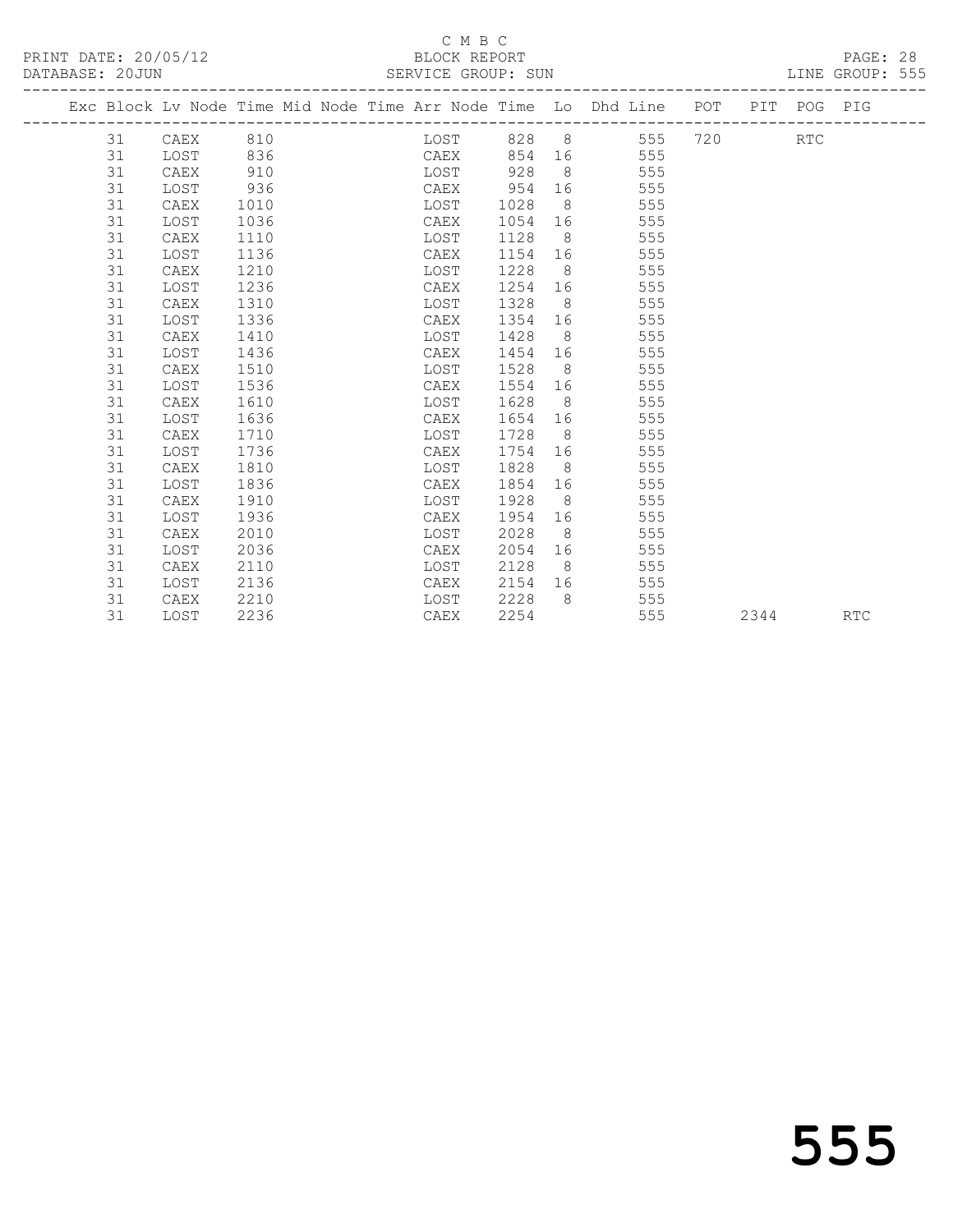C M B C

PRINT DATE: 20/05/12 BLOCK REPORT

DATABASE: 20JUN SERVICE GROUP: SUN LINE GROUP: 555

| Exc | Block | Lv Node | Time | Mid Node | Time | Arr Node | Time | Lo | Dhd Line | POT | PIT | POG | PIG |
|---|---|---|---|---|---|---|---|---|---|---|---|---|---|
| | 31 | CAEX | 810 | | | LOST | 828 | 8 | 555 | 720 | | RTC | |
| | 31 | LOST | 836 | | | CAEX | 854 | 16 | 555 | | | | |
| | 31 | CAEX | 910 | | | LOST | 928 | 8 | 555 | | | | |
| | 31 | LOST | 936 | | | CAEX | 954 | 16 | 555 | | | | |
| | 31 | CAEX | 1010 | | | LOST | 1028 | 8 | 555 | | | | |
| | 31 | LOST | 1036 | | | CAEX | 1054 | 16 | 555 | | | | |
| | 31 | CAEX | 1110 | | | LOST | 1128 | 8 | 555 | | | | |
| | 31 | LOST | 1136 | | | CAEX | 1154 | 16 | 555 | | | | |
| | 31 | CAEX | 1210 | | | LOST | 1228 | 8 | 555 | | | | |
| | 31 | LOST | 1236 | | | CAEX | 1254 | 16 | 555 | | | | |
| | 31 | CAEX | 1310 | | | LOST | 1328 | 8 | 555 | | | | |
| | 31 | LOST | 1336 | | | CAEX | 1354 | 16 | 555 | | | | |
| | 31 | CAEX | 1410 | | | LOST | 1428 | 8 | 555 | | | | |
| | 31 | LOST | 1436 | | | CAEX | 1454 | 16 | 555 | | | | |
| | 31 | CAEX | 1510 | | | LOST | 1528 | 8 | 555 | | | | |
| | 31 | LOST | 1536 | | | CAEX | 1554 | 16 | 555 | | | | |
| | 31 | CAEX | 1610 | | | LOST | 1628 | 8 | 555 | | | | |
| | 31 | LOST | 1636 | | | CAEX | 1654 | 16 | 555 | | | | |
| | 31 | CAEX | 1710 | | | LOST | 1728 | 8 | 555 | | | | |
| | 31 | LOST | 1736 | | | CAEX | 1754 | 16 | 555 | | | | |
| | 31 | CAEX | 1810 | | | LOST | 1828 | 8 | 555 | | | | |
| | 31 | LOST | 1836 | | | CAEX | 1854 | 16 | 555 | | | | |
| | 31 | CAEX | 1910 | | | LOST | 1928 | 8 | 555 | | | | |
| | 31 | LOST | 1936 | | | CAEX | 1954 | 16 | 555 | | | | |
| | 31 | CAEX | 2010 | | | LOST | 2028 | 8 | 555 | | | | |
| | 31 | LOST | 2036 | | | CAEX | 2054 | 16 | 555 | | | | |
| | 31 | CAEX | 2110 | | | LOST | 2128 | 8 | 555 | | | | |
| | 31 | LOST | 2136 | | | CAEX | 2154 | 16 | 555 | | | | |
| | 31 | CAEX | 2210 | | | LOST | 2228 | 8 | 555 | | | | |
| | 31 | LOST | 2236 | | | CAEX | 2254 | | 555 | | 2344 | | RTC |

555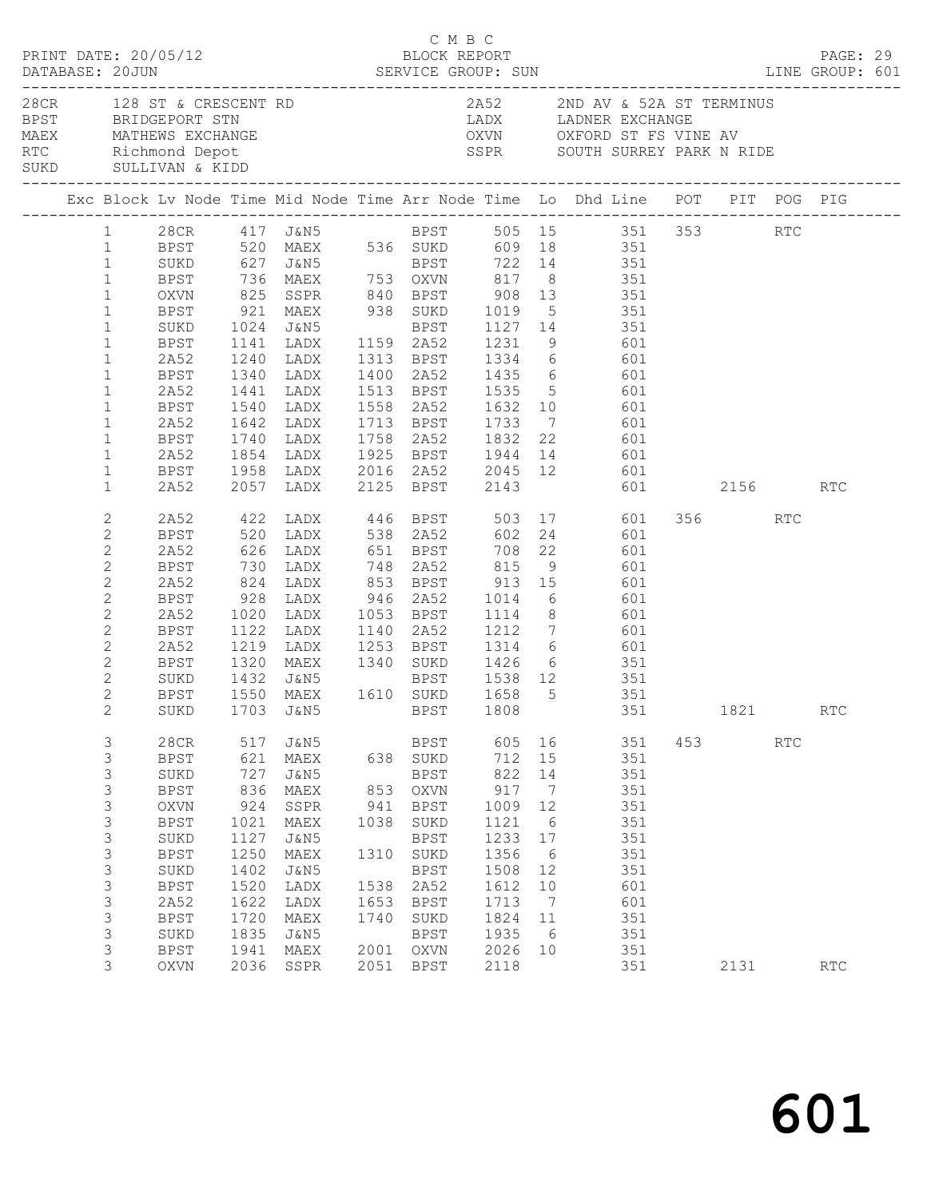C M B C
PRINT DATE: 20/05/12 BLOCK REPORT
DATABASE: 20JUN SERVICE GROUP: SUN LINE GROUP: 601

| Code | Description | Code | Description |
|---|---|---|---|
| 28CR | 128 ST & CRESCENT RD | 2A52 | 2ND AV & 52A ST TERMINUS |
| BPST | BRIDGEPORT STN | LADX | LADNER EXCHANGE |
| MAEX | MATHEWS EXCHANGE | OXVN | OXFORD ST FS VINE AV |
| RTC | Richmond Depot | SSPR | SOUTH SURREY PARK N RIDE |
| SUKD | SULLIVAN & KIDD | | |

| Exc | Block | Lv Node | Time | Mid Node | Time | Arr Node | Time | Lo | Dhd Line | POT | PIT | POG | PIG |
|---|---|---|---|---|---|---|---|---|---|---|---|---|---|
| | 1 | 28CR | 417 | J&N5 | | BPST | 505 | 15 | 351 | 353 | | RTC | |
| | 1 | BPST | 520 | MAEX | 536 | SUKD | 609 | 18 | 351 | | | | |
| | 1 | SUKD | 627 | J&N5 | | BPST | 722 | 14 | 351 | | | | |
| | 1 | BPST | 736 | MAEX | 753 | OXVN | 817 | 8 | 351 | | | | |
| | 1 | OXVN | 825 | SSPR | 840 | BPST | 908 | 13 | 351 | | | | |
| | 1 | BPST | 921 | MAEX | 938 | SUKD | 1019 | 5 | 351 | | | | |
| | 1 | SUKD | 1024 | J&N5 | | BPST | 1127 | 14 | 351 | | | | |
| | 1 | BPST | 1141 | LADX | 1159 | 2A52 | 1231 | 9 | 601 | | | | |
| | 1 | 2A52 | 1240 | LADX | 1313 | BPST | 1334 | 6 | 601 | | | | |
| | 1 | BPST | 1340 | LADX | 1400 | 2A52 | 1435 | 6 | 601 | | | | |
| | 1 | 2A52 | 1441 | LADX | 1513 | BPST | 1535 | 5 | 601 | | | | |
| | 1 | BPST | 1540 | LADX | 1558 | 2A52 | 1632 | 10 | 601 | | | | |
| | 1 | 2A52 | 1642 | LADX | 1713 | BPST | 1733 | 7 | 601 | | | | |
| | 1 | BPST | 1740 | LADX | 1758 | 2A52 | 1832 | 22 | 601 | | | | |
| | 1 | 2A52 | 1854 | LADX | 1925 | BPST | 1944 | 14 | 601 | | | | |
| | 1 | BPST | 1958 | LADX | 2016 | 2A52 | 2045 | 12 | 601 | | | | |
| | 1 | 2A52 | 2057 | LADX | 2125 | BPST | 2143 | | 601 | | 2156 | | RTC |
| | 2 | 2A52 | 422 | LADX | 446 | BPST | 503 | 17 | 601 | 356 | | RTC | |
| | 2 | BPST | 520 | LADX | 538 | 2A52 | 602 | 24 | 601 | | | | |
| | 2 | 2A52 | 626 | LADX | 651 | BPST | 708 | 22 | 601 | | | | |
| | 2 | BPST | 730 | LADX | 748 | 2A52 | 815 | 9 | 601 | | | | |
| | 2 | 2A52 | 824 | LADX | 853 | BPST | 913 | 15 | 601 | | | | |
| | 2 | BPST | 928 | LADX | 946 | 2A52 | 1014 | 6 | 601 | | | | |
| | 2 | 2A52 | 1020 | LADX | 1053 | BPST | 1114 | 8 | 601 | | | | |
| | 2 | BPST | 1122 | LADX | 1140 | 2A52 | 1212 | 7 | 601 | | | | |
| | 2 | 2A52 | 1219 | LADX | 1253 | BPST | 1314 | 6 | 601 | | | | |
| | 2 | BPST | 1320 | MAEX | 1340 | SUKD | 1426 | 6 | 351 | | | | |
| | 2 | SUKD | 1432 | J&N5 | | BPST | 1538 | 12 | 351 | | | | |
| | 2 | BPST | 1550 | MAEX | 1610 | SUKD | 1658 | 5 | 351 | | | | |
| | 2 | SUKD | 1703 | J&N5 | | BPST | 1808 | | 351 | | 1821 | | RTC |
| | 3 | 28CR | 517 | J&N5 | | BPST | 605 | 16 | 351 | 453 | | RTC | |
| | 3 | BPST | 621 | MAEX | 638 | SUKD | 712 | 15 | 351 | | | | |
| | 3 | SUKD | 727 | J&N5 | | BPST | 822 | 14 | 351 | | | | |
| | 3 | BPST | 836 | MAEX | 853 | OXVN | 917 | 7 | 351 | | | | |
| | 3 | OXVN | 924 | SSPR | 941 | BPST | 1009 | 12 | 351 | | | | |
| | 3 | BPST | 1021 | MAEX | 1038 | SUKD | 1121 | 6 | 351 | | | | |
| | 3 | SUKD | 1127 | J&N5 | | BPST | 1233 | 17 | 351 | | | | |
| | 3 | BPST | 1250 | MAEX | 1310 | SUKD | 1356 | 6 | 351 | | | | |
| | 3 | SUKD | 1402 | J&N5 | | BPST | 1508 | 12 | 351 | | | | |
| | 3 | BPST | 1520 | LADX | 1538 | 2A52 | 1612 | 10 | 601 | | | | |
| | 3 | 2A52 | 1622 | LADX | 1653 | BPST | 1713 | 7 | 601 | | | | |
| | 3 | BPST | 1720 | MAEX | 1740 | SUKD | 1824 | 11 | 351 | | | | |
| | 3 | SUKD | 1835 | J&N5 | | BPST | 1935 | 6 | 351 | | | | |
| | 3 | BPST | 1941 | MAEX | 2001 | OXVN | 2026 | 10 | 351 | | | | |
| | 3 | OXVN | 2036 | SSPR | 2051 | BPST | 2118 | | 351 | | 2131 | | RTC |

601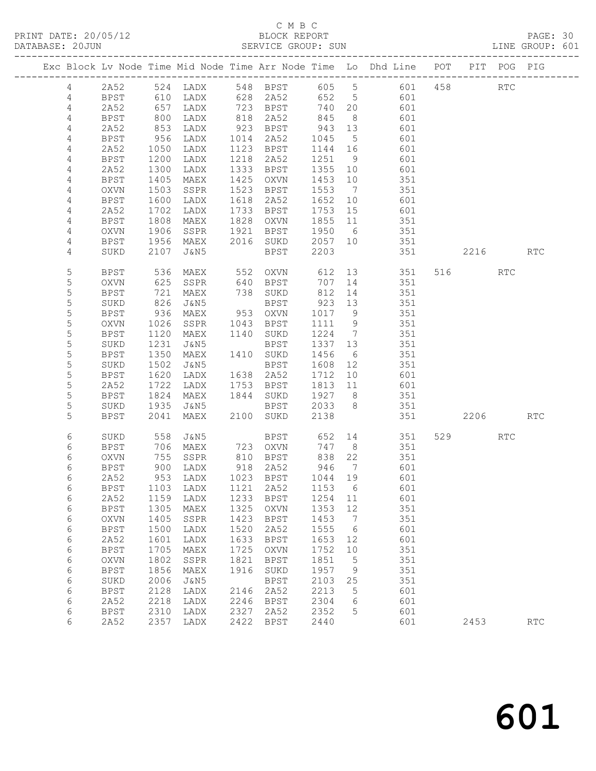C M B C

PRINT DATE: 20/05/12 BLOCK REPORT

DATABASE: 20JUN SERVICE GROUP: SUN LINE GROUP: 601

| Exc | Block | Lv | Node | Time | Mid Node | Time | Arr Node | Time | Lo | Dhd Line | POT | PIT | POG | PIG |
|---|---|---|---|---|---|---|---|---|---|---|---|---|---|---|
| | 4 | | 2A52 | 524 | LADX | 548 | BPST | 605 | 5 | 601 | 458 | | RTC | |
| | 4 | | BPST | 610 | LADX | 628 | 2A52 | 652 | 5 | 601 | | | | |
| | 4 | | 2A52 | 657 | LADX | 723 | BPST | 740 | 20 | 601 | | | | |
| | 4 | | BPST | 800 | LADX | 818 | 2A52 | 845 | 8 | 601 | | | | |
| | 4 | | 2A52 | 853 | LADX | 923 | BPST | 943 | 13 | 601 | | | | |
| | 4 | | BPST | 956 | LADX | 1014 | 2A52 | 1045 | 5 | 601 | | | | |
| | 4 | | 2A52 | 1050 | LADX | 1123 | BPST | 1144 | 16 | 601 | | | | |
| | 4 | | BPST | 1200 | LADX | 1218 | 2A52 | 1251 | 9 | 601 | | | | |
| | 4 | | 2A52 | 1300 | LADX | 1333 | BPST | 1355 | 10 | 601 | | | | |
| | 4 | | BPST | 1405 | MAEX | 1425 | OXVN | 1453 | 10 | 351 | | | | |
| | 4 | | OXVN | 1503 | SSPR | 1523 | BPST | 1553 | 7 | 351 | | | | |
| | 4 | | BPST | 1600 | LADX | 1618 | 2A52 | 1652 | 10 | 601 | | | | |
| | 4 | | 2A52 | 1702 | LADX | 1733 | BPST | 1753 | 15 | 601 | | | | |
| | 4 | | BPST | 1808 | MAEX | 1828 | OXVN | 1855 | 11 | 351 | | | | |
| | 4 | | OXVN | 1906 | SSPR | 1921 | BPST | 1950 | 6 | 351 | | | | |
| | 4 | | BPST | 1956 | MAEX | 2016 | SUKD | 2057 | 10 | 351 | | | | |
| | 4 | | SUKD | 2107 | J&N5 | | BPST | 2203 | | 351 | | 2216 | | RTC |
| | 5 | | BPST | 536 | MAEX | 552 | OXVN | 612 | 13 | 351 | 516 | | RTC | |
| | 5 | | OXVN | 625 | SSPR | 640 | BPST | 707 | 14 | 351 | | | | |
| | 5 | | BPST | 721 | MAEX | 738 | SUKD | 812 | 14 | 351 | | | | |
| | 5 | | SUKD | 826 | J&N5 | | BPST | 923 | 13 | 351 | | | | |
| | 5 | | BPST | 936 | MAEX | 953 | OXVN | 1017 | 9 | 351 | | | | |
| | 5 | | OXVN | 1026 | SSPR | 1043 | BPST | 1111 | 9 | 351 | | | | |
| | 5 | | BPST | 1120 | MAEX | 1140 | SUKD | 1224 | 7 | 351 | | | | |
| | 5 | | SUKD | 1231 | J&N5 | | BPST | 1337 | 13 | 351 | | | | |
| | 5 | | BPST | 1350 | MAEX | 1410 | SUKD | 1456 | 6 | 351 | | | | |
| | 5 | | SUKD | 1502 | J&N5 | | BPST | 1608 | 12 | 351 | | | | |
| | 5 | | BPST | 1620 | LADX | 1638 | 2A52 | 1712 | 10 | 601 | | | | |
| | 5 | | 2A52 | 1722 | LADX | 1753 | BPST | 1813 | 11 | 601 | | | | |
| | 5 | | BPST | 1824 | MAEX | 1844 | SUKD | 1927 | 8 | 351 | | | | |
| | 5 | | SUKD | 1935 | J&N5 | | BPST | 2033 | 8 | 351 | | | | |
| | 5 | | BPST | 2041 | MAEX | 2100 | SUKD | 2138 | | 351 | | 2206 | | RTC |
| | 6 | | SUKD | 558 | J&N5 | | BPST | 652 | 14 | 351 | 529 | | RTC | |
| | 6 | | BPST | 706 | MAEX | 723 | OXVN | 747 | 8 | 351 | | | | |
| | 6 | | OXVN | 755 | SSPR | 810 | BPST | 838 | 22 | 351 | | | | |
| | 6 | | BPST | 900 | LADX | 918 | 2A52 | 946 | 7 | 601 | | | | |
| | 6 | | 2A52 | 953 | LADX | 1023 | BPST | 1044 | 19 | 601 | | | | |
| | 6 | | BPST | 1103 | LADX | 1121 | 2A52 | 1153 | 6 | 601 | | | | |
| | 6 | | 2A52 | 1159 | LADX | 1233 | BPST | 1254 | 11 | 601 | | | | |
| | 6 | | BPST | 1305 | MAEX | 1325 | OXVN | 1353 | 12 | 351 | | | | |
| | 6 | | OXVN | 1405 | SSPR | 1423 | BPST | 1453 | 7 | 351 | | | | |
| | 6 | | BPST | 1500 | LADX | 1520 | 2A52 | 1555 | 6 | 601 | | | | |
| | 6 | | 2A52 | 1601 | LADX | 1633 | BPST | 1653 | 12 | 601 | | | | |
| | 6 | | BPST | 1705 | MAEX | 1725 | OXVN | 1752 | 10 | 351 | | | | |
| | 6 | | OXVN | 1802 | SSPR | 1821 | BPST | 1851 | 5 | 351 | | | | |
| | 6 | | BPST | 1856 | MAEX | 1916 | SUKD | 1957 | 9 | 351 | | | | |
| | 6 | | SUKD | 2006 | J&N5 | | BPST | 2103 | 25 | 351 | | | | |
| | 6 | | BPST | 2128 | LADX | 2146 | 2A52 | 2213 | 5 | 601 | | | | |
| | 6 | | 2A52 | 2218 | LADX | 2246 | BPST | 2304 | 6 | 601 | | | | |
| | 6 | | BPST | 2310 | LADX | 2327 | 2A52 | 2352 | 5 | 601 | | | | |
| | 6 | | 2A52 | 2357 | LADX | 2422 | BPST | 2440 | | 601 | | 2453 | | RTC |

601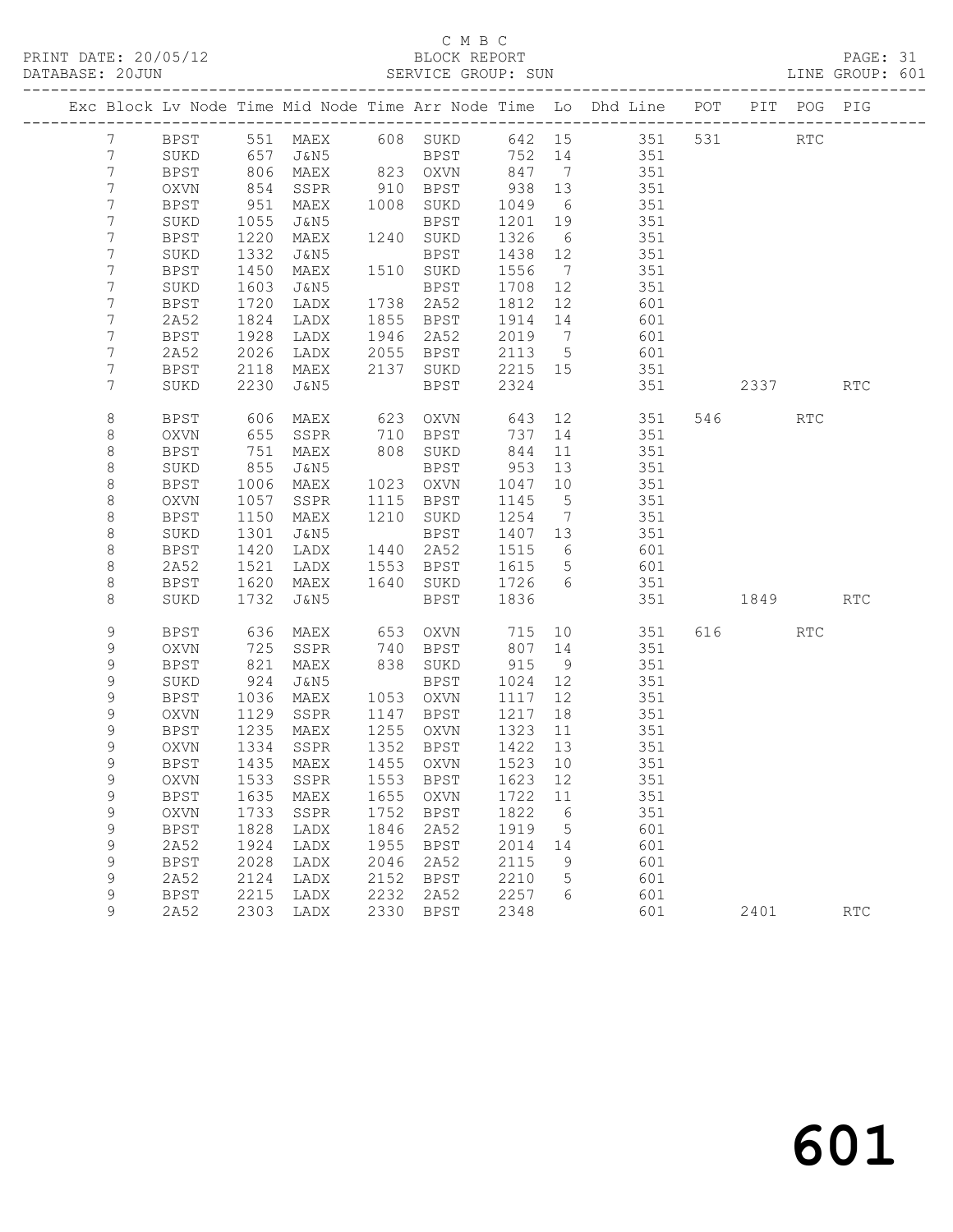C M B C
BLOCK REPORT
SERVICE GROUP: SUN

PRINT DATE: 20/05/12
DATABASE: 20JUN
LINE GROUP: 601

| Exc | Block | Lv | Node | Time | Mid Node | Time | Arr Node | Time | Lo | Dhd Line | POT | PIT | POG | PIG |
|---|---|---|---|---|---|---|---|---|---|---|---|---|---|---|
| | 7 | | BPST | 551 | MAEX | 608 | SUKD | 642 | 15 | 351 | 531 | | RTC | |
| | 7 | | SUKD | 657 | J&N5 | | BPST | 752 | 14 | 351 | | | | |
| | 7 | | BPST | 806 | MAEX | 823 | OXVN | 847 | 7 | 351 | | | | |
| | 7 | | OXVN | 854 | SSPR | 910 | BPST | 938 | 13 | 351 | | | | |
| | 7 | | BPST | 951 | MAEX | 1008 | SUKD | 1049 | 6 | 351 | | | | |
| | 7 | | SUKD | 1055 | J&N5 | | BPST | 1201 | 19 | 351 | | | | |
| | 7 | | BPST | 1220 | MAEX | 1240 | SUKD | 1326 | 6 | 351 | | | | |
| | 7 | | SUKD | 1332 | J&N5 | | BPST | 1438 | 12 | 351 | | | | |
| | 7 | | BPST | 1450 | MAEX | 1510 | SUKD | 1556 | 7 | 351 | | | | |
| | 7 | | SUKD | 1603 | J&N5 | | BPST | 1708 | 12 | 351 | | | | |
| | 7 | | BPST | 1720 | LADX | 1738 | 2A52 | 1812 | 12 | 601 | | | | |
| | 7 | | 2A52 | 1824 | LADX | 1855 | BPST | 1914 | 14 | 601 | | | | |
| | 7 | | BPST | 1928 | LADX | 1946 | 2A52 | 2019 | 7 | 601 | | | | |
| | 7 | | 2A52 | 2026 | LADX | 2055 | BPST | 2113 | 5 | 601 | | | | |
| | 7 | | BPST | 2118 | MAEX | 2137 | SUKD | 2215 | 15 | 351 | | | | |
| | 7 | | SUKD | 2230 | J&N5 | | BPST | 2324 | | 351 | | 2337 | | RTC |
| | 8 | | BPST | 606 | MAEX | 623 | OXVN | 643 | 12 | 351 | 546 | | RTC | |
| | 8 | | OXVN | 655 | SSPR | 710 | BPST | 737 | 14 | 351 | | | | |
| | 8 | | BPST | 751 | MAEX | 808 | SUKD | 844 | 11 | 351 | | | | |
| | 8 | | SUKD | 855 | J&N5 | | BPST | 953 | 13 | 351 | | | | |
| | 8 | | BPST | 1006 | MAEX | 1023 | OXVN | 1047 | 10 | 351 | | | | |
| | 8 | | OXVN | 1057 | SSPR | 1115 | BPST | 1145 | 5 | 351 | | | | |
| | 8 | | BPST | 1150 | MAEX | 1210 | SUKD | 1254 | 7 | 351 | | | | |
| | 8 | | SUKD | 1301 | J&N5 | | BPST | 1407 | 13 | 351 | | | | |
| | 8 | | BPST | 1420 | LADX | 1440 | 2A52 | 1515 | 6 | 601 | | | | |
| | 8 | | 2A52 | 1521 | LADX | 1553 | BPST | 1615 | 5 | 601 | | | | |
| | 8 | | BPST | 1620 | MAEX | 1640 | SUKD | 1726 | 6 | 351 | | | | |
| | 8 | | SUKD | 1732 | J&N5 | | BPST | 1836 | | 351 | | 1849 | | RTC |
| | 9 | | BPST | 636 | MAEX | 653 | OXVN | 715 | 10 | 351 | 616 | | RTC | |
| | 9 | | OXVN | 725 | SSPR | 740 | BPST | 807 | 14 | 351 | | | | |
| | 9 | | BPST | 821 | MAEX | 838 | SUKD | 915 | 9 | 351 | | | | |
| | 9 | | SUKD | 924 | J&N5 | | BPST | 1024 | 12 | 351 | | | | |
| | 9 | | BPST | 1036 | MAEX | 1053 | OXVN | 1117 | 12 | 351 | | | | |
| | 9 | | OXVN | 1129 | SSPR | 1147 | BPST | 1217 | 18 | 351 | | | | |
| | 9 | | BPST | 1235 | MAEX | 1255 | OXVN | 1323 | 11 | 351 | | | | |
| | 9 | | OXVN | 1334 | SSPR | 1352 | BPST | 1422 | 13 | 351 | | | | |
| | 9 | | BPST | 1435 | MAEX | 1455 | OXVN | 1523 | 10 | 351 | | | | |
| | 9 | | OXVN | 1533 | SSPR | 1553 | BPST | 1623 | 12 | 351 | | | | |
| | 9 | | BPST | 1635 | MAEX | 1655 | OXVN | 1722 | 11 | 351 | | | | |
| | 9 | | OXVN | 1733 | SSPR | 1752 | BPST | 1822 | 6 | 351 | | | | |
| | 9 | | BPST | 1828 | LADX | 1846 | 2A52 | 1919 | 5 | 601 | | | | |
| | 9 | | 2A52 | 1924 | LADX | 1955 | BPST | 2014 | 14 | 601 | | | | |
| | 9 | | BPST | 2028 | LADX | 2046 | 2A52 | 2115 | 9 | 601 | | | | |
| | 9 | | 2A52 | 2124 | LADX | 2152 | BPST | 2210 | 5 | 601 | | | | |
| | 9 | | BPST | 2215 | LADX | 2232 | 2A52 | 2257 | 6 | 601 | | | | |
| | 9 | | 2A52 | 2303 | LADX | 2330 | BPST | 2348 | | 601 | | 2401 | | RTC |

601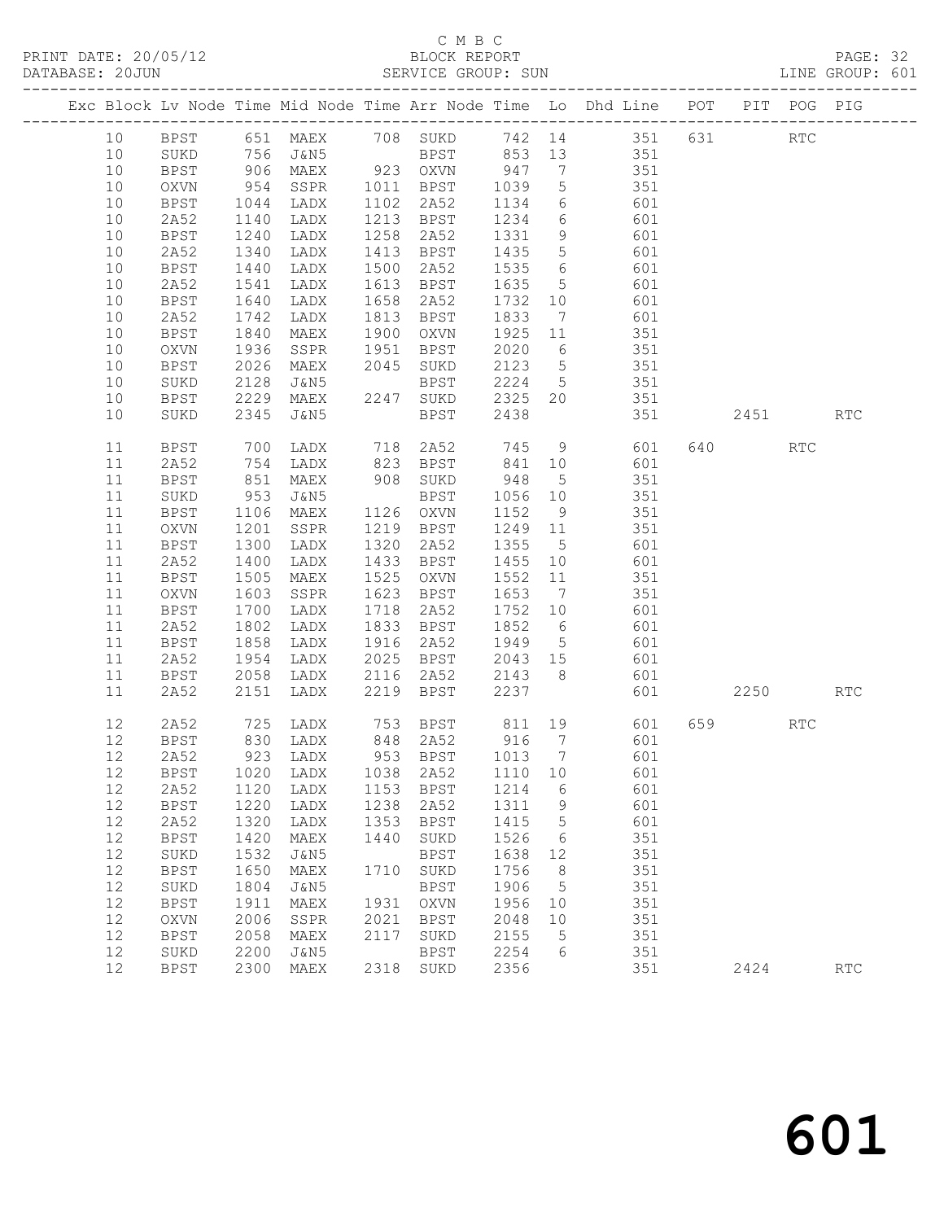C M B C

PRINT DATE: 20/05/12 BLOCK REPORT
DATABASE: 20JUN SERVICE GROUP: SUN LINE GROUP: 601

| Exc | Block | Lv | Node | Time | Mid Node | Time | Arr Node | Time | Lo | Dhd Line | POT | PIT | POG | PIG |
|---|---|---|---|---|---|---|---|---|---|---|---|---|---|---|
| | 10 | | BPST | 651 | MAEX | 708 | SUKD | 742 | 14 | 351 | 631 | | RTC | |
| | 10 | | SUKD | 756 | J&N5 | | BPST | 853 | 13 | 351 | | | | |
| | 10 | | BPST | 906 | MAEX | 923 | OXVN | 947 | 7 | 351 | | | | |
| | 10 | | OXVN | 954 | SSPR | 1011 | BPST | 1039 | 5 | 351 | | | | |
| | 10 | | BPST | 1044 | LADX | 1102 | 2A52 | 1134 | 6 | 601 | | | | |
| | 10 | | 2A52 | 1140 | LADX | 1213 | BPST | 1234 | 6 | 601 | | | | |
| | 10 | | BPST | 1240 | LADX | 1258 | 2A52 | 1331 | 9 | 601 | | | | |
| | 10 | | 2A52 | 1340 | LADX | 1413 | BPST | 1435 | 5 | 601 | | | | |
| | 10 | | BPST | 1440 | LADX | 1500 | 2A52 | 1535 | 6 | 601 | | | | |
| | 10 | | 2A52 | 1541 | LADX | 1613 | BPST | 1635 | 5 | 601 | | | | |
| | 10 | | BPST | 1640 | LADX | 1658 | 2A52 | 1732 | 10 | 601 | | | | |
| | 10 | | 2A52 | 1742 | LADX | 1813 | BPST | 1833 | 7 | 601 | | | | |
| | 10 | | BPST | 1840 | MAEX | 1900 | OXVN | 1925 | 11 | 351 | | | | |
| | 10 | | OXVN | 1936 | SSPR | 1951 | BPST | 2020 | 6 | 351 | | | | |
| | 10 | | BPST | 2026 | MAEX | 2045 | SUKD | 2123 | 5 | 351 | | | | |
| | 10 | | SUKD | 2128 | J&N5 | | BPST | 2224 | 5 | 351 | | | | |
| | 10 | | BPST | 2229 | MAEX | 2247 | SUKD | 2325 | 20 | 351 | | | | |
| | 10 | | SUKD | 2345 | J&N5 | | BPST | 2438 | | 351 | | 2451 | | RTC |
| | 11 | | BPST | 700 | LADX | 718 | 2A52 | 745 | 9 | 601 | 640 | | RTC | |
| | 11 | | 2A52 | 754 | LADX | 823 | BPST | 841 | 10 | 601 | | | | |
| | 11 | | BPST | 851 | MAEX | 908 | SUKD | 948 | 5 | 351 | | | | |
| | 11 | | SUKD | 953 | J&N5 | | BPST | 1056 | 10 | 351 | | | | |
| | 11 | | BPST | 1106 | MAEX | 1126 | OXVN | 1152 | 9 | 351 | | | | |
| | 11 | | OXVN | 1201 | SSPR | 1219 | BPST | 1249 | 11 | 351 | | | | |
| | 11 | | BPST | 1300 | LADX | 1320 | 2A52 | 1355 | 5 | 601 | | | | |
| | 11 | | 2A52 | 1400 | LADX | 1433 | BPST | 1455 | 10 | 601 | | | | |
| | 11 | | BPST | 1505 | MAEX | 1525 | OXVN | 1552 | 11 | 351 | | | | |
| | 11 | | OXVN | 1603 | SSPR | 1623 | BPST | 1653 | 7 | 351 | | | | |
| | 11 | | BPST | 1700 | LADX | 1718 | 2A52 | 1752 | 10 | 601 | | | | |
| | 11 | | 2A52 | 1802 | LADX | 1833 | BPST | 1852 | 6 | 601 | | | | |
| | 11 | | BPST | 1858 | LADX | 1916 | 2A52 | 1949 | 5 | 601 | | | | |
| | 11 | | 2A52 | 1954 | LADX | 2025 | BPST | 2043 | 15 | 601 | | | | |
| | 11 | | BPST | 2058 | LADX | 2116 | 2A52 | 2143 | 8 | 601 | | | | |
| | 11 | | 2A52 | 2151 | LADX | 2219 | BPST | 2237 | | 601 | | 2250 | | RTC |
| | 12 | | 2A52 | 725 | LADX | 753 | BPST | 811 | 19 | 601 | 659 | | RTC | |
| | 12 | | BPST | 830 | LADX | 848 | 2A52 | 916 | 7 | 601 | | | | |
| | 12 | | 2A52 | 923 | LADX | 953 | BPST | 1013 | 7 | 601 | | | | |
| | 12 | | BPST | 1020 | LADX | 1038 | 2A52 | 1110 | 10 | 601 | | | | |
| | 12 | | 2A52 | 1120 | LADX | 1153 | BPST | 1214 | 6 | 601 | | | | |
| | 12 | | BPST | 1220 | LADX | 1238 | 2A52 | 1311 | 9 | 601 | | | | |
| | 12 | | 2A52 | 1320 | LADX | 1353 | BPST | 1415 | 5 | 601 | | | | |
| | 12 | | BPST | 1420 | MAEX | 1440 | SUKD | 1526 | 6 | 351 | | | | |
| | 12 | | SUKD | 1532 | J&N5 | | BPST | 1638 | 12 | 351 | | | | |
| | 12 | | BPST | 1650 | MAEX | 1710 | SUKD | 1756 | 8 | 351 | | | | |
| | 12 | | SUKD | 1804 | J&N5 | | BPST | 1906 | 5 | 351 | | | | |
| | 12 | | BPST | 1911 | MAEX | 1931 | OXVN | 1956 | 10 | 351 | | | | |
| | 12 | | OXVN | 2006 | SSPR | 2021 | BPST | 2048 | 10 | 351 | | | | |
| | 12 | | BPST | 2058 | MAEX | 2117 | SUKD | 2155 | 5 | 351 | | | | |
| | 12 | | SUKD | 2200 | J&N5 | | BPST | 2254 | 6 | 351 | | | | |
| | 12 | | BPST | 2300 | MAEX | 2318 | SUKD | 2356 | | 351 | | 2424 | | RTC |

601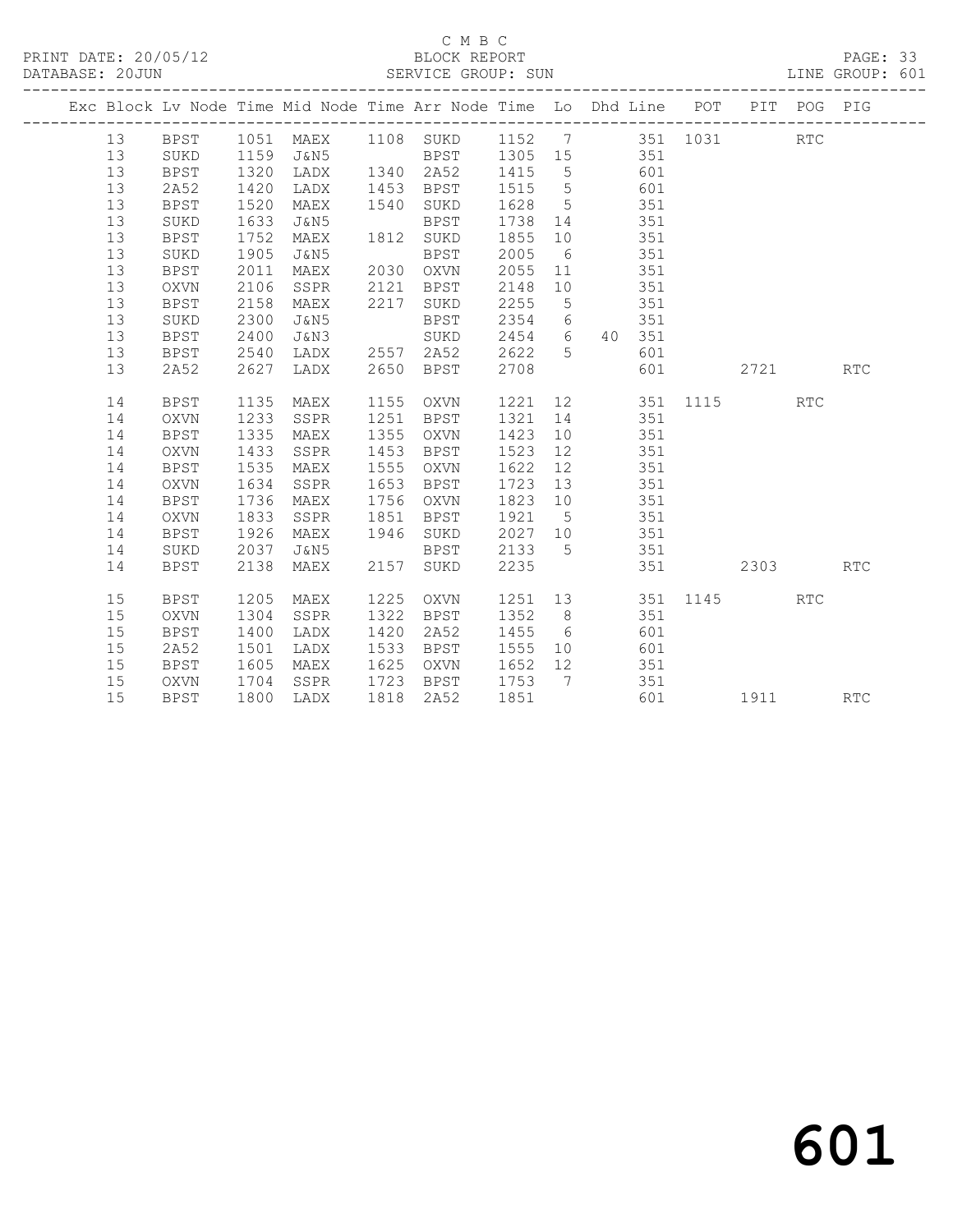C M B C

BLOCK REPORT

SERVICE GROUP: SUN

PRINT DATE: 20/05/12

DATABASE: 20JUN

LINE GROUP: 601

| Exc | Block | Lv | Node | Time | Mid Node | Time | Arr Node | Time | Lo | Dhd | Line | POT | PIT | POG | PIG |
|---|---|---|---|---|---|---|---|---|---|---|---|---|---|---|---|
| | 13 | | BPST | 1051 | MAEX | 1108 | SUKD | 1152 | 7 | | 351 | 1031 | | RTC | |
| | 13 | | SUKD | 1159 | J&N5 | | BPST | 1305 | 15 | | 351 | | | | |
| | 13 | | BPST | 1320 | LADX | 1340 | 2A52 | 1415 | 5 | | 601 | | | | |
| | 13 | | 2A52 | 1420 | LADX | 1453 | BPST | 1515 | 5 | | 601 | | | | |
| | 13 | | BPST | 1520 | MAEX | 1540 | SUKD | 1628 | 5 | | 351 | | | | |
| | 13 | | SUKD | 1633 | J&N5 | | BPST | 1738 | 14 | | 351 | | | | |
| | 13 | | BPST | 1752 | MAEX | 1812 | SUKD | 1855 | 10 | | 351 | | | | |
| | 13 | | SUKD | 1905 | J&N5 | | BPST | 2005 | 6 | | 351 | | | | |
| | 13 | | BPST | 2011 | MAEX | 2030 | OXVN | 2055 | 11 | | 351 | | | | |
| | 13 | | OXVN | 2106 | SSPR | 2121 | BPST | 2148 | 10 | | 351 | | | | |
| | 13 | | BPST | 2158 | MAEX | 2217 | SUKD | 2255 | 5 | | 351 | | | | |
| | 13 | | SUKD | 2300 | J&N5 | | BPST | 2354 | 6 | | 351 | | | | |
| | 13 | | BPST | 2400 | J&N3 | | SUKD | 2454 | 6 | 40 | 351 | | | | |
| | 13 | | BPST | 2540 | LADX | 2557 | 2A52 | 2622 | 5 | | 601 | | | | |
| | 13 | | 2A52 | 2627 | LADX | 2650 | BPST | 2708 | | | 601 | | 2721 | | RTC |
| | 14 | | BPST | 1135 | MAEX | 1155 | OXVN | 1221 | 12 | | 351 | 1115 | | RTC | |
| | 14 | | OXVN | 1233 | SSPR | 1251 | BPST | 1321 | 14 | | 351 | | | | |
| | 14 | | BPST | 1335 | MAEX | 1355 | OXVN | 1423 | 10 | | 351 | | | | |
| | 14 | | OXVN | 1433 | SSPR | 1453 | BPST | 1523 | 12 | | 351 | | | | |
| | 14 | | BPST | 1535 | MAEX | 1555 | OXVN | 1622 | 12 | | 351 | | | | |
| | 14 | | OXVN | 1634 | SSPR | 1653 | BPST | 1723 | 13 | | 351 | | | | |
| | 14 | | BPST | 1736 | MAEX | 1756 | OXVN | 1823 | 10 | | 351 | | | | |
| | 14 | | OXVN | 1833 | SSPR | 1851 | BPST | 1921 | 5 | | 351 | | | | |
| | 14 | | BPST | 1926 | MAEX | 1946 | SUKD | 2027 | 10 | | 351 | | | | |
| | 14 | | SUKD | 2037 | J&N5 | | BPST | 2133 | 5 | | 351 | | | | |
| | 14 | | BPST | 2138 | MAEX | 2157 | SUKD | 2235 | | | 351 | | 2303 | | RTC |
| | 15 | | BPST | 1205 | MAEX | 1225 | OXVN | 1251 | 13 | | 351 | 1145 | | RTC | |
| | 15 | | OXVN | 1304 | SSPR | 1322 | BPST | 1352 | 8 | | 351 | | | | |
| | 15 | | BPST | 1400 | LADX | 1420 | 2A52 | 1455 | 6 | | 601 | | | | |
| | 15 | | 2A52 | 1501 | LADX | 1533 | BPST | 1555 | 10 | | 601 | | | | |
| | 15 | | BPST | 1605 | MAEX | 1625 | OXVN | 1652 | 12 | | 351 | | | | |
| | 15 | | OXVN | 1704 | SSPR | 1723 | BPST | 1753 | 7 | | 351 | | | | |
| | 15 | | BPST | 1800 | LADX | 1818 | 2A52 | 1851 | | | 601 | | 1911 | | RTC |

601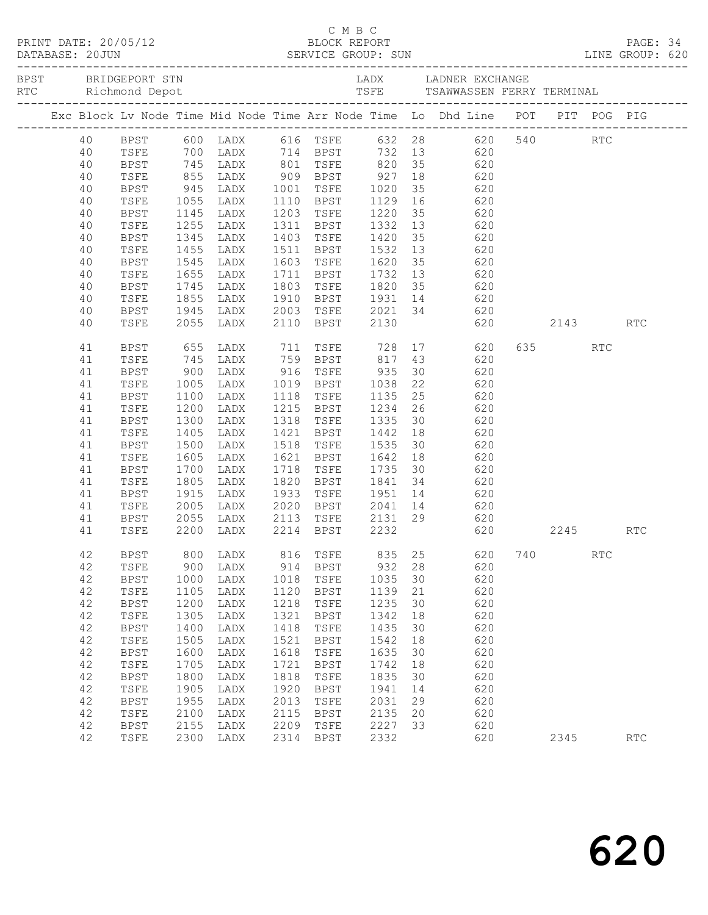C M B C

PRINT DATE: 20/05/12 BLOCK REPORT

DATABASE: 20JUN SERVICE GROUP: SUN LINE GROUP: 620

BPST BRIDGEPORT STN LADX LADNER EXCHANGE
RTC Richmond Depot TSFE TSAWWASSEN FERRY TERMINAL

| Exc | Block | Lv | Node | Time | Mid Node | Time | Arr Node | Time | Lo | Dhd Line | POT | PIT | POG | PIG |
|---|---|---|---|---|---|---|---|---|---|---|---|---|---|---|
| | 40 | | BPST | 600 | LADX | 616 | TSFE | 632 | 28 | 620 | 540 | | RTC | |
| | 40 | | TSFE | 700 | LADX | 714 | BPST | 732 | 13 | 620 | | | | |
| | 40 | | BPST | 745 | LADX | 801 | TSFE | 820 | 35 | 620 | | | | |
| | 40 | | TSFE | 855 | LADX | 909 | BPST | 927 | 18 | 620 | | | | |
| | 40 | | BPST | 945 | LADX | 1001 | TSFE | 1020 | 35 | 620 | | | | |
| | 40 | | TSFE | 1055 | LADX | 1110 | BPST | 1129 | 16 | 620 | | | | |
| | 40 | | BPST | 1145 | LADX | 1203 | TSFE | 1220 | 35 | 620 | | | | |
| | 40 | | TSFE | 1255 | LADX | 1311 | BPST | 1332 | 13 | 620 | | | | |
| | 40 | | BPST | 1345 | LADX | 1403 | TSFE | 1420 | 35 | 620 | | | | |
| | 40 | | TSFE | 1455 | LADX | 1511 | BPST | 1532 | 13 | 620 | | | | |
| | 40 | | BPST | 1545 | LADX | 1603 | TSFE | 1620 | 35 | 620 | | | | |
| | 40 | | TSFE | 1655 | LADX | 1711 | BPST | 1732 | 13 | 620 | | | | |
| | 40 | | BPST | 1745 | LADX | 1803 | TSFE | 1820 | 35 | 620 | | | | |
| | 40 | | TSFE | 1855 | LADX | 1910 | BPST | 1931 | 14 | 620 | | | | |
| | 40 | | BPST | 1945 | LADX | 2003 | TSFE | 2021 | 34 | 620 | | | | |
| | 40 | | TSFE | 2055 | LADX | 2110 | BPST | 2130 | | 620 | | 2143 | | RTC |
| | 41 | | BPST | 655 | LADX | 711 | TSFE | 728 | 17 | 620 | 635 | | RTC | |
| | 41 | | TSFE | 745 | LADX | 759 | BPST | 817 | 43 | 620 | | | | |
| | 41 | | BPST | 900 | LADX | 916 | TSFE | 935 | 30 | 620 | | | | |
| | 41 | | TSFE | 1005 | LADX | 1019 | BPST | 1038 | 22 | 620 | | | | |
| | 41 | | BPST | 1100 | LADX | 1118 | TSFE | 1135 | 25 | 620 | | | | |
| | 41 | | TSFE | 1200 | LADX | 1215 | BPST | 1234 | 26 | 620 | | | | |
| | 41 | | BPST | 1300 | LADX | 1318 | TSFE | 1335 | 30 | 620 | | | | |
| | 41 | | TSFE | 1405 | LADX | 1421 | BPST | 1442 | 18 | 620 | | | | |
| | 41 | | BPST | 1500 | LADX | 1518 | TSFE | 1535 | 30 | 620 | | | | |
| | 41 | | TSFE | 1605 | LADX | 1621 | BPST | 1642 | 18 | 620 | | | | |
| | 41 | | BPST | 1700 | LADX | 1718 | TSFE | 1735 | 30 | 620 | | | | |
| | 41 | | TSFE | 1805 | LADX | 1820 | BPST | 1841 | 34 | 620 | | | | |
| | 41 | | BPST | 1915 | LADX | 1933 | TSFE | 1951 | 14 | 620 | | | | |
| | 41 | | TSFE | 2005 | LADX | 2020 | BPST | 2041 | 14 | 620 | | | | |
| | 41 | | BPST | 2055 | LADX | 2113 | TSFE | 2131 | 29 | 620 | | | | |
| | 41 | | TSFE | 2200 | LADX | 2214 | BPST | 2232 | | 620 | | 2245 | | RTC |
| | 42 | | BPST | 800 | LADX | 816 | TSFE | 835 | 25 | 620 | 740 | | RTC | |
| | 42 | | TSFE | 900 | LADX | 914 | BPST | 932 | 28 | 620 | | | | |
| | 42 | | BPST | 1000 | LADX | 1018 | TSFE | 1035 | 30 | 620 | | | | |
| | 42 | | TSFE | 1105 | LADX | 1120 | BPST | 1139 | 21 | 620 | | | | |
| | 42 | | BPST | 1200 | LADX | 1218 | TSFE | 1235 | 30 | 620 | | | | |
| | 42 | | TSFE | 1305 | LADX | 1321 | BPST | 1342 | 18 | 620 | | | | |
| | 42 | | BPST | 1400 | LADX | 1418 | TSFE | 1435 | 30 | 620 | | | | |
| | 42 | | TSFE | 1505 | LADX | 1521 | BPST | 1542 | 18 | 620 | | | | |
| | 42 | | BPST | 1600 | LADX | 1618 | TSFE | 1635 | 30 | 620 | | | | |
| | 42 | | TSFE | 1705 | LADX | 1721 | BPST | 1742 | 18 | 620 | | | | |
| | 42 | | BPST | 1800 | LADX | 1818 | TSFE | 1835 | 30 | 620 | | | | |
| | 42 | | TSFE | 1905 | LADX | 1920 | BPST | 1941 | 14 | 620 | | | | |
| | 42 | | BPST | 1955 | LADX | 2013 | TSFE | 2031 | 29 | 620 | | | | |
| | 42 | | TSFE | 2100 | LADX | 2115 | BPST | 2135 | 20 | 620 | | | | |
| | 42 | | BPST | 2155 | LADX | 2209 | TSFE | 2227 | 33 | 620 | | | | |
| | 42 | | TSFE | 2300 | LADX | 2314 | BPST | 2332 | | 620 | | 2345 | | RTC |

# 620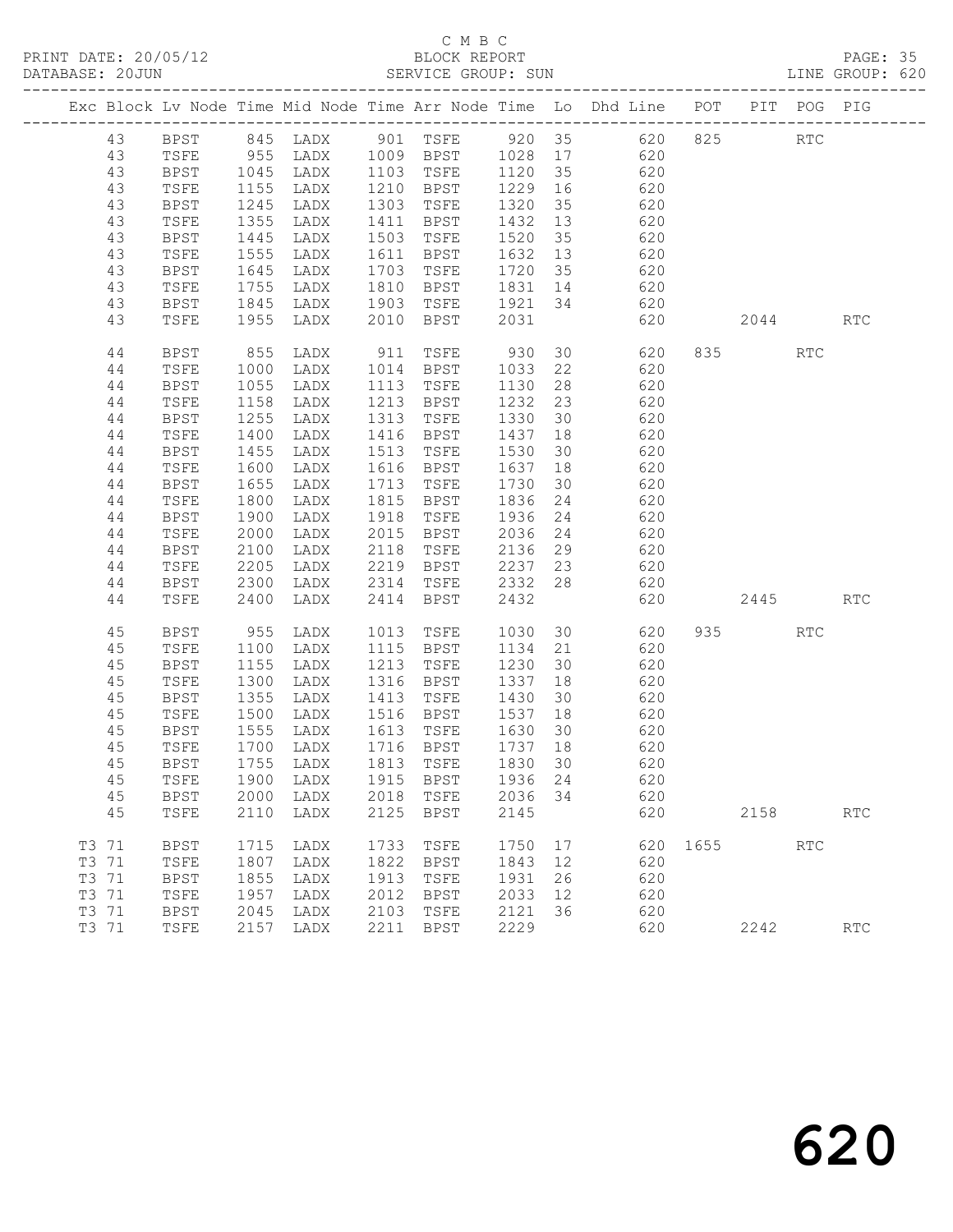C M B C

BLOCK REPORT

SERVICE GROUP: SUN

PRINT DATE: 20/05/12
DATABASE: 20JUN

LINE GROUP: 620

| Exc | Block | Lv | Node | Time | Mid Node | Time | Arr Node | Time | Lo | Dhd Line | POT | PIT | POG | PIG |
|---|---|---|---|---|---|---|---|---|---|---|---|---|---|---|
| | 43 | | BPST | 845 | LADX | 901 | TSFE | 920 | 35 | 620 | 825 | | RTC | |
| | 43 | | TSFE | 955 | LADX | 1009 | BPST | 1028 | 17 | 620 | | | | |
| | 43 | | BPST | 1045 | LADX | 1103 | TSFE | 1120 | 35 | 620 | | | | |
| | 43 | | TSFE | 1155 | LADX | 1210 | BPST | 1229 | 16 | 620 | | | | |
| | 43 | | BPST | 1245 | LADX | 1303 | TSFE | 1320 | 35 | 620 | | | | |
| | 43 | | TSFE | 1355 | LADX | 1411 | BPST | 1432 | 13 | 620 | | | | |
| | 43 | | BPST | 1445 | LADX | 1503 | TSFE | 1520 | 35 | 620 | | | | |
| | 43 | | TSFE | 1555 | LADX | 1611 | BPST | 1632 | 13 | 620 | | | | |
| | 43 | | BPST | 1645 | LADX | 1703 | TSFE | 1720 | 35 | 620 | | | | |
| | 43 | | TSFE | 1755 | LADX | 1810 | BPST | 1831 | 14 | 620 | | | | |
| | 43 | | BPST | 1845 | LADX | 1903 | TSFE | 1921 | 34 | 620 | | | | |
| | 43 | | TSFE | 1955 | LADX | 2010 | BPST | 2031 | | 620 | | 2044 | | RTC |
| | 44 | | BPST | 855 | LADX | 911 | TSFE | 930 | 30 | 620 | 835 | | RTC | |
| | 44 | | TSFE | 1000 | LADX | 1014 | BPST | 1033 | 22 | 620 | | | | |
| | 44 | | BPST | 1055 | LADX | 1113 | TSFE | 1130 | 28 | 620 | | | | |
| | 44 | | TSFE | 1158 | LADX | 1213 | BPST | 1232 | 23 | 620 | | | | |
| | 44 | | BPST | 1255 | LADX | 1313 | TSFE | 1330 | 30 | 620 | | | | |
| | 44 | | TSFE | 1400 | LADX | 1416 | BPST | 1437 | 18 | 620 | | | | |
| | 44 | | BPST | 1455 | LADX | 1513 | TSFE | 1530 | 30 | 620 | | | | |
| | 44 | | TSFE | 1600 | LADX | 1616 | BPST | 1637 | 18 | 620 | | | | |
| | 44 | | BPST | 1655 | LADX | 1713 | TSFE | 1730 | 30 | 620 | | | | |
| | 44 | | TSFE | 1800 | LADX | 1815 | BPST | 1836 | 24 | 620 | | | | |
| | 44 | | BPST | 1900 | LADX | 1918 | TSFE | 1936 | 24 | 620 | | | | |
| | 44 | | TSFE | 2000 | LADX | 2015 | BPST | 2036 | 24 | 620 | | | | |
| | 44 | | BPST | 2100 | LADX | 2118 | TSFE | 2136 | 29 | 620 | | | | |
| | 44 | | TSFE | 2205 | LADX | 2219 | BPST | 2237 | 23 | 620 | | | | |
| | 44 | | BPST | 2300 | LADX | 2314 | TSFE | 2332 | 28 | 620 | | | | |
| | 44 | | TSFE | 2400 | LADX | 2414 | BPST | 2432 | | 620 | | 2445 | | RTC |
| | 45 | | BPST | 955 | LADX | 1013 | TSFE | 1030 | 30 | 620 | 935 | | RTC | |
| | 45 | | TSFE | 1100 | LADX | 1115 | BPST | 1134 | 21 | 620 | | | | |
| | 45 | | BPST | 1155 | LADX | 1213 | TSFE | 1230 | 30 | 620 | | | | |
| | 45 | | TSFE | 1300 | LADX | 1316 | BPST | 1337 | 18 | 620 | | | | |
| | 45 | | BPST | 1355 | LADX | 1413 | TSFE | 1430 | 30 | 620 | | | | |
| | 45 | | TSFE | 1500 | LADX | 1516 | BPST | 1537 | 18 | 620 | | | | |
| | 45 | | BPST | 1555 | LADX | 1613 | TSFE | 1630 | 30 | 620 | | | | |
| | 45 | | TSFE | 1700 | LADX | 1716 | BPST | 1737 | 18 | 620 | | | | |
| | 45 | | BPST | 1755 | LADX | 1813 | TSFE | 1830 | 30 | 620 | | | | |
| | 45 | | TSFE | 1900 | LADX | 1915 | BPST | 1936 | 24 | 620 | | | | |
| | 45 | | BPST | 2000 | LADX | 2018 | TSFE | 2036 | 34 | 620 | | | | |
| | 45 | | TSFE | 2110 | LADX | 2125 | BPST | 2145 | | 620 | | 2158 | | RTC |
| T3 | 71 | | BPST | 1715 | LADX | 1733 | TSFE | 1750 | 17 | 620 | 1655 | | RTC | |
| T3 | 71 | | TSFE | 1807 | LADX | 1822 | BPST | 1843 | 12 | 620 | | | | |
| T3 | 71 | | BPST | 1855 | LADX | 1913 | TSFE | 1931 | 26 | 620 | | | | |
| T3 | 71 | | TSFE | 1957 | LADX | 2012 | BPST | 2033 | 12 | 620 | | | | |
| T3 | 71 | | BPST | 2045 | LADX | 2103 | TSFE | 2121 | 36 | 620 | | | | |
| T3 | 71 | | TSFE | 2157 | LADX | 2211 | BPST | 2229 | | 620 | | 2242 | | RTC |

620